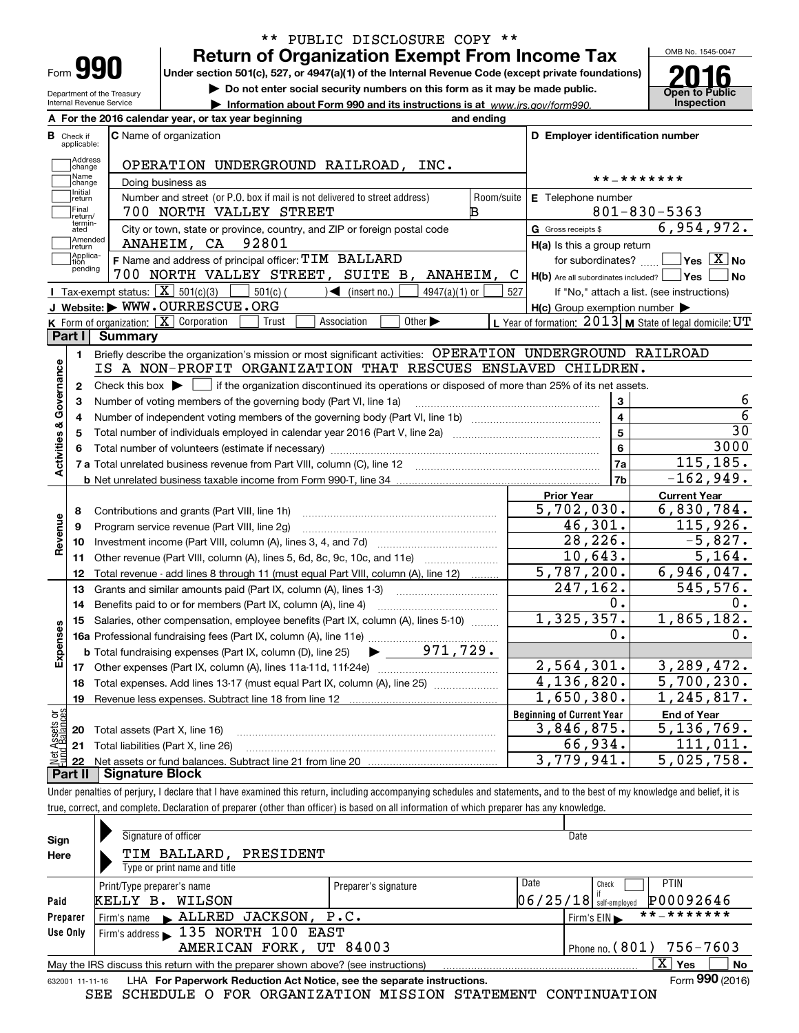** PUBLIC DISCLOSURE COPY **

# Form 990 — Return of Organization Exempt From Income Tax (2016)

Under section 501(c), 527, or 4947(a)(1) of the Internal Revenue Code (except private foundations)

▶ Do not enter social security numbers on this form as it may be made public.

▶ Information about Form 990 and its instructions is at www.irs.gov/form990.

Department of the Treasury, Internal Revenue Service

OMB No. 1545-0047 — Open to Public Inspection

**A** For the 2016 calendar year, or tax year beginning and ending

**B** Check if applicable: Address change, Name change, Initial return, Final return/terminated, Amended return, Application pending

**C** Name of organization: OPERATION UNDERGROUND RAILROAD, INC.

Doing business as

Number and street (or P.O. box if mail is not delivered to street address): 700 NORTH VALLEY STREET — Room/suite: B

City or town, state or province, country, and ZIP or foreign postal code: ANAHEIM, CA 92801

**D** Employer identification number: **-*******

**E** Telephone number: 801-830-5363

**G** Gross receipts $ 6,954,972.

**F** Name and address of principal officer: TIM BALLARD, 700 NORTH VALLEY STREET, SUITE B, ANAHEIM, C

**H(a)** Is this a group return for subordinates? Yes [ ] No [X]

**H(b)** Are all subordinates included? Yes [ ] No [ ] If "No," attach a list. (see instructions)

**H(c)** Group exemption number ▶

**I** Tax-exempt status: [X] 501(c)(3) [ ] 501(c) ( ) ◀ (insert no.) [ ] 4947(a)(1) or [ ] 527

**J** Website: ▶ WWW.OURRESCUE.ORG

**K** Form of organization: [X] Corporation [ ] Trust [ ] Association [ ] Other ▶

**L** Year of formation: 2013 **M** State of legal domicile: UT

## Part I Summary

**Activities & Governance**

1 Briefly describe the organization's mission or most significant activities: OPERATION UNDERGROUND RAILROAD IS A NON-PROFIT ORGANIZATION THAT RESCUES ENSLAVED CHILDREN.

2 Check this box ▶ [ ] if the organization discontinued its operations or disposed of more than 25% of its net assets.

| Line | Description | Box | Value |
|---|---|---|---|
| 3 | Number of voting members of the governing body (Part VI, line 1a) | 3 | 6 |
| 4 | Number of independent voting members of the governing body (Part VI, line 1b) | 4 | 6 |
| 5 | Total number of individuals employed in calendar year 2016 (Part V, line 2a) | 5 | 30 |
| 6 | Total number of volunteers (estimate if necessary) | 6 | 3000 |
| 7a | Total unrelated business revenue from Part VIII, column (C), line 12 | 7a | 115,185. |
| 7b | Net unrelated business taxable income from Form 990-T, line 34 | 7b | -162,949. |

| Line | Description | Prior Year | Current Year |
|---|---|---|---|
| **Revenue** | | | |
| 8 | Contributions and grants (Part VIII, line 1h) | 5,702,030. | 6,830,784. |
| 9 | Program service revenue (Part VIII, line 2g) | 46,301. | 115,926. |
| 10 | Investment income (Part VIII, column (A), lines 3, 4, and 7d) | 28,226. | -5,827. |
| 11 | Other revenue (Part VIII, column (A), lines 5, 6d, 8c, 9c, 10c, and 11e) | 10,643. | 5,164. |
| 12 | Total revenue - add lines 8 through 11 (must equal Part VIII, column (A), line 12) | 5,787,200. | 6,946,047. |
| **Expenses** | | | |
| 13 | Grants and similar amounts paid (Part IX, column (A), lines 1-3) | 247,162. | 545,576. |
| 14 | Benefits paid to or for members (Part IX, column (A), line 4) | 0. | 0. |
| 15 | Salaries, other compensation, employee benefits (Part IX, column (A), lines 5-10) | 1,325,357. | 1,865,182. |
| 16a | Professional fundraising fees (Part IX, column (A), line 11e) | 0. | 0. |
| b | Total fundraising expenses (Part IX, column (D), line 25) ▶ 971,729. | | |
| 17 | Other expenses (Part IX, column (A), lines 11a-11d, 11f-24e) | 2,564,301. | 3,289,472. |
| 18 | Total expenses. Add lines 13-17 (must equal Part IX, column (A), line 25) | 4,136,820. | 5,700,230. |
| 19 | Revenue less expenses. Subtract line 18 from line 12 | 1,650,380. | 1,245,817. |

| Line | Net Assets or Fund Balances | Beginning of Current Year | End of Year |
|---|---|---|---|
| 20 | Total assets (Part X, line 16) | 3,846,875. | 5,136,769. |
| 21 | Total liabilities (Part X, line 26) | 66,934. | 111,011. |
| 22 | Net assets or fund balances. Subtract line 21 from line 20 | 3,779,941. | 5,025,758. |

## Part II Signature Block

Under penalties of perjury, I declare that I have examined this return, including accompanying schedules and statements, and to the best of my knowledge and belief, it is true, correct, and complete. Declaration of preparer (other than officer) is based on all information of which preparer has any knowledge.

**Sign Here**

Signature of officer — Date

TIM BALLARD, PRESIDENT

Type or print name and title

**Paid Preparer Use Only**

| Print/Type preparer's name | Preparer's signature | Date | Check if self-employed | PTIN |
|---|---|---|---|---|
| KELLY B. WILSON | | 06/25/18 | [ ] | P00092646 |

Firm's name ▶ ALLRED JACKSON, P.C. — Firm's EIN ▶ **-*******

Firm's address ▶ 135 NORTH 100 EAST, AMERICAN FORK, UT 84003 — Phone no. (801) 756-7603

May the IRS discuss this return with the preparer shown above? (see instructions) [X] Yes [ ] No

632001 11-11-16 LHA For Paperwork Reduction Act Notice, see the separate instructions. Form **990** (2016)

SEE SCHEDULE O FOR ORGANIZATION MISSION STATEMENT CONTINUATION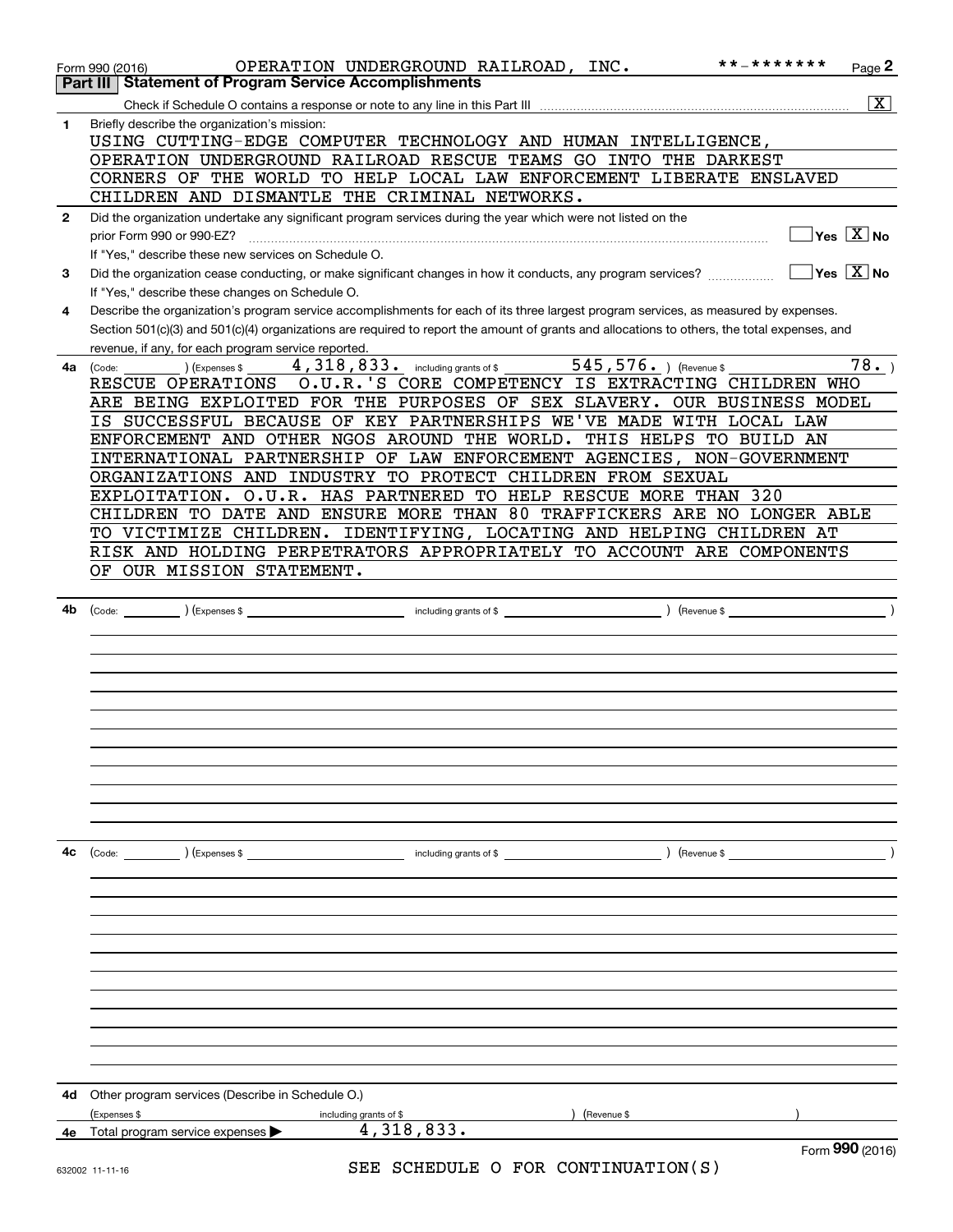Form 990 (2016) OPERATION UNDERGROUND RAILROAD, INC. **-******* Page 2

## Part III Statement of Program Service Accomplishments

Check if Schedule O contains a response or note to any line in this Part III .......... [X]

**1** Briefly describe the organization's mission:

USING CUTTING-EDGE COMPUTER TECHNOLOGY AND HUMAN INTELLIGENCE, OPERATION UNDERGROUND RAILROAD RESCUE TEAMS GO INTO THE DARKEST CORNERS OF THE WORLD TO HELP LOCAL LAW ENFORCEMENT LIBERATE ENSLAVED CHILDREN AND DISMANTLE THE CRIMINAL NETWORKS.

**2** Did the organization undertake any significant program services during the year which were not listed on the prior Form 990 or 990-EZ? .......... [ ] Yes [X] No

If "Yes," describe these new services on Schedule O.

**3** Did the organization cease conducting, or make significant changes in how it conducts, any program services? .......... [ ] Yes [X] No

If "Yes," describe these changes on Schedule O.

**4** Describe the organization's program service accomplishments for each of its three largest program services, as measured by expenses. Section 501(c)(3) and 501(c)(4) organizations are required to report the amount of grants and allocations to others, the total expenses, and revenue, if any, for each program service reported.

**4a** (Code: ) (Expenses $ 4,318,833. including grants of $ 545,576. ) (Revenue $ 78. )

RESCUE OPERATIONS O.U.R.'S CORE COMPETENCY IS EXTRACTING CHILDREN WHO ARE BEING EXPLOITED FOR THE PURPOSES OF SEX SLAVERY. OUR BUSINESS MODEL IS SUCCESSFUL BECAUSE OF KEY PARTNERSHIPS WE'VE MADE WITH LOCAL LAW ENFORCEMENT AND OTHER NGOS AROUND THE WORLD. THIS HELPS TO BUILD AN INTERNATIONAL PARTNERSHIP OF LAW ENFORCEMENT AGENCIES, NON-GOVERNMENT ORGANIZATIONS AND INDUSTRY TO PROTECT CHILDREN FROM SEXUAL EXPLOITATION. O.U.R. HAS PARTNERED TO HELP RESCUE MORE THAN 320 CHILDREN TO DATE AND ENSURE MORE THAN 80 TRAFFICKERS ARE NO LONGER ABLE TO VICTIMIZE CHILDREN. IDENTIFYING, LOCATING AND HELPING CHILDREN AT RISK AND HOLDING PERPETRATORS APPROPRIATELY TO ACCOUNT ARE COMPONENTS OF OUR MISSION STATEMENT.

**4b** (Code: ) (Expenses $ including grants of $ ) (Revenue $ )

**4c** (Code: ) (Expenses $ including grants of $ ) (Revenue $ )

**4d** Other program services (Describe in Schedule O.)

(Expenses $ including grants of $ ) (Revenue $ )

**4e** Total program service expenses ▶ 4,318,833.

SEE SCHEDULE O FOR CONTINUATION(S)

Form **990** (2016)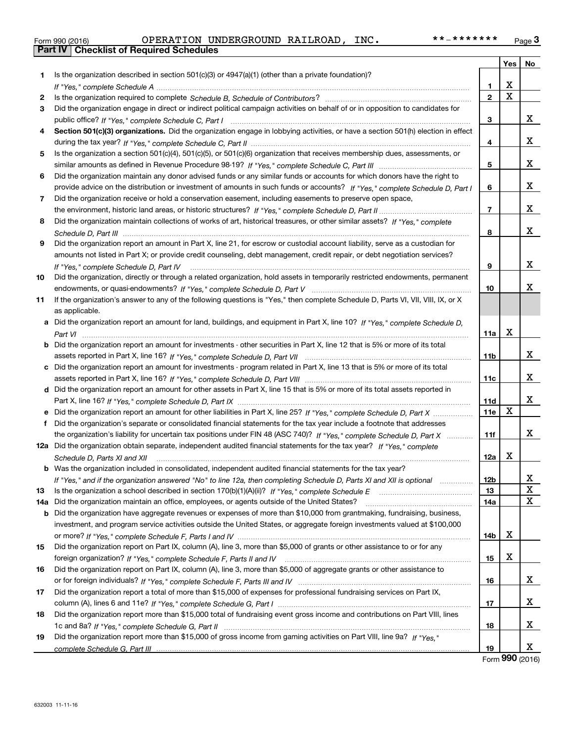Form 990 (2016) OPERATION UNDERGROUND RAILROAD, INC. **-******* Page 3

## Part IV Checklist of Required Schedules

| | | | Yes | No |
|---|---|---|---|---|
| 1 | Is the organization described in section 501(c)(3) or 4947(a)(1) (other than a private foundation)? *If "Yes," complete Schedule A* | 1 | X | |
| 2 | Is the organization required to complete *Schedule B, Schedule of Contributors*? | 2 | X | |
| 3 | Did the organization engage in direct or indirect political campaign activities on behalf of or in opposition to candidates for public office? *If "Yes," complete Schedule C, Part I* | 3 | | X |
| 4 | **Section 501(c)(3) organizations.** Did the organization engage in lobbying activities, or have a section 501(h) election in effect during the tax year? *If "Yes," complete Schedule C, Part II* | 4 | | X |
| 5 | Is the organization a section 501(c)(4), 501(c)(5), or 501(c)(6) organization that receives membership dues, assessments, or similar amounts as defined in Revenue Procedure 98-19? *If "Yes," complete Schedule C, Part III* | 5 | | X |
| 6 | Did the organization maintain any donor advised funds or any similar funds or accounts for which donors have the right to provide advice on the distribution or investment of amounts in such funds or accounts? *If "Yes," complete Schedule D, Part I* | 6 | | X |
| 7 | Did the organization receive or hold a conservation easement, including easements to preserve open space, the environment, historic land areas, or historic structures? *If "Yes," complete Schedule D, Part II* | 7 | | X |
| 8 | Did the organization maintain collections of works of art, historical treasures, or other similar assets? *If "Yes," complete Schedule D, Part III* | 8 | | X |
| 9 | Did the organization report an amount in Part X, line 21, for escrow or custodial account liability, serve as a custodian for amounts not listed in Part X; or provide credit counseling, debt management, credit repair, or debt negotiation services? *If "Yes," complete Schedule D, Part IV* | 9 | | X |
| 10 | Did the organization, directly or through a related organization, hold assets in temporarily restricted endowments, permanent endowments, or quasi-endowments? *If "Yes," complete Schedule D, Part V* | 10 | | X |
| 11 | If the organization's answer to any of the following questions is "Yes," then complete Schedule D, Parts VI, VII, VIII, IX, or X as applicable. | | | |
| a | Did the organization report an amount for land, buildings, and equipment in Part X, line 10? *If "Yes," complete Schedule D, Part VI* | 11a | X | |
| b | Did the organization report an amount for investments - other securities in Part X, line 12 that is 5% or more of its total assets reported in Part X, line 16? *If "Yes," complete Schedule D, Part VII* | 11b | | X |
| c | Did the organization report an amount for investments - program related in Part X, line 13 that is 5% or more of its total assets reported in Part X, line 16? *If "Yes," complete Schedule D, Part VIII* | 11c | | X |
| d | Did the organization report an amount for other assets in Part X, line 15 that is 5% or more of its total assets reported in Part X, line 16? *If "Yes," complete Schedule D, Part IX* | 11d | | X |
| e | Did the organization report an amount for other liabilities in Part X, line 25? *If "Yes," complete Schedule D, Part X* | 11e | X | |
| f | Did the organization's separate or consolidated financial statements for the tax year include a footnote that addresses the organization's liability for uncertain tax positions under FIN 48 (ASC 740)? *If "Yes," complete Schedule D, Part X* | 11f | | X |
| 12a | Did the organization obtain separate, independent audited financial statements for the tax year? *If "Yes," complete Schedule D, Parts XI and XII* | 12a | X | |
| b | Was the organization included in consolidated, independent audited financial statements for the tax year? *If "Yes," and if the organization answered "No" to line 12a, then completing Schedule D, Parts XI and XII is optional* | 12b | | X |
| 13 | Is the organization a school described in section 170(b)(1)(A)(ii)? *If "Yes," complete Schedule E* | 13 | | X |
| 14a | Did the organization maintain an office, employees, or agents outside of the United States? | 14a | | X |
| b | Did the organization have aggregate revenues or expenses of more than $10,000 from grantmaking, fundraising, business, investment, and program service activities outside the United States, or aggregate foreign investments valued at $100,000 or more? *If "Yes," complete Schedule F, Parts I and IV* | 14b | X | |
| 15 | Did the organization report on Part IX, column (A), line 3, more than $5,000 of grants or other assistance to or for any foreign organization? *If "Yes," complete Schedule F, Parts II and IV* | 15 | X | |
| 16 | Did the organization report on Part IX, column (A), line 3, more than $5,000 of aggregate grants or other assistance to or for foreign individuals? *If "Yes," complete Schedule F, Parts III and IV* | 16 | | X |
| 17 | Did the organization report a total of more than $15,000 of expenses for professional fundraising services on Part IX, column (A), lines 6 and 11e? *If "Yes," complete Schedule G, Part I* | 17 | | X |
| 18 | Did the organization report more than $15,000 total of fundraising event gross income and contributions on Part VIII, lines 1c and 8a? *If "Yes," complete Schedule G, Part II* | 18 | | X |
| 19 | Did the organization report more than $15,000 of gross income from gaming activities on Part VIII, line 9a? *If "Yes," complete Schedule G, Part III* | 19 | | X |

Form 990 (2016)

632003 11-11-16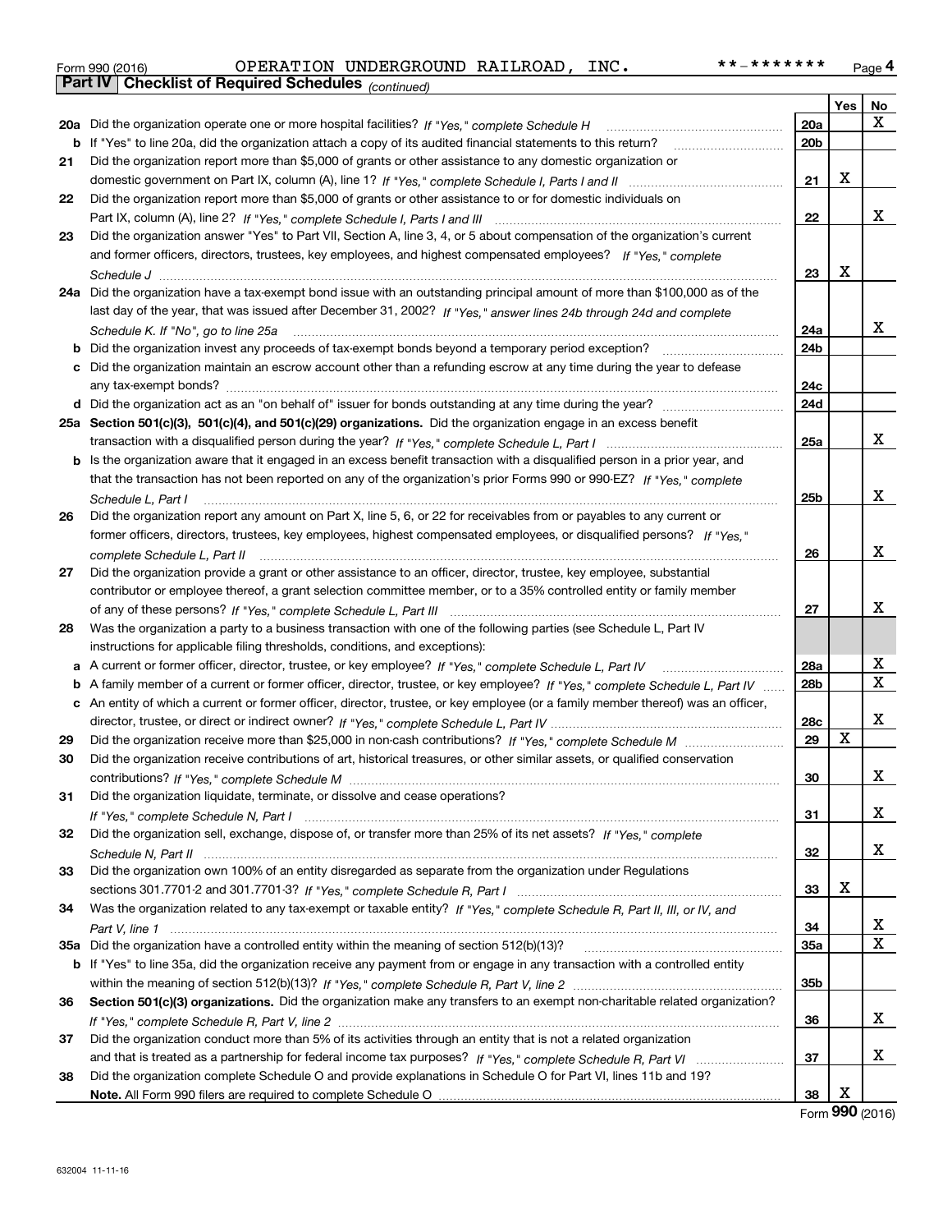Form 990 (2016) OPERATION UNDERGROUND RAILROAD, INC. **-******* Page 4

**Part IV | Checklist of Required Schedules** *(continued)*

| | | | Yes | No |
|---|---|---|---|---|
| 20a | Did the organization operate one or more hospital facilities? *If "Yes," complete Schedule H* | 20a | | X |
| b | If "Yes" to line 20a, did the organization attach a copy of its audited financial statements to this return? | 20b | | |
| 21 | Did the organization report more than $5,000 of grants or other assistance to any domestic organization or domestic government on Part IX, column (A), line 1? *If "Yes," complete Schedule I, Parts I and II* | 21 | X | |
| 22 | Did the organization report more than $5,000 of grants or other assistance to or for domestic individuals on Part IX, column (A), line 2? *If "Yes," complete Schedule I, Parts I and III* | 22 | | X |
| 23 | Did the organization answer "Yes" to Part VII, Section A, line 3, 4, or 5 about compensation of the organization's current and former officers, directors, trustees, key employees, and highest compensated employees? *If "Yes," complete Schedule J* | 23 | X | |
| 24a | Did the organization have a tax-exempt bond issue with an outstanding principal amount of more than $100,000 as of the last day of the year, that was issued after December 31, 2002? *If "Yes," answer lines 24b through 24d and complete Schedule K. If "No", go to line 25a* | 24a | | X |
| b | Did the organization invest any proceeds of tax-exempt bonds beyond a temporary period exception? | 24b | | |
| c | Did the organization maintain an escrow account other than a refunding escrow at any time during the year to defease any tax-exempt bonds? | 24c | | |
| d | Did the organization act as an "on behalf of" issuer for bonds outstanding at any time during the year? | 24d | | |
| 25a | **Section 501(c)(3), 501(c)(4), and 501(c)(29) organizations.** Did the organization engage in an excess benefit transaction with a disqualified person during the year? *If "Yes," complete Schedule L, Part I* | 25a | | X |
| b | Is the organization aware that it engaged in an excess benefit transaction with a disqualified person in a prior year, and that the transaction has not been reported on any of the organization's prior Forms 990 or 990-EZ? *If "Yes," complete Schedule L, Part I* | 25b | | X |
| 26 | Did the organization report any amount on Part X, line 5, 6, or 22 for receivables from or payables to any current or former officers, directors, trustees, key employees, highest compensated employees, or disqualified persons? *If "Yes," complete Schedule L, Part II* | 26 | | X |
| 27 | Did the organization provide a grant or other assistance to an officer, director, trustee, key employee, substantial contributor or employee thereof, a grant selection committee member, or to a 35% controlled entity or family member of any of these persons? *If "Yes," complete Schedule L, Part III* | 27 | | X |
| 28 | Was the organization a party to a business transaction with one of the following parties (see Schedule L, Part IV instructions for applicable filing thresholds, conditions, and exceptions): | | | |
| a | A current or former officer, director, trustee, or key employee? *If "Yes," complete Schedule L, Part IV* | 28a | | X |
| b | A family member of a current or former officer, director, trustee, or key employee? *If "Yes," complete Schedule L, Part IV* | 28b | | X |
| c | An entity of which a current or former officer, director, trustee, or key employee (or a family member thereof) was an officer, director, trustee, or direct or indirect owner? *If "Yes," complete Schedule L, Part IV* | 28c | | X |
| 29 | Did the organization receive more than $25,000 in non-cash contributions? *If "Yes," complete Schedule M* | 29 | X | |
| 30 | Did the organization receive contributions of art, historical treasures, or other similar assets, or qualified conservation contributions? *If "Yes," complete Schedule M* | 30 | | X |
| 31 | Did the organization liquidate, terminate, or dissolve and cease operations? *If "Yes," complete Schedule N, Part I* | 31 | | X |
| 32 | Did the organization sell, exchange, dispose of, or transfer more than 25% of its net assets? *If "Yes," complete Schedule N, Part II* | 32 | | X |
| 33 | Did the organization own 100% of an entity disregarded as separate from the organization under Regulations sections 301.7701-2 and 301.7701-3? *If "Yes," complete Schedule R, Part I* | 33 | X | |
| 34 | Was the organization related to any tax-exempt or taxable entity? *If "Yes," complete Schedule R, Part II, III, or IV, and Part V, line 1* | 34 | | X |
| 35a | Did the organization have a controlled entity within the meaning of section 512(b)(13)? | 35a | | X |
| b | If "Yes" to line 35a, did the organization receive any payment from or engage in any transaction with a controlled entity within the meaning of section 512(b)(13)? *If "Yes," complete Schedule R, Part V, line 2* | 35b | | |
| 36 | **Section 501(c)(3) organizations.** Did the organization make any transfers to an exempt non-charitable related organization? *If "Yes," complete Schedule R, Part V, line 2* | 36 | | X |
| 37 | Did the organization conduct more than 5% of its activities through an entity that is not a related organization and that is treated as a partnership for federal income tax purposes? *If "Yes," complete Schedule R, Part VI* | 37 | | X |
| 38 | Did the organization complete Schedule O and provide explanations in Schedule O for Part VI, lines 11b and 19? **Note.** All Form 990 filers are required to complete Schedule O | 38 | X | |

Form **990** (2016)

632004 11-11-16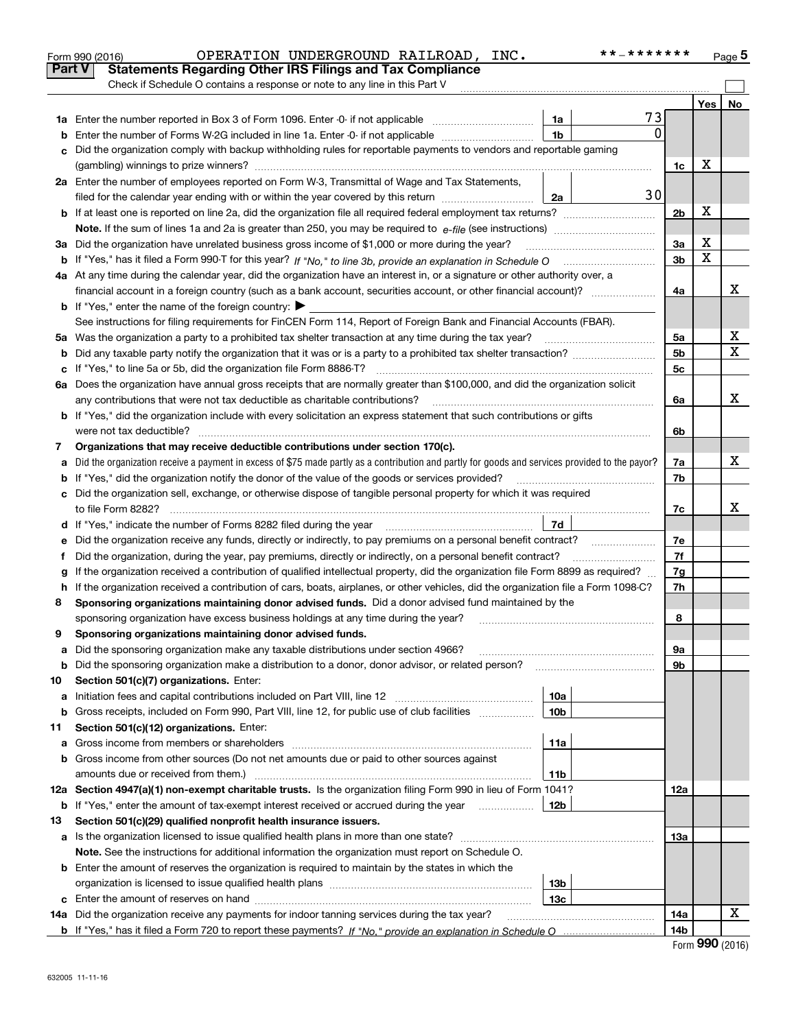Form 990 (2016) OPERATION UNDERGROUND RAILROAD, INC. **-******* Page 5

## Part V Statements Regarding Other IRS Filings and Tax Compliance

Check if Schedule O contains a response or note to any line in this Part V

| | | | | | Yes | No |
|---|---|---|---|---|---|---|
| **1a** | Enter the number reported in Box 3 of Form 1096. Enter -0- if not applicable | 1a | 73 | | | |
| **b** | Enter the number of Forms W-2G included in line 1a. Enter -0- if not applicable | 1b | 0 | | | |
| **c** | Did the organization comply with backup withholding rules for reportable payments to vendors and reportable gaming (gambling) winnings to prize winners? | | | 1c | X | |
| **2a** | Enter the number of employees reported on Form W-3, Transmittal of Wage and Tax Statements, filed for the calendar year ending with or within the year covered by this return | 2a | 30 | | | |
| **b** | If at least one is reported on line 2a, did the organization file all required federal employment tax returns? | | | 2b | X | |
| | **Note.** If the sum of lines 1a and 2a is greater than 250, you may be required to *e-file* (see instructions) | | | | | |
| **3a** | Did the organization have unrelated business gross income of $1,000 or more during the year? | | | 3a | X | |
| **b** | If "Yes," has it filed a Form 990-T for this year? *If "No," to line 3b, provide an explanation in Schedule O* | | | 3b | X | |
| **4a** | At any time during the calendar year, did the organization have an interest in, or a signature or other authority over, a financial account in a foreign country (such as a bank account, securities account, or other financial account)? | | | 4a | | X |
| **b** | If "Yes," enter the name of the foreign country: ▶ | | | | | |
| | See instructions for filing requirements for FinCEN Form 114, Report of Foreign Bank and Financial Accounts (FBAR). | | | | | |
| **5a** | Was the organization a party to a prohibited tax shelter transaction at any time during the tax year? | | | 5a | | X |
| **b** | Did any taxable party notify the organization that it was or is a party to a prohibited tax shelter transaction? | | | 5b | | X |
| **c** | If "Yes," to line 5a or 5b, did the organization file Form 8886-T? | | | 5c | | |
| **6a** | Does the organization have annual gross receipts that are normally greater than $100,000, and did the organization solicit any contributions that were not tax deductible as charitable contributions? | | | 6a | | X |
| **b** | If "Yes," did the organization include with every solicitation an express statement that such contributions or gifts were not tax deductible? | | | 6b | | |
| **7** | **Organizations that may receive deductible contributions under section 170(c).** | | | | | |
| **a** | Did the organization receive a payment in excess of $75 made partly as a contribution and partly for goods and services provided to the payor? | | | 7a | | X |
| **b** | If "Yes," did the organization notify the donor of the value of the goods or services provided? | | | 7b | | |
| **c** | Did the organization sell, exchange, or otherwise dispose of tangible personal property for which it was required to file Form 8282? | | | 7c | | X |
| **d** | If "Yes," indicate the number of Forms 8282 filed during the year | 7d | | | | |
| **e** | Did the organization receive any funds, directly or indirectly, to pay premiums on a personal benefit contract? | | | 7e | | |
| **f** | Did the organization, during the year, pay premiums, directly or indirectly, on a personal benefit contract? | | | 7f | | |
| **g** | If the organization received a contribution of qualified intellectual property, did the organization file Form 8899 as required? | | | 7g | | |
| **h** | If the organization received a contribution of cars, boats, airplanes, or other vehicles, did the organization file a Form 1098-C? | | | 7h | | |
| **8** | **Sponsoring organizations maintaining donor advised funds.** Did a donor advised fund maintained by the sponsoring organization have excess business holdings at any time during the year? | | | 8 | | |
| **9** | **Sponsoring organizations maintaining donor advised funds.** | | | | | |
| **a** | Did the sponsoring organization make any taxable distributions under section 4966? | | | 9a | | |
| **b** | Did the sponsoring organization make a distribution to a donor, donor advisor, or related person? | | | 9b | | |
| **10** | **Section 501(c)(7) organizations.** Enter: | | | | | |
| **a** | Initiation fees and capital contributions included on Part VIII, line 12 | 10a | | | | |
| **b** | Gross receipts, included on Form 990, Part VIII, line 12, for public use of club facilities | 10b | | | | |
| **11** | **Section 501(c)(12) organizations.** Enter: | | | | | |
| **a** | Gross income from members or shareholders | 11a | | | | |
| **b** | Gross income from other sources (Do not net amounts due or paid to other sources against amounts due or received from them.) | 11b | | | | |
| **12a** | **Section 4947(a)(1) non-exempt charitable trusts.** Is the organization filing Form 990 in lieu of Form 1041? | | | 12a | | |
| **b** | If "Yes," enter the amount of tax-exempt interest received or accrued during the year | 12b | | | | |
| **13** | **Section 501(c)(29) qualified nonprofit health insurance issuers.** | | | | | |
| **a** | Is the organization licensed to issue qualified health plans in more than one state? | | | 13a | | |
| | **Note.** See the instructions for additional information the organization must report on Schedule O. | | | | | |
| **b** | Enter the amount of reserves the organization is required to maintain by the states in which the organization is licensed to issue qualified health plans | 13b | | | | |
| **c** | Enter the amount of reserves on hand | 13c | | | | |
| **14a** | Did the organization receive any payments for indoor tanning services during the tax year? | | | 14a | | X |
| **b** | If "Yes," has it filed a Form 720 to report these payments? *If "No," provide an explanation in Schedule O* | | | 14b | | |

Form **990** (2016)

632005 11-11-16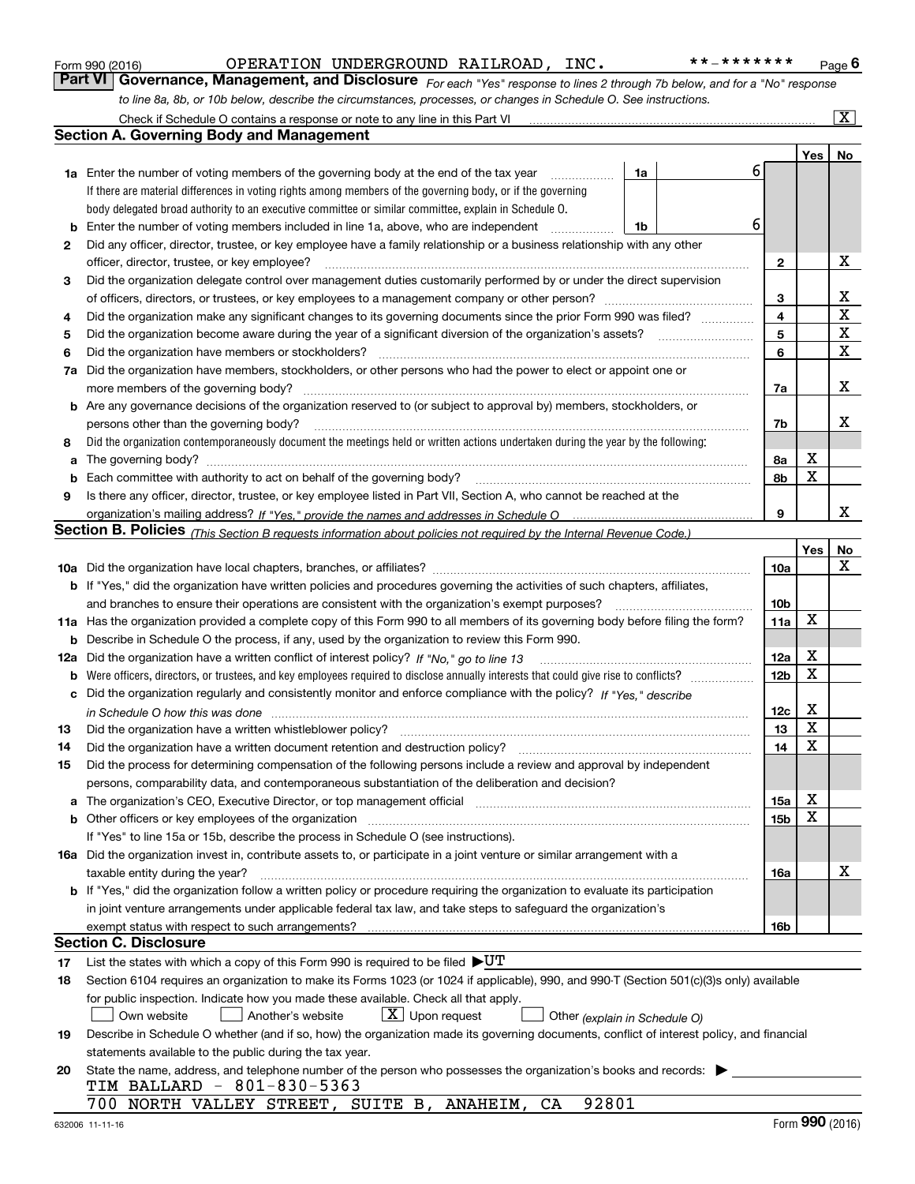Form 990 (2016) OPERATION UNDERGROUND RAILROAD, INC. **-******* Page 6

## Part VI Governance, Management, and Disclosure

*For each "Yes" response to lines 2 through 7b below, and for a "No" response to line 8a, 8b, or 10b below, describe the circumstances, processes, or changes in Schedule O. See instructions.*

Check if Schedule O contains a response or note to any line in this Part VI [X]

### Section A. Governing Body and Management

| | | | | Yes | No |
|---|---|---|---|---|---|
| **1a** | Enter the number of voting members of the governing body at the end of the tax year. If there are material differences in voting rights among members of the governing body, or if the governing body delegated broad authority to an executive committee or similar committee, explain in Schedule O. | 1a | 6 | | |
| **b** | Enter the number of voting members included in line 1a, above, who are independent | 1b | 6 | | |
| **2** | Did any officer, director, trustee, or key employee have a family relationship or a business relationship with any other officer, director, trustee, or key employee? | 2 | | | X |
| **3** | Did the organization delegate control over management duties customarily performed by or under the direct supervision of officers, directors, or trustees, or key employees to a management company or other person? | 3 | | | X |
| **4** | Did the organization make any significant changes to its governing documents since the prior Form 990 was filed? | 4 | | | X |
| **5** | Did the organization become aware during the year of a significant diversion of the organization's assets? | 5 | | | X |
| **6** | Did the organization have members or stockholders? | 6 | | | X |
| **7a** | Did the organization have members, stockholders, or other persons who had the power to elect or appoint one or more members of the governing body? | 7a | | | X |
| **b** | Are any governance decisions of the organization reserved to (or subject to approval by) members, stockholders, or persons other than the governing body? | 7b | | | X |
| **8** | Did the organization contemporaneously document the meetings held or written actions undertaken during the year by the following: | | | | |
| **a** | The governing body? | 8a | | X | |
| **b** | Each committee with authority to act on behalf of the governing body? | 8b | | X | |
| **9** | Is there any officer, director, trustee, or key employee listed in Part VII, Section A, who cannot be reached at the organization's mailing address? *If "Yes," provide the names and addresses in Schedule O* | 9 | | | X |

### Section B. Policies *(This Section B requests information about policies not required by the Internal Revenue Code.)*

| | | | Yes | No |
|---|---|---|---|---|
| **10a** | Did the organization have local chapters, branches, or affiliates? | 10a | | X |
| **b** | If "Yes," did the organization have written policies and procedures governing the activities of such chapters, affiliates, and branches to ensure their operations are consistent with the organization's exempt purposes? | 10b | | |
| **11a** | Has the organization provided a complete copy of this Form 990 to all members of its governing body before filing the form? | 11a | X | |
| **b** | Describe in Schedule O the process, if any, used by the organization to review this Form 990. | | | |
| **12a** | Did the organization have a written conflict of interest policy? *If "No," go to line 13* | 12a | X | |
| **b** | Were officers, directors, or trustees, and key employees required to disclose annually interests that could give rise to conflicts? | 12b | X | |
| **c** | Did the organization regularly and consistently monitor and enforce compliance with the policy? *If "Yes," describe in Schedule O how this was done* | 12c | X | |
| **13** | Did the organization have a written whistleblower policy? | 13 | X | |
| **14** | Did the organization have a written document retention and destruction policy? | 14 | X | |
| **15** | Did the process for determining compensation of the following persons include a review and approval by independent persons, comparability data, and contemporaneous substantiation of the deliberation and decision? | | | |
| **a** | The organization's CEO, Executive Director, or top management official | 15a | X | |
| **b** | Other officers or key employees of the organization. If "Yes" to line 15a or 15b, describe the process in Schedule O (see instructions). | 15b | X | |
| **16a** | Did the organization invest in, contribute assets to, or participate in a joint venture or similar arrangement with a taxable entity during the year? | 16a | | X |
| **b** | If "Yes," did the organization follow a written policy or procedure requiring the organization to evaluate its participation in joint venture arrangements under applicable federal tax law, and take steps to safeguard the organization's exempt status with respect to such arrangements? | 16b | | |

### Section C. Disclosure

**17** List the states with which a copy of this Form 990 is required to be filed ▶ UT

**18** Section 6104 requires an organization to make its Forms 1023 (or 1024 if applicable), 990, and 990-T (Section 501(c)(3)s only) available for public inspection. Indicate how you made these available. Check all that apply.

[ ] Own website [ ] Another's website [X] Upon request [ ] Other *(explain in Schedule O)*

**19** Describe in Schedule O whether (and if so, how) the organization made its governing documents, conflict of interest policy, and financial statements available to the public during the tax year.

**20** State the name, address, and telephone number of the person who possesses the organization's books and records: ▶

TIM BALLARD - 801-830-5363
700 NORTH VALLEY STREET, SUITE B, ANAHEIM, CA 92801

632006 11-11-16 Form 990 (2016)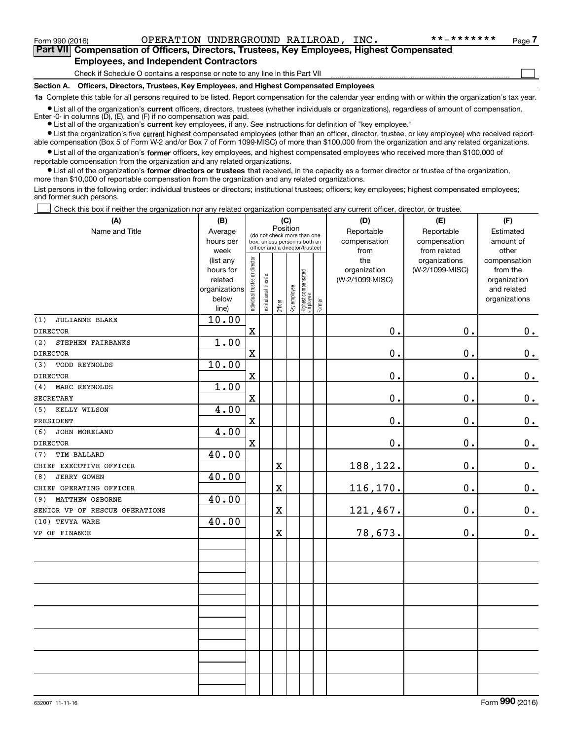Form 990 (2016) OPERATION UNDERGROUND RAILROAD, INC. **-******* Page 7

**Part VII Compensation of Officers, Directors, Trustees, Key Employees, Highest Compensated Employees, and Independent Contractors**

Check if Schedule O contains a response or note to any line in this Part VII ☐

**Section A. Officers, Directors, Trustees, Key Employees, and Highest Compensated Employees**

**1a** Complete this table for all persons required to be listed. Report compensation for the calendar year ending with or within the organization's tax year.

- List all of the organization's **current** officers, directors, trustees (whether individuals or organizations), regardless of amount of compensation. Enter -0- in columns (D), (E), and (F) if no compensation was paid.
- List all of the organization's **current** key employees, if any. See instructions for definition of "key employee."
- List the organization's five **current** highest compensated employees (other than an officer, director, trustee, or key employee) who received reportable compensation (Box 5 of Form W-2 and/or Box 7 of Form 1099-MISC) of more than $100,000 from the organization and any related organizations.
- List all of the organization's **former** officers, key employees, and highest compensated employees who received more than $100,000 of reportable compensation from the organization and any related organizations.
- List all of the organization's **former directors or trustees** that received, in the capacity as a former director or trustee of the organization, more than $10,000 of reportable compensation from the organization and any related organizations.

List persons in the following order: individual trustees or directors; institutional trustees; officers; key employees; highest compensated employees; and former such persons.

☐ Check this box if neither the organization nor any related organization compensated any current officer, director, or trustee.

| (A) Name and Title | (B) Average hours per week (list any hours for related organizations below line) | (C) Position: Individual trustee or director | Institutional trustee | Officer | Key employee | Highest compensated employee | Former | (D) Reportable compensation from the organization (W-2/1099-MISC) | (E) Reportable compensation from related organizations (W-2/1099-MISC) | (F) Estimated amount of other compensation from the organization and related organizations |
|---|---|---|---|---|---|---|---|---|---|---|
| (1) JULIANNE BLAKE<br>DIRECTOR | 10.00 | X | | | | | | 0. | 0. | 0. |
| (2) STEPHEN FAIRBANKS<br>DIRECTOR | 1.00 | X | | | | | | 0. | 0. | 0. |
| (3) TODD REYNOLDS<br>DIRECTOR | 10.00 | X | | | | | | 0. | 0. | 0. |
| (4) MARC REYNOLDS<br>SECRETARY | 1.00 | X | | | | | | 0. | 0. | 0. |
| (5) KELLY WILSON<br>PRESIDENT | 4.00 | X | | | | | | 0. | 0. | 0. |
| (6) JOHN MORELAND<br>DIRECTOR | 4.00 | X | | | | | | 0. | 0. | 0. |
| (7) TIM BALLARD<br>CHIEF EXECUTIVE OFFICER | 40.00 | | | X | | | | 188,122. | 0. | 0. |
| (8) JERRY GOWEN<br>CHIEF OPERATING OFFICER | 40.00 | | | X | | | | 116,170. | 0. | 0. |
| (9) MATTHEW OSBORNE<br>SENIOR VP OF RESCUE OPERATIONS | 40.00 | | | X | | | | 121,467. | 0. | 0. |
| (10) TEVYA WARE<br>VP OF FINANCE | 40.00 | | | X | | | | 78,673. | 0. | 0. |

632007 11-11-16 Form **990** (2016)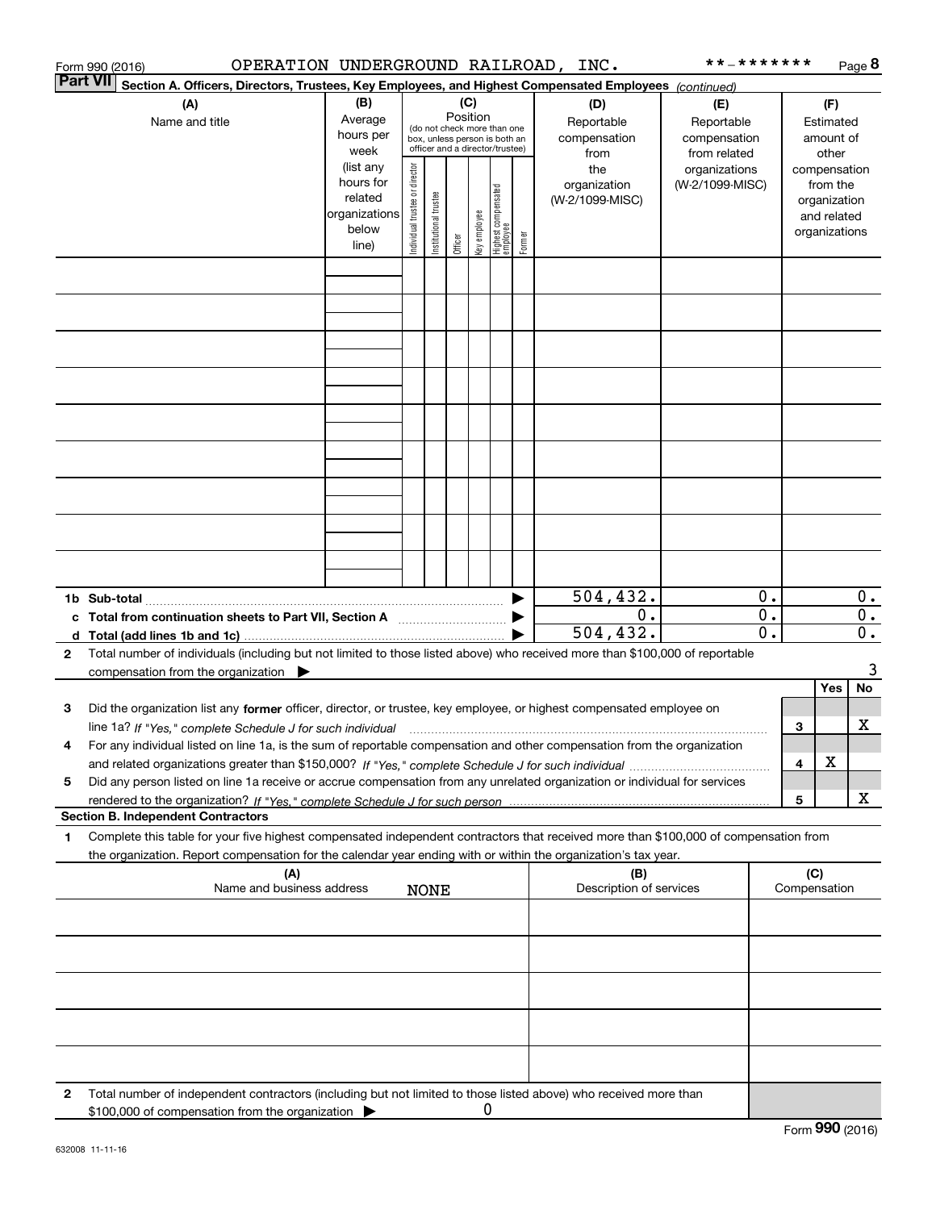Form 990 (2016) OPERATION UNDERGROUND RAILROAD, INC. **-******* 

## Part VII Section A. Officers, Directors, Trustees, Key Employees, and Highest Compensated Employees *(continued)*

| (A) Name and title | (B) Average hours per week (list any hours for related organizations below line) | (C) Position: Individual trustee or director | Institutional trustee | Officer | Key employee | Highest compensated employee | Former | (D) Reportable compensation from the organization (W-2/1099-MISC) | (E) Reportable compensation from related organizations (W-2/1099-MISC) | (F) Estimated amount of other compensation from the organization and related organizations |
|---|---|---|---|---|---|---|---|---|---|---|
| | | | | | | | | | | |
| | | | | | | | | | | |
| | | | | | | | | | | |
| | | | | | | | | | | |
| | | | | | | | | | | |
| | | | | | | | | | | |
| | | | | | | | | | | |
| | | | | | | | | | | |
| | | | | | | | | | | |
| **1b Sub-total** | | | | | | | | 504,432. | 0. | 0. |
| **c Total from continuation sheets to Part VII, Section A** | | | | | | | | 0. | 0. | 0. |
| **d Total (add lines 1b and 1c)** | | | | | | | | 504,432. | 0. | 0. |

**2** Total number of individuals (including but not limited to those listed above) who received more than $100,000 of reportable compensation from the organization ▶ 3

| | | Yes | No |
|---|---|---|---|
| **3** Did the organization list any **former** officer, director, or trustee, key employee, or highest compensated employee on line 1a? *If "Yes," complete Schedule J for such individual* | 3 | | X |
| **4** For any individual listed on line 1a, is the sum of reportable compensation and other compensation from the organization and related organizations greater than $150,000? *If "Yes," complete Schedule J for such individual* | 4 | X | |
| **5** Did any person listed on line 1a receive or accrue compensation from any unrelated organization or individual for services rendered to the organization? *If "Yes," complete Schedule J for such person* | 5 | | X |

### Section B. Independent Contractors

**1** Complete this table for your five highest compensated independent contractors that received more than $100,000 of compensation from the organization. Report compensation for the calendar year ending with or within the organization's tax year.

| (A) Name and business address | (B) Description of services | (C) Compensation |
|---|---|---|
| NONE | | |
| | | |
| | | |
| | | |
| | | |

**2** Total number of independent contractors (including but not limited to those listed above) who received more than $100,000 of compensation from the organization ▶ 0

Form **990** (2016)

632008 11-11-16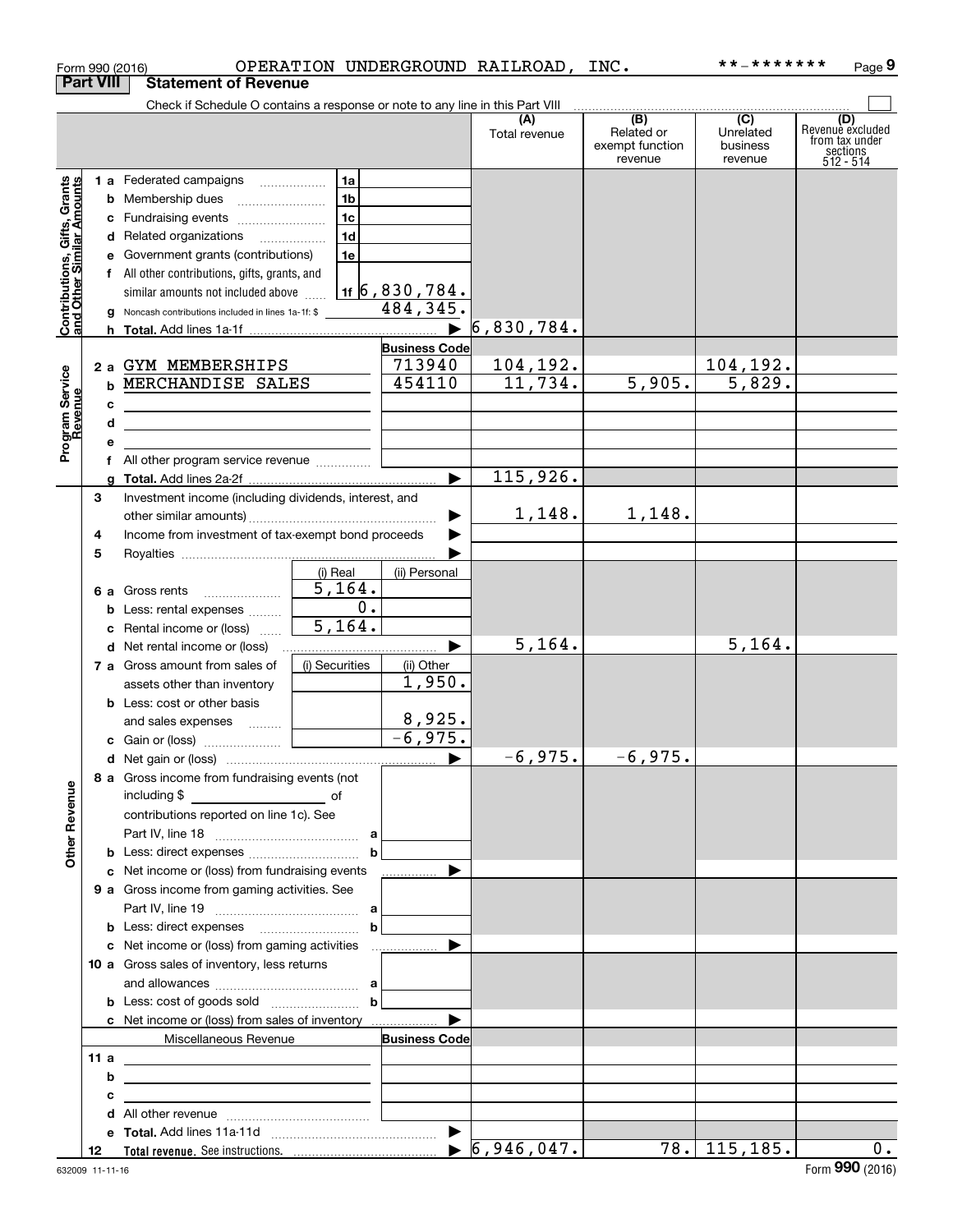Form 990 (2016) OPERATION UNDERGROUND RAILROAD, INC. **-******* Page 9

**Part VIII Statement of Revenue**

Check if Schedule O contains a response or note to any line in this Part VIII

| | | | | (A) Total revenue | (B) Related or exempt function revenue | (C) Unrelated business revenue | (D) Revenue excluded from tax under sections 512 - 514 |
|---|---|---|---|---|---|---|---|
| **Contributions, Gifts, Grants and Other Similar Amounts** | 1 a Federated campaigns | 1a | | | | | |
| | b Membership dues | 1b | | | | | |
| | c Fundraising events | 1c | | | | | |
| | d Related organizations | 1d | | | | | |
| | e Government grants (contributions) | 1e | | | | | |
| | f All other contributions, gifts, grants, and similar amounts not included above | 1f | 6,830,784. | | | | |
| | g Noncash contributions included in lines 1a-1f: $ | | 484,345. | | | | |
| | h **Total.** Add lines 1a-1f | | ▶ | 6,830,784. | | | |
| **Program Service Revenue** | | | **Business Code** | | | | |
| | 2 a GYM MEMBERSHIPS | | 713940 | 104,192. | | 104,192. | |
| | b MERCHANDISE SALES | | 454110 | 11,734. | 5,905. | 5,829. | |
| | c | | | | | | |
| | d | | | | | | |
| | e | | | | | | |
| | f All other program service revenue | | | | | | |
| | g **Total.** Add lines 2a-2f | | ▶ | 115,926. | | | |
| **Other Revenue** | 3 Investment income (including dividends, interest, and other similar amounts) | | ▶ | 1,148. | 1,148. | | |
| | 4 Income from investment of tax-exempt bond proceeds | | ▶ | | | | |
| | 5 Royalties | | ▶ | | | | |
| | | (i) Real | (ii) Personal | | | | |
| | 6 a Gross rents | 5,164. | | | | | |
| | b Less: rental expenses | 0. | | | | | |
| | c Rental income or (loss) | 5,164. | | | | | |
| | d Net rental income or (loss) | | ▶ | 5,164. | | 5,164. | |
| | 7 a Gross amount from sales of assets other than inventory | (i) Securities | (ii) Other 1,950. | | | | |
| | b Less: cost or other basis and sales expenses | | 8,925. | | | | |
| | c Gain or (loss) | | -6,975. | | | | |
| | d Net gain or (loss) | | ▶ | -6,975. | -6,975. | | |
| | 8 a Gross income from fundraising events (not including $ of contributions reported on line 1c). See Part IV, line 18 | a | | | | | |
| | b Less: direct expenses | b | | | | | |
| | c Net income or (loss) from fundraising events | | ▶ | | | | |
| | 9 a Gross income from gaming activities. See Part IV, line 19 | a | | | | | |
| | b Less: direct expenses | b | | | | | |
| | c Net income or (loss) from gaming activities | | ▶ | | | | |
| | 10 a Gross sales of inventory, less returns and allowances | a | | | | | |
| | b Less: cost of goods sold | b | | | | | |
| | c Net income or (loss) from sales of inventory | | ▶ | | | | |
| | Miscellaneous Revenue | | **Business Code** | | | | |
| | 11 a | | | | | | |
| | b | | | | | | |
| | c | | | | | | |
| | d All other revenue | | | | | | |
| | e **Total.** Add lines 11a-11d | | ▶ | | | | |
| | 12 **Total revenue.** See instructions. | | ▶ | 6,946,047. | 78. | 115,185. | 0. |

632009 11-11-16

Form **990** (2016)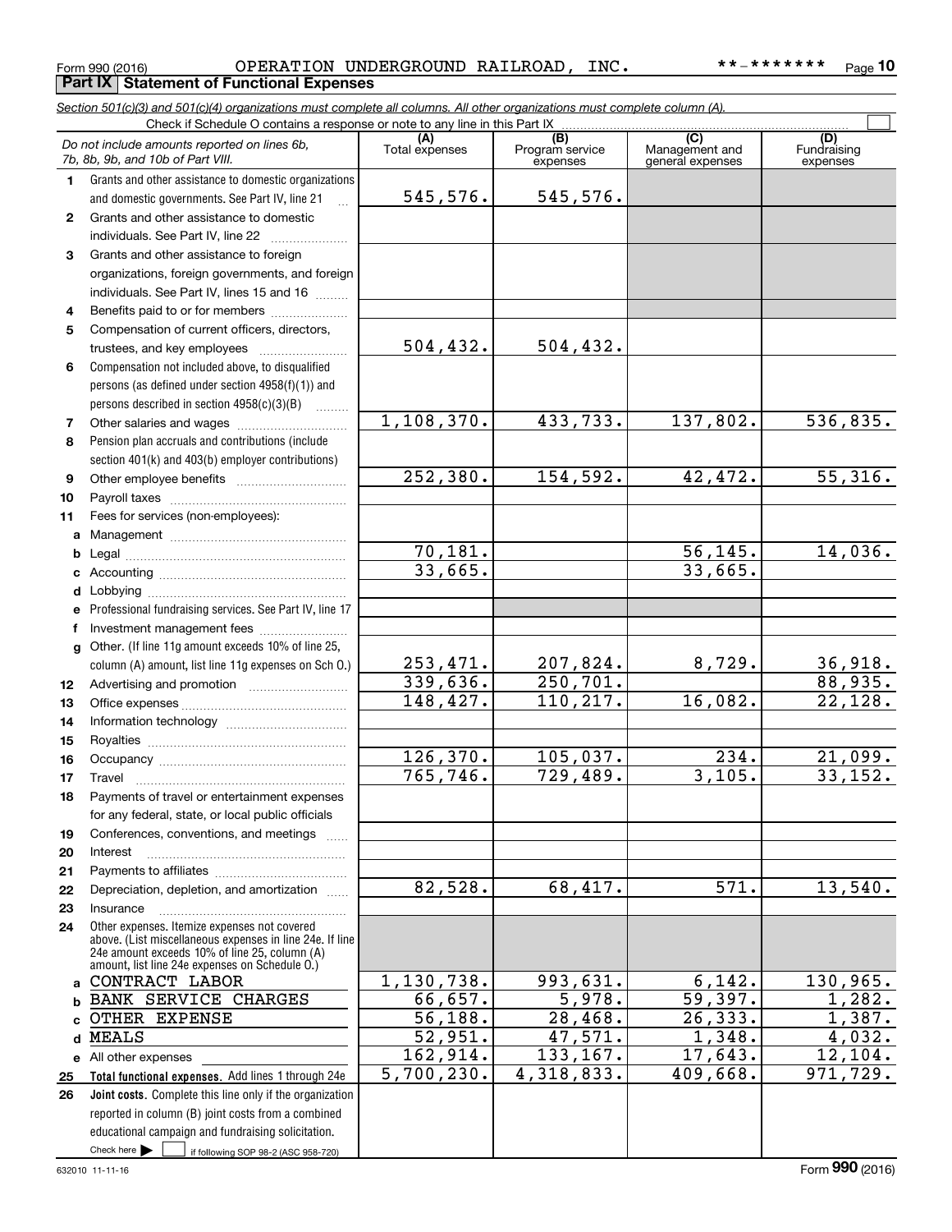Form 990 (2016) OPERATION UNDERGROUND RAILROAD, INC. **-******* Page 10

**Part IX Statement of Functional Expenses**

*Section 501(c)(3) and 501(c)(4) organizations must complete all columns. All other organizations must complete column (A).*

Check if Schedule O contains a response or note to any line in this Part IX

| *Do not include amounts reported on lines 6b, 7b, 8b, 9b, and 10b of Part VIII.* | (A) Total expenses | (B) Program service expenses | (C) Management and general expenses | (D) Fundraising expenses |
|---|---|---|---|---|
| **1** Grants and other assistance to domestic organizations and domestic governments. See Part IV, line 21 | 545,576. | 545,576. | | |
| **2** Grants and other assistance to domestic individuals. See Part IV, line 22 | | | | |
| **3** Grants and other assistance to foreign organizations, foreign governments, and foreign individuals. See Part IV, lines 15 and 16 | | | | |
| **4** Benefits paid to or for members | | | | |
| **5** Compensation of current officers, directors, trustees, and key employees | 504,432. | 504,432. | | |
| **6** Compensation not included above, to disqualified persons (as defined under section 4958(f)(1)) and persons described in section 4958(c)(3)(B) | | | | |
| **7** Other salaries and wages | 1,108,370. | 433,733. | 137,802. | 536,835. |
| **8** Pension plan accruals and contributions (include section 401(k) and 403(b) employer contributions) | | | | |
| **9** Other employee benefits | 252,380. | 154,592. | 42,472. | 55,316. |
| **10** Payroll taxes | | | | |
| **11** Fees for services (non-employees): | | | | |
| **a** Management | | | | |
| **b** Legal | 70,181. | | 56,145. | 14,036. |
| **c** Accounting | 33,665. | | 33,665. | |
| **d** Lobbying | | | | |
| **e** Professional fundraising services. See Part IV, line 17 | | | | |
| **f** Investment management fees | | | | |
| **g** Other. (If line 11g amount exceeds 10% of line 25, column (A) amount, list line 11g expenses on Sch O.) | 253,471. | 207,824. | 8,729. | 36,918. |
| **12** Advertising and promotion | 339,636. | 250,701. | | 88,935. |
| **13** Office expenses | 148,427. | 110,217. | 16,082. | 22,128. |
| **14** Information technology | | | | |
| **15** Royalties | | | | |
| **16** Occupancy | 126,370. | 105,037. | 234. | 21,099. |
| **17** Travel | 765,746. | 729,489. | 3,105. | 33,152. |
| **18** Payments of travel or entertainment expenses for any federal, state, or local public officials | | | | |
| **19** Conferences, conventions, and meetings | | | | |
| **20** Interest | | | | |
| **21** Payments to affiliates | | | | |
| **22** Depreciation, depletion, and amortization | 82,528. | 68,417. | 571. | 13,540. |
| **23** Insurance | | | | |
| **24** Other expenses. Itemize expenses not covered above. (List miscellaneous expenses in line 24e. If line 24e amount exceeds 10% of line 25, column (A) amount, list line 24e expenses on Schedule O.) | | | | |
| **a** CONTRACT LABOR | 1,130,738. | 993,631. | 6,142. | 130,965. |
| **b** BANK SERVICE CHARGES | 66,657. | 5,978. | 59,397. | 1,282. |
| **c** OTHER EXPENSE | 56,188. | 28,468. | 26,333. | 1,387. |
| **d** MEALS | 52,951. | 47,571. | 1,348. | 4,032. |
| **e** All other expenses | 162,914. | 133,167. | 17,643. | 12,104. |
| **25** **Total functional expenses.** Add lines 1 through 24e | 5,700,230. | 4,318,833. | 409,668. | 971,729. |
| **26** **Joint costs.** Complete this line only if the organization reported in column (B) joint costs from a combined educational campaign and fundraising solicitation. Check here ☐ if following SOP 98-2 (ASC 958-720) | | | | |

632010 11-11-16 Form **990** (2016)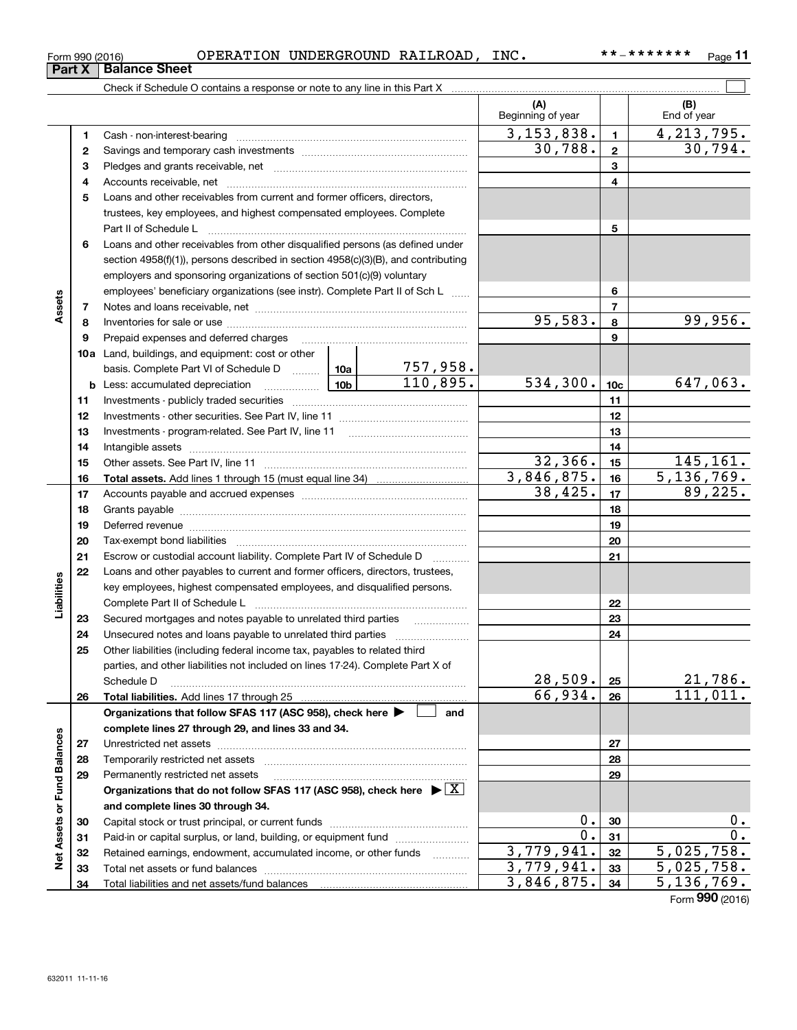Form 990 (2016) OPERATION UNDERGROUND RAILROAD, INC. **-******* Page 11

**Part X | Balance Sheet**

Check if Schedule O contains a response or note to any line in this Part X

| | | | | (A) Beginning of year | | (B) End of year |
|---|---|---|---|---|---|---|
| Assets | 1 | Cash - non-interest-bearing | | 3,153,838. | 1 | 4,213,795. |
| | 2 | Savings and temporary cash investments | | 30,788. | 2 | 30,794. |
| | 3 | Pledges and grants receivable, net | | | 3 | |
| | 4 | Accounts receivable, net | | | 4 | |
| | 5 | Loans and other receivables from current and former officers, directors, trustees, key employees, and highest compensated employees. Complete Part II of Schedule L | | | 5 | |
| | 6 | Loans and other receivables from other disqualified persons (as defined under section 4958(f)(1)), persons described in section 4958(c)(3)(B), and contributing employers and sponsoring organizations of section 501(c)(9) voluntary employees' beneficiary organizations (see instr). Complete Part II of Sch L | | | 6 | |
| | 7 | Notes and loans receivable, net | | | 7 | |
| | 8 | Inventories for sale or use | | 95,583. | 8 | 99,956. |
| | 9 | Prepaid expenses and deferred charges | | | 9 | |
| | 10a | Land, buildings, and equipment: cost or other basis. Complete Part VI of Schedule D | 10a 757,958. | | | |
| | b | Less: accumulated depreciation | 10b 110,895. | 534,300. | 10c | 647,063. |
| | 11 | Investments - publicly traded securities | | | 11 | |
| | 12 | Investments - other securities. See Part IV, line 11 | | | 12 | |
| | 13 | Investments - program-related. See Part IV, line 11 | | | 13 | |
| | 14 | Intangible assets | | | 14 | |
| | 15 | Other assets. See Part IV, line 11 | | 32,366. | 15 | 145,161. |
| | 16 | **Total assets.** Add lines 1 through 15 (must equal line 34) | | 3,846,875. | 16 | 5,136,769. |
| Liabilities | 17 | Accounts payable and accrued expenses | | 38,425. | 17 | 89,225. |
| | 18 | Grants payable | | | 18 | |
| | 19 | Deferred revenue | | | 19 | |
| | 20 | Tax-exempt bond liabilities | | | 20 | |
| | 21 | Escrow or custodial account liability. Complete Part IV of Schedule D | | | 21 | |
| | 22 | Loans and other payables to current and former officers, directors, trustees, key employees, highest compensated employees, and disqualified persons. Complete Part II of Schedule L | | | 22 | |
| | 23 | Secured mortgages and notes payable to unrelated third parties | | | 23 | |
| | 24 | Unsecured notes and loans payable to unrelated third parties | | | 24 | |
| | 25 | Other liabilities (including federal income tax, payables to related third parties, and other liabilities not included on lines 17-24). Complete Part X of Schedule D | | 28,509. | 25 | 21,786. |
| | 26 | **Total liabilities.** Add lines 17 through 25 | | 66,934. | 26 | 111,011. |
| Net Assets or Fund Balances | | **Organizations that follow SFAS 117 (ASC 958), check here ▶ ☐ and complete lines 27 through 29, and lines 33 and 34.** | | | | |
| | 27 | Unrestricted net assets | | | 27 | |
| | 28 | Temporarily restricted net assets | | | 28 | |
| | 29 | Permanently restricted net assets | | | 29 | |
| | | **Organizations that do not follow SFAS 117 (ASC 958), check here ▶ ☒ and complete lines 30 through 34.** | | | | |
| | 30 | Capital stock or trust principal, or current funds | | 0. | 30 | 0. |
| | 31 | Paid-in or capital surplus, or land, building, or equipment fund | | 0. | 31 | 0. |
| | 32 | Retained earnings, endowment, accumulated income, or other funds | | 3,779,941. | 32 | 5,025,758. |
| | 33 | Total net assets or fund balances | | 3,779,941. | 33 | 5,025,758. |
| | 34 | Total liabilities and net assets/fund balances | | 3,846,875. | 34 | 5,136,769. |

Form **990** (2016)

632011 11-11-16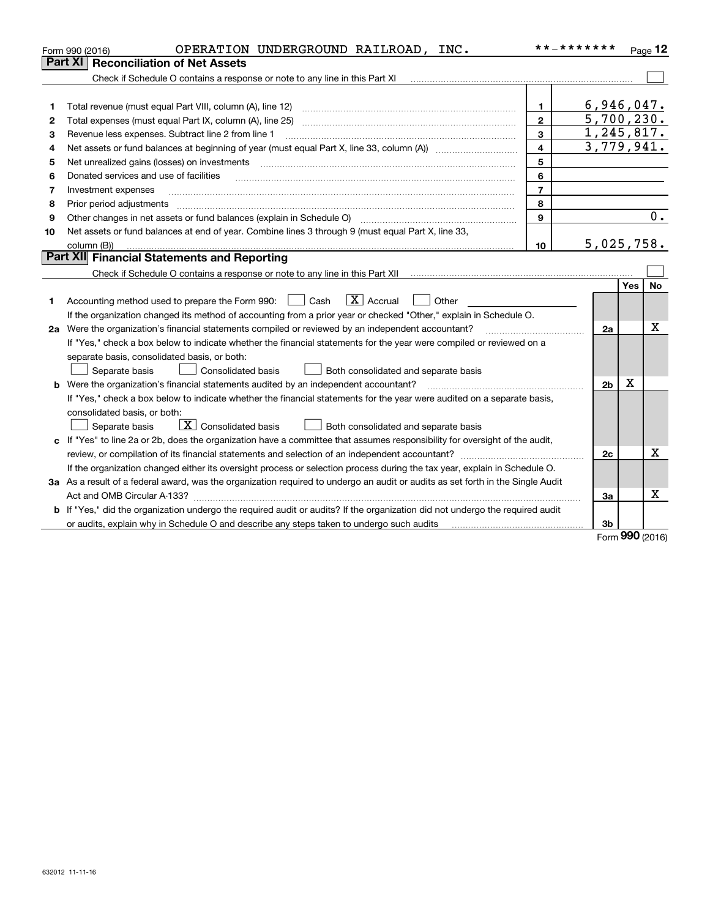Form 990 (2016) OPERATION UNDERGROUND RAILROAD, INC. **-******* Page 12

## Part XI Reconciliation of Net Assets

Check if Schedule O contains a response or note to any line in this Part XI ☐

| | | | |
|---|---|---|---|
| 1 | Total revenue (must equal Part VIII, column (A), line 12) | 1 | 6,946,047. |
| 2 | Total expenses (must equal Part IX, column (A), line 25) | 2 | 5,700,230. |
| 3 | Revenue less expenses. Subtract line 2 from line 1 | 3 | 1,245,817. |
| 4 | Net assets or fund balances at beginning of year (must equal Part X, line 33, column (A)) | 4 | 3,779,941. |
| 5 | Net unrealized gains (losses) on investments | 5 | |
| 6 | Donated services and use of facilities | 6 | |
| 7 | Investment expenses | 7 | |
| 8 | Prior period adjustments | 8 | |
| 9 | Other changes in net assets or fund balances (explain in Schedule O) | 9 | 0. |
| 10 | Net assets or fund balances at end of year. Combine lines 3 through 9 (must equal Part X, line 33, column (B)) | 10 | 5,025,758. |

## Part XII Financial Statements and Reporting

Check if Schedule O contains a response or note to any line in this Part XII ☐

| | | | Yes | No |
|---|---|---|---|---|
| 1 | Accounting method used to prepare the Form 990: ☐ Cash ☒ Accrual ☐ Other<br>If the organization changed its method of accounting from a prior year or checked "Other," explain in Schedule O. | | | |
| 2a | Were the organization's financial statements compiled or reviewed by an independent accountant?<br>If "Yes," check a box below to indicate whether the financial statements for the year were compiled or reviewed on a separate basis, consolidated basis, or both:<br>☐ Separate basis ☐ Consolidated basis ☐ Both consolidated and separate basis | 2a | | X |
| b | Were the organization's financial statements audited by an independent accountant?<br>If "Yes," check a box below to indicate whether the financial statements for the year were audited on a separate basis, consolidated basis, or both:<br>☐ Separate basis ☒ Consolidated basis ☐ Both consolidated and separate basis | 2b | X | |
| c | If "Yes" to line 2a or 2b, does the organization have a committee that assumes responsibility for oversight of the audit, review, or compilation of its financial statements and selection of an independent accountant?<br>If the organization changed either its oversight process or selection process during the tax year, explain in Schedule O. | 2c | | X |
| 3a | As a result of a federal award, was the organization required to undergo an audit or audits as set forth in the Single Audit Act and OMB Circular A-133? | 3a | | X |
| b | If "Yes," did the organization undergo the required audit or audits? If the organization did not undergo the required audit or audits, explain why in Schedule O and describe any steps taken to undergo such audits | 3b | | |

Form 990 (2016)

632012 11-11-16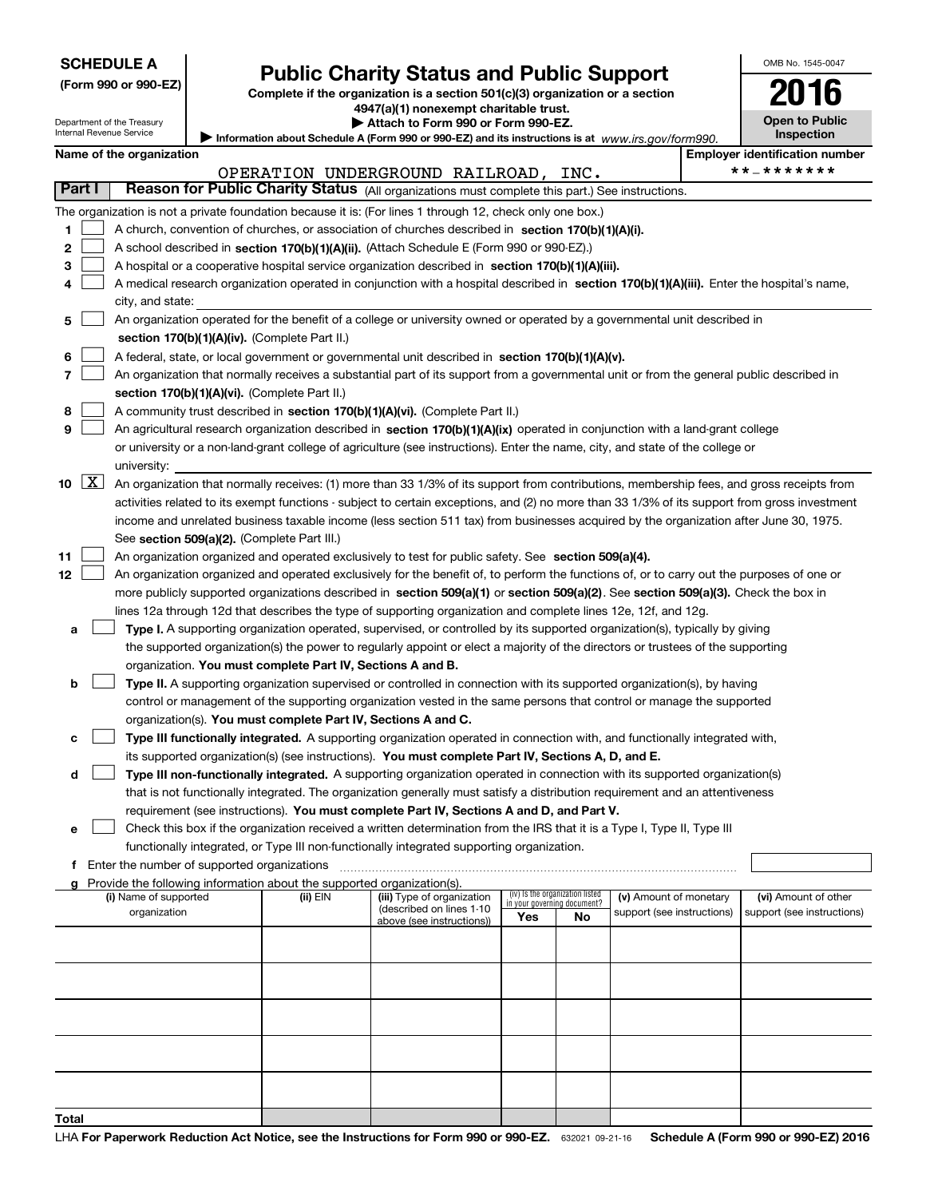**SCHEDULE A**
**(Form 990 or 990-EZ)**

Department of the Treasury
Internal Revenue Service

# Public Charity Status and Public Support

**Complete if the organization is a section 501(c)(3) organization or a section 4947(a)(1) nonexempt charitable trust.**
**▶ Attach to Form 990 or Form 990-EZ.**
**▶ Information about Schedule A (Form 990 or 990-EZ) and its instructions is at** *www.irs.gov/form990.*

OMB No. 1545-0047
**2016**
**Open to Public Inspection**

**Name of the organization:** OPERATION UNDERGROUND RAILROAD, INC.
**Employer identification number:** **-*******

## Part I — Reason for Public Charity Status (All organizations must complete this part.) See instructions.

The organization is not a private foundation because it is: (For lines 1 through 12, check only one box.)

1. [ ] A church, convention of churches, or association of churches described in **section 170(b)(1)(A)(i).**
2. [ ] A school described in **section 170(b)(1)(A)(ii).** (Attach Schedule E (Form 990 or 990-EZ).)
3. [ ] A hospital or a cooperative hospital service organization described in **section 170(b)(1)(A)(iii).**
4. [ ] A medical research organization operated in conjunction with a hospital described in **section 170(b)(1)(A)(iii).** Enter the hospital's name, city, and state:
5. [ ] An organization operated for the benefit of a college or university owned or operated by a governmental unit described in **section 170(b)(1)(A)(iv).** (Complete Part II.)
6. [ ] A federal, state, or local government or governmental unit described in **section 170(b)(1)(A)(v).**
7. [ ] An organization that normally receives a substantial part of its support from a governmental unit or from the general public described in **section 170(b)(1)(A)(vi).** (Complete Part II.)
8. [ ] A community trust described in **section 170(b)(1)(A)(vi).** (Complete Part II.)
9. [ ] An agricultural research organization described in **section 170(b)(1)(A)(ix)** operated in conjunction with a land-grant college or university or a non-land-grant college of agriculture (see instructions). Enter the name, city, and state of the college or university:
10. [X] An organization that normally receives: (1) more than 33 1/3% of its support from contributions, membership fees, and gross receipts from activities related to its exempt functions - subject to certain exceptions, and (2) no more than 33 1/3% of its support from gross investment income and unrelated business taxable income (less section 511 tax) from businesses acquired by the organization after June 30, 1975. See **section 509(a)(2).** (Complete Part III.)
11. [ ] An organization organized and operated exclusively to test for public safety. See **section 509(a)(4).**
12. [ ] An organization organized and operated exclusively for the benefit of, to perform the functions of, or to carry out the purposes of one or more publicly supported organizations described in **section 509(a)(1)** or **section 509(a)(2).** See **section 509(a)(3).** Check the box in lines 12a through 12d that describes the type of supporting organization and complete lines 12e, 12f, and 12g.
   - **a** [ ] **Type I.** A supporting organization operated, supervised, or controlled by its supported organization(s), typically by giving the supported organization(s) the power to regularly appoint or elect a majority of the directors or trustees of the supporting organization. **You must complete Part IV, Sections A and B.**
   - **b** [ ] **Type II.** A supporting organization supervised or controlled in connection with its supported organization(s), by having control or management of the supporting organization vested in the same persons that control or manage the supported organization(s). **You must complete Part IV, Sections A and C.**
   - **c** [ ] **Type III functionally integrated.** A supporting organization operated in connection with, and functionally integrated with, its supported organization(s) (see instructions). **You must complete Part IV, Sections A, D, and E.**
   - **d** [ ] **Type III non-functionally integrated.** A supporting organization operated in connection with its supported organization(s) that is not functionally integrated. The organization generally must satisfy a distribution requirement and an attentiveness requirement (see instructions). **You must complete Part IV, Sections A and D, and Part V.**
   - **e** [ ] Check this box if the organization received a written determination from the IRS that it is a Type I, Type II, Type III functionally integrated, or Type III non-functionally integrated supporting organization.
   - **f** Enter the number of supported organizations
   - **g** Provide the following information about the supported organization(s).

| (i) Name of supported organization | (ii) EIN | (iii) Type of organization (described on lines 1-10 above (see instructions)) | (iv) Is the organization listed in your governing document? Yes | No | (v) Amount of monetary support (see instructions) | (vi) Amount of other support (see instructions) |
|---|---|---|---|---|---|---|
| | | | | | | |
| | | | | | | |
| | | | | | | |
| | | | | | | |
| | | | | | | |
| **Total** | | | | | | |

LHA **For Paperwork Reduction Act Notice, see the Instructions for Form 990 or 990-EZ.** 632021 09-21-16 **Schedule A (Form 990 or 990-EZ) 2016**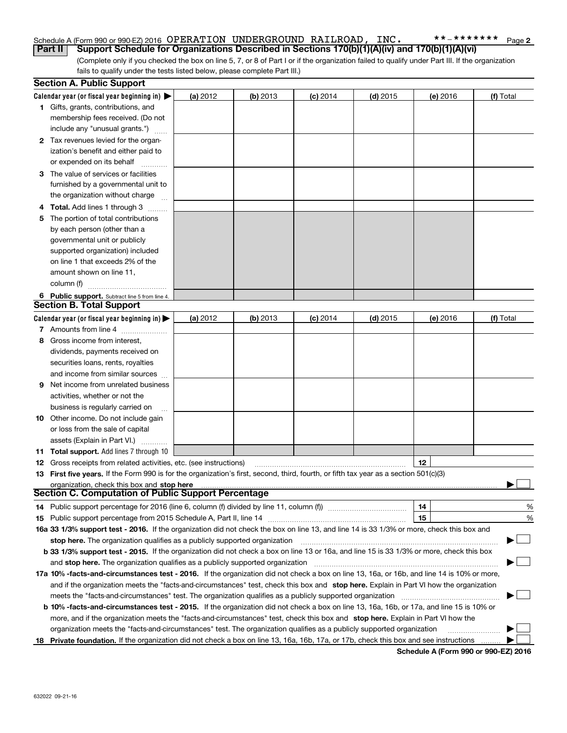Schedule A (Form 990 or 990-EZ) 2016 OPERATION UNDERGROUND RAILROAD, INC. **-******* Page 2

**Part II Support Schedule for Organizations Described in Sections 170(b)(1)(A)(iv) and 170(b)(1)(A)(vi)**

(Complete only if you checked the box on line 5, 7, or 8 of Part I or if the organization failed to qualify under Part III. If the organization fails to qualify under the tests listed below, please complete Part III.)

**Section A. Public Support**

| Calendar year (or fiscal year beginning in) ▶ | (a) 2012 | (b) 2013 | (c) 2014 | (d) 2015 | (e) 2016 | (f) Total |
|---|---|---|---|---|---|---|
| **1** Gifts, grants, contributions, and membership fees received. (Do not include any "unusual grants.") | | | | | | |
| **2** Tax revenues levied for the organization's benefit and either paid to or expended on its behalf | | | | | | |
| **3** The value of services or facilities furnished by a governmental unit to the organization without charge | | | | | | |
| **4 Total.** Add lines 1 through 3 | | | | | | |
| **5** The portion of total contributions by each person (other than a governmental unit or publicly supported organization) included on line 1 that exceeds 2% of the amount shown on line 11, column (f) | | | | | | |
| **6 Public support.** Subtract line 5 from line 4. | | | | | | |

**Section B. Total Support**

| Calendar year (or fiscal year beginning in) ▶ | (a) 2012 | (b) 2013 | (c) 2014 | (d) 2015 | (e) 2016 | (f) Total |
|---|---|---|---|---|---|---|
| **7** Amounts from line 4 | | | | | | |
| **8** Gross income from interest, dividends, payments received on securities loans, rents, royalties and income from similar sources | | | | | | |
| **9** Net income from unrelated business activities, whether or not the business is regularly carried on | | | | | | |
| **10** Other income. Do not include gain or loss from the sale of capital assets (Explain in Part VI.) | | | | | | |
| **11 Total support.** Add lines 7 through 10 | | | | | | |

**12** Gross receipts from related activities, etc. (see instructions) **12**

**13 First five years.** If the Form 990 is for the organization's first, second, third, fourth, or fifth tax year as a section 501(c)(3) organization, check this box and **stop here** ▶ ☐

**Section C. Computation of Public Support Percentage**

**14** Public support percentage for 2016 (line 6, column (f) divided by line 11, column (f)) **14** %

**15** Public support percentage from 2015 Schedule A, Part II, line 14 **15** %

**16a 33 1/3% support test - 2016.** If the organization did not check the box on line 13, and line 14 is 33 1/3% or more, check this box and **stop here.** The organization qualifies as a publicly supported organization ▶ ☐

**b 33 1/3% support test - 2015.** If the organization did not check a box on line 13 or 16a, and line 15 is 33 1/3% or more, check this box and **stop here.** The organization qualifies as a publicly supported organization ▶ ☐

**17a 10% -facts-and-circumstances test - 2016.** If the organization did not check a box on line 13, 16a, or 16b, and line 14 is 10% or more, and if the organization meets the "facts-and-circumstances" test, check this box and **stop here.** Explain in Part VI how the organization meets the "facts-and-circumstances" test. The organization qualifies as a publicly supported organization ▶ ☐

**b 10% -facts-and-circumstances test - 2015.** If the organization did not check a box on line 13, 16a, 16b, or 17a, and line 15 is 10% or more, and if the organization meets the "facts-and-circumstances" test, check this box and **stop here.** Explain in Part VI how the organization meets the "facts-and-circumstances" test. The organization qualifies as a publicly supported organization ▶ ☐

**18 Private foundation.** If the organization did not check a box on line 13, 16a, 16b, 17a, or 17b, check this box and see instructions ▶ ☐

**Schedule A (Form 990 or 990-EZ) 2016**

632022 09-21-16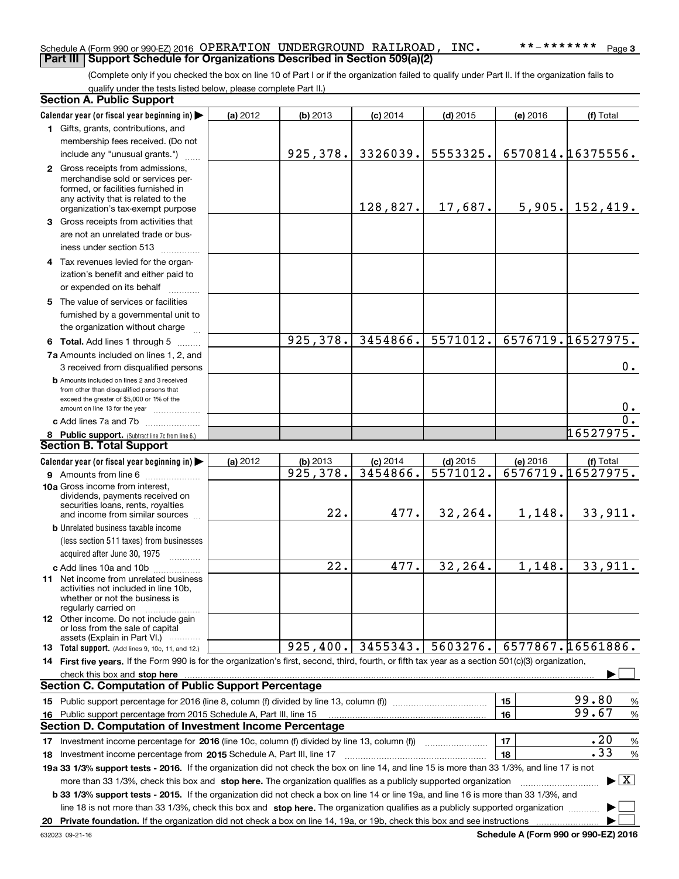Schedule A (Form 990 or 990-EZ) 2016 OPERATION UNDERGROUND RAILROAD, INC. **-******* Page 3

## Part III | Support Schedule for Organizations Described in Section 509(a)(2)

(Complete only if you checked the box on line 10 of Part I or if the organization failed to qualify under Part II. If the organization fails to qualify under the tests listed below, please complete Part II.)

### Section A. Public Support

| Calendar year (or fiscal year beginning in) ▶ | (a) 2012 | (b) 2013 | (c) 2014 | (d) 2015 | (e) 2016 | (f) Total |
|---|---|---|---|---|---|---|
| 1 Gifts, grants, contributions, and membership fees received. (Do not include any "unusual grants.") | | 925,378. | 3326039. | 5553325. | 6570814. | 16375556. |
| 2 Gross receipts from admissions, merchandise sold or services performed, or facilities furnished in any activity that is related to the organization's tax-exempt purpose | | | 128,827. | 17,687. | 5,905. | 152,419. |
| 3 Gross receipts from activities that are not an unrelated trade or business under section 513 | | | | | | |
| 4 Tax revenues levied for the organization's benefit and either paid to or expended on its behalf | | | | | | |
| 5 The value of services or facilities furnished by a governmental unit to the organization without charge | | | | | | |
| 6 Total. Add lines 1 through 5 | | 925,378. | 3454866. | 5571012. | 6576719. | 16527975. |
| 7a Amounts included on lines 1, 2, and 3 received from disqualified persons | | | | | | 0. |
| b Amounts included on lines 2 and 3 received from other than disqualified persons that exceed the greater of $5,000 or 1% of the amount on line 13 for the year | | | | | | 0. |
| c Add lines 7a and 7b | | | | | | 0. |
| 8 Public support. (Subtract line 7c from line 6.) | | | | | | 16527975. |

### Section B. Total Support

| Calendar year (or fiscal year beginning in) ▶ | (a) 2012 | (b) 2013 | (c) 2014 | (d) 2015 | (e) 2016 | (f) Total |
|---|---|---|---|---|---|---|
| 9 Amounts from line 6 | | 925,378. | 3454866. | 5571012. | 6576719. | 16527975. |
| 10a Gross income from interest, dividends, payments received on securities loans, rents, royalties and income from similar sources | | 22. | 477. | 32,264. | 1,148. | 33,911. |
| b Unrelated business taxable income (less section 511 taxes) from businesses acquired after June 30, 1975 | | | | | | |
| c Add lines 10a and 10b | | 22. | 477. | 32,264. | 1,148. | 33,911. |
| 11 Net income from unrelated business activities not included in line 10b, whether or not the business is regularly carried on | | | | | | |
| 12 Other income. Do not include gain or loss from the sale of capital assets (Explain in Part VI.) | | | | | | |
| 13 Total support. (Add lines 9, 10c, 11, and 12.) | | 925,400. | 3455343. | 5603276. | 6577867. | 16561886. |

14 **First five years.** If the Form 990 is for the organization's first, second, third, fourth, or fifth tax year as a section 501(c)(3) organization, check this box and **stop here** ▶ ☐

### Section C. Computation of Public Support Percentage

| | | |
|---|---|---|
| 15 Public support percentage for 2016 (line 8, column (f) divided by line 13, column (f)) | 15 | 99.80 % |
| 16 Public support percentage from 2015 Schedule A, Part III, line 15 | 16 | 99.67 % |

### Section D. Computation of Investment Income Percentage

| | | |
|---|---|---|
| 17 Investment income percentage for **2016** (line 10c, column (f) divided by line 13, column (f)) | 17 | .20 % |
| 18 Investment income percentage from **2015** Schedule A, Part III, line 17 | 18 | .33 % |

**19a 33 1/3% support tests - 2016.** If the organization did not check the box on line 14, and line 15 is more than 33 1/3%, and line 17 is not more than 33 1/3%, check this box and **stop here.** The organization qualifies as a publicly supported organization ▶ ☒

**b 33 1/3% support tests - 2015.** If the organization did not check a box on line 14 or line 19a, and line 16 is more than 33 1/3%, and line 18 is not more than 33 1/3%, check this box and **stop here.** The organization qualifies as a publicly supported organization ▶ ☐

**20 Private foundation.** If the organization did not check a box on line 14, 19a, or 19b, check this box and see instructions ▶ ☐

632023 09-21-16 **Schedule A (Form 990 or 990-EZ) 2016**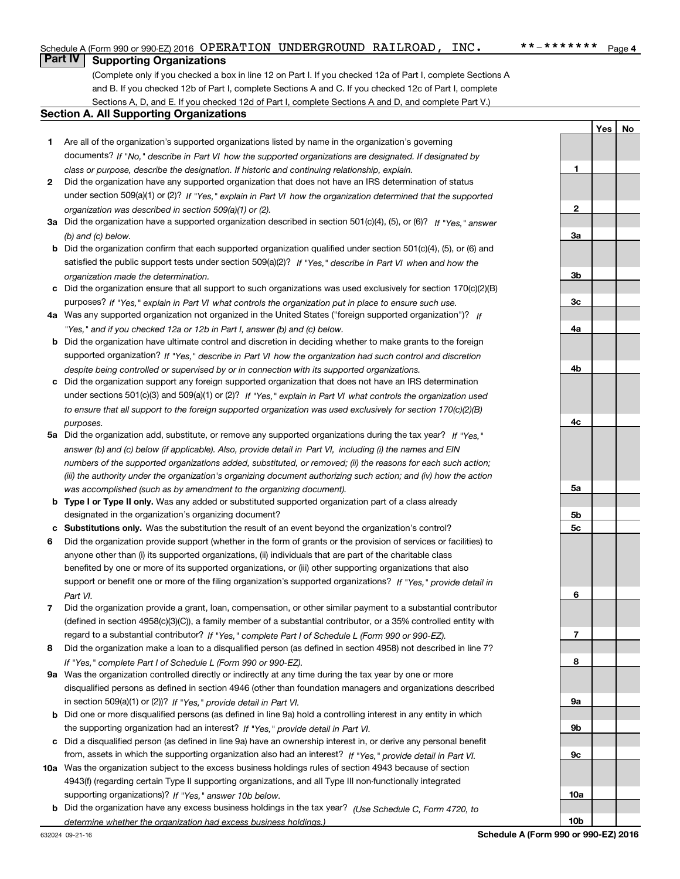Schedule A (Form 990 or 990-EZ) 2016 OPERATION UNDERGROUND RAILROAD, INC. **-******* Page 4

## Part IV Supporting Organizations

(Complete only if you checked a box in line 12 on Part I. If you checked 12a of Part I, complete Sections A and B. If you checked 12b of Part I, complete Sections A and C. If you checked 12c of Part I, complete Sections A, D, and E. If you checked 12d of Part I, complete Sections A and D, and complete Part V.)

### Section A. All Supporting Organizations

| | | | Yes | No |
|---|---|---|---|---|
| **1** | Are all of the organization's supported organizations listed by name in the organization's governing documents? *If "No," describe in Part VI how the supported organizations are designated. If designated by class or purpose, describe the designation. If historic and continuing relationship, explain.* | **1** | | |
| **2** | Did the organization have any supported organization that does not have an IRS determination of status under section 509(a)(1) or (2)? *If "Yes," explain in Part VI how the organization determined that the supported organization was described in section 509(a)(1) or (2).* | **2** | | |
| **3a** | Did the organization have a supported organization described in section 501(c)(4), (5), or (6)? *If "Yes," answer (b) and (c) below.* | **3a** | | |
| **b** | Did the organization confirm that each supported organization qualified under section 501(c)(4), (5), or (6) and satisfied the public support tests under section 509(a)(2)? *If "Yes," describe in Part VI when and how the organization made the determination.* | **3b** | | |
| **c** | Did the organization ensure that all support to such organizations was used exclusively for section 170(c)(2)(B) purposes? *If "Yes," explain in Part VI what controls the organization put in place to ensure such use.* | **3c** | | |
| **4a** | Was any supported organization not organized in the United States ("foreign supported organization")? *If "Yes," and if you checked 12a or 12b in Part I, answer (b) and (c) below.* | **4a** | | |
| **b** | Did the organization have ultimate control and discretion in deciding whether to make grants to the foreign supported organization? *If "Yes," describe in Part VI how the organization had such control and discretion despite being controlled or supervised by or in connection with its supported organizations.* | **4b** | | |
| **c** | Did the organization support any foreign supported organization that does not have an IRS determination under sections 501(c)(3) and 509(a)(1) or (2)? *If "Yes," explain in Part VI what controls the organization used to ensure that all support to the foreign supported organization was used exclusively for section 170(c)(2)(B) purposes.* | **4c** | | |
| **5a** | Did the organization add, substitute, or remove any supported organizations during the tax year? *If "Yes," answer (b) and (c) below (if applicable). Also, provide detail in Part VI, including (i) the names and EIN numbers of the supported organizations added, substituted, or removed; (ii) the reasons for each such action; (iii) the authority under the organization's organizing document authorizing such action; and (iv) how the action was accomplished (such as by amendment to the organizing document).* | **5a** | | |
| **b** | **Type I or Type II only.** Was any added or substituted supported organization part of a class already designated in the organization's organizing document? | **5b** | | |
| **c** | **Substitutions only.** Was the substitution the result of an event beyond the organization's control? | **5c** | | |
| **6** | Did the organization provide support (whether in the form of grants or the provision of services or facilities) to anyone other than (i) its supported organizations, (ii) individuals that are part of the charitable class benefited by one or more of its supported organizations, or (iii) other supporting organizations that also support or benefit one or more of the filing organization's supported organizations? *If "Yes," provide detail in Part VI.* | **6** | | |
| **7** | Did the organization provide a grant, loan, compensation, or other similar payment to a substantial contributor (defined in section 4958(c)(3)(C)), a family member of a substantial contributor, or a 35% controlled entity with regard to a substantial contributor? *If "Yes," complete Part I of Schedule L (Form 990 or 990-EZ).* | **7** | | |
| **8** | Did the organization make a loan to a disqualified person (as defined in section 4958) not described in line 7? *If "Yes," complete Part I of Schedule L (Form 990 or 990-EZ).* | **8** | | |
| **9a** | Was the organization controlled directly or indirectly at any time during the tax year by one or more disqualified persons as defined in section 4946 (other than foundation managers and organizations described in section 509(a)(1) or (2))? *If "Yes," provide detail in Part VI.* | **9a** | | |
| **b** | Did one or more disqualified persons (as defined in line 9a) hold a controlling interest in any entity in which the supporting organization had an interest? *If "Yes," provide detail in Part VI.* | **9b** | | |
| **c** | Did a disqualified person (as defined in line 9a) have an ownership interest in, or derive any personal benefit from, assets in which the supporting organization also had an interest? *If "Yes," provide detail in Part VI.* | **9c** | | |
| **10a** | Was the organization subject to the excess business holdings rules of section 4943 because of section 4943(f) (regarding certain Type II supporting organizations, and all Type III non-functionally integrated supporting organizations)? *If "Yes," answer 10b below.* | **10a** | | |
| **b** | Did the organization have any excess business holdings in the tax year? *(Use Schedule C, Form 4720, to determine whether the organization had excess business holdings.)* | **10b** | | |

632024 09-21-16 **Schedule A (Form 990 or 990-EZ) 2016**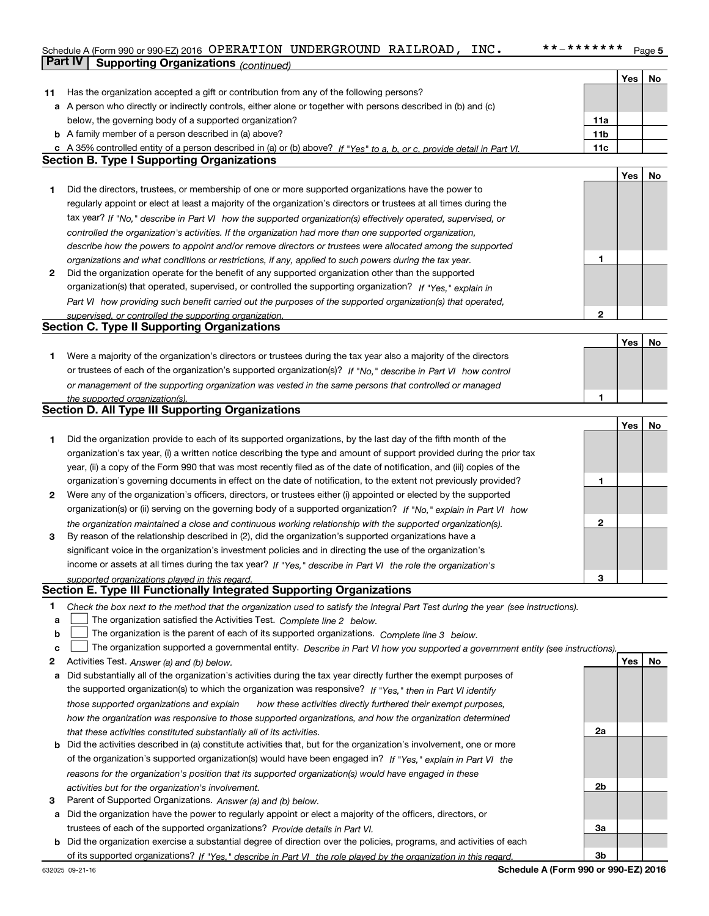Schedule A (Form 990 or 990-EZ) 2016 OPERATION UNDERGROUND RAILROAD, INC. **-******* Page 5

## Part IV Supporting Organizations *(continued)*

| | | | Yes | No |
|---|---|---|---|---|
| **11** | Has the organization accepted a gift or contribution from any of the following persons? | | | |
| **a** | A person who directly or indirectly controls, either alone or together with persons described in (b) and (c) below, the governing body of a supported organization? | **11a** | | |
| **b** | A family member of a person described in (a) above? | **11b** | | |
| **c** | A 35% controlled entity of a person described in (a) or (b) above? *If "Yes" to a, b, or c, provide detail in Part VI.* | **11c** | | |

### Section B. Type I Supporting Organizations

| | | | Yes | No |
|---|---|---|---|---|
| **1** | Did the directors, trustees, or membership of one or more supported organizations have the power to regularly appoint or elect at least a majority of the organization's directors or trustees at all times during the tax year? *If "No," describe in Part VI how the supported organization(s) effectively operated, supervised, or controlled the organization's activities. If the organization had more than one supported organization, describe how the powers to appoint and/or remove directors or trustees were allocated among the supported organizations and what conditions or restrictions, if any, applied to such powers during the tax year.* | **1** | | |
| **2** | Did the organization operate for the benefit of any supported organization other than the supported organization(s) that operated, supervised, or controlled the supporting organization? *If "Yes," explain in Part VI how providing such benefit carried out the purposes of the supported organization(s) that operated, supervised, or controlled the supporting organization.* | **2** | | |

### Section C. Type II Supporting Organizations

| | | | Yes | No |
|---|---|---|---|---|
| **1** | Were a majority of the organization's directors or trustees during the tax year also a majority of the directors or trustees of each of the organization's supported organization(s)? *If "No," describe in Part VI how control or management of the supporting organization was vested in the same persons that controlled or managed the supported organization(s).* | **1** | | |

### Section D. All Type III Supporting Organizations

| | | | Yes | No |
|---|---|---|---|---|
| **1** | Did the organization provide to each of its supported organizations, by the last day of the fifth month of the organization's tax year, (i) a written notice describing the type and amount of support provided during the prior tax year, (ii) a copy of the Form 990 that was most recently filed as of the date of notification, and (iii) copies of the organization's governing documents in effect on the date of notification, to the extent not previously provided? | **1** | | |
| **2** | Were any of the organization's officers, directors, or trustees either (i) appointed or elected by the supported organization(s) or (ii) serving on the governing body of a supported organization? *If "No," explain in Part VI how the organization maintained a close and continuous working relationship with the supported organization(s).* | **2** | | |
| **3** | By reason of the relationship described in (2), did the organization's supported organizations have a significant voice in the organization's investment policies and in directing the use of the organization's income or assets at all times during the tax year? *If "Yes," describe in Part VI the role the organization's supported organizations played in this regard.* | **3** | | |

### Section E. Type III Functionally Integrated Supporting Organizations

**1** *Check the box next to the method that the organization used to satisfy the Integral Part Test during the year (see instructions).*

- **a** ☐ The organization satisfied the Activities Test. *Complete line 2 below.*
- **b** ☐ The organization is the parent of each of its supported organizations. *Complete line 3 below.*
- **c** ☐ The organization supported a governmental entity. *Describe in Part VI how you supported a government entity (see instructions).*

| | | | Yes | No |
|---|---|---|---|---|
| **2** | Activities Test. *Answer (a) and (b) below.* | | | |
| **a** | Did substantially all of the organization's activities during the tax year directly further the exempt purposes of the supported organization(s) to which the organization was responsive? *If "Yes," then in Part VI identify those supported organizations and explain how these activities directly furthered their exempt purposes, how the organization was responsive to those supported organizations, and how the organization determined that these activities constituted substantially all of its activities.* | **2a** | | |
| **b** | Did the activities described in (a) constitute activities that, but for the organization's involvement, one or more of the organization's supported organization(s) would have been engaged in? *If "Yes," explain in Part VI the reasons for the organization's position that its supported organization(s) would have engaged in these activities but for the organization's involvement.* | **2b** | | |
| **3** | Parent of Supported Organizations. *Answer (a) and (b) below.* | | | |
| **a** | Did the organization have the power to regularly appoint or elect a majority of the officers, directors, or trustees of each of the supported organizations? *Provide details in Part VI.* | **3a** | | |
| **b** | Did the organization exercise a substantial degree of direction over the policies, programs, and activities of each of its supported organizations? *If "Yes," describe in Part VI the role played by the organization in this regard.* | **3b** | | |

632025 09-21-16 **Schedule A (Form 990 or 990-EZ) 2016**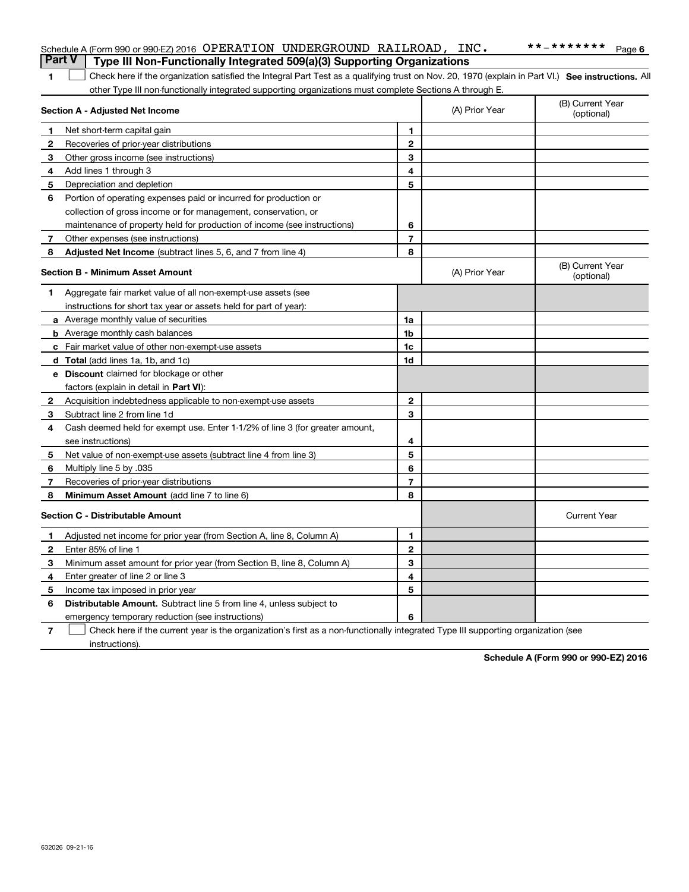Schedule A (Form 990 or 990-EZ) 2016 OPERATION UNDERGROUND RAILROAD, INC. **-******* Page 6

**Part V Type III Non-Functionally Integrated 509(a)(3) Supporting Organizations**

1 ☐ Check here if the organization satisfied the Integral Part Test as a qualifying trust on Nov. 20, 1970 (explain in Part VI.) **See instructions.** All other Type III non-functionally integrated supporting organizations must complete Sections A through E.

| | **Section A - Adjusted Net Income** | | (A) Prior Year | (B) Current Year (optional) |
|---|---|---|---|---|
| 1 | Net short-term capital gain | 1 | | |
| 2 | Recoveries of prior-year distributions | 2 | | |
| 3 | Other gross income (see instructions) | 3 | | |
| 4 | Add lines 1 through 3 | 4 | | |
| 5 | Depreciation and depletion | 5 | | |
| 6 | Portion of operating expenses paid or incurred for production or collection of gross income or for management, conservation, or maintenance of property held for production of income (see instructions) | 6 | | |
| 7 | Other expenses (see instructions) | 7 | | |
| 8 | **Adjusted Net Income** (subtract lines 5, 6, and 7 from line 4) | 8 | | |

| | **Section B - Minimum Asset Amount** | | (A) Prior Year | (B) Current Year (optional) |
|---|---|---|---|---|
| 1 | Aggregate fair market value of all non-exempt-use assets (see instructions for short tax year or assets held for part of year): | | | |
| a | Average monthly value of securities | 1a | | |
| b | Average monthly cash balances | 1b | | |
| c | Fair market value of other non-exempt-use assets | 1c | | |
| d | **Total** (add lines 1a, 1b, and 1c) | 1d | | |
| e | **Discount** claimed for blockage or other factors (explain in detail in **Part VI**): | | | |
| 2 | Acquisition indebtedness applicable to non-exempt-use assets | 2 | | |
| 3 | Subtract line 2 from line 1d | 3 | | |
| 4 | Cash deemed held for exempt use. Enter 1-1/2% of line 3 (for greater amount, see instructions) | 4 | | |
| 5 | Net value of non-exempt-use assets (subtract line 4 from line 3) | 5 | | |
| 6 | Multiply line 5 by .035 | 6 | | |
| 7 | Recoveries of prior-year distributions | 7 | | |
| 8 | **Minimum Asset Amount** (add line 7 to line 6) | 8 | | |

| | **Section C - Distributable Amount** | | | Current Year |
|---|---|---|---|---|
| 1 | Adjusted net income for prior year (from Section A, line 8, Column A) | 1 | | |
| 2 | Enter 85% of line 1 | 2 | | |
| 3 | Minimum asset amount for prior year (from Section B, line 8, Column A) | 3 | | |
| 4 | Enter greater of line 2 or line 3 | 4 | | |
| 5 | Income tax imposed in prior year | 5 | | |
| 6 | **Distributable Amount.** Subtract line 5 from line 4, unless subject to emergency temporary reduction (see instructions) | 6 | | |

7 ☐ Check here if the current year is the organization's first as a non-functionally integrated Type III supporting organization (see instructions).

**Schedule A (Form 990 or 990-EZ) 2016**

632026 09-21-16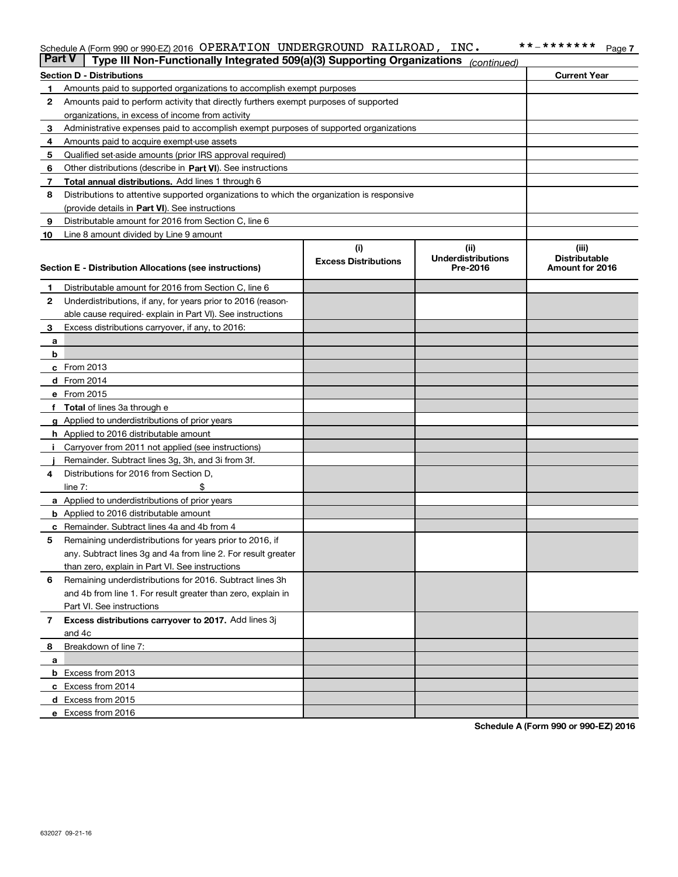Schedule A (Form 990 or 990-EZ) 2016 OPERATION UNDERGROUND RAILROAD, INC. **-******* Page 7

## Part V Type III Non-Functionally Integrated 509(a)(3) Supporting Organizations *(continued)*

| Section D - Distributions | | Current Year |
|---|---|---|
| 1 | Amounts paid to supported organizations to accomplish exempt purposes | |
| 2 | Amounts paid to perform activity that directly furthers exempt purposes of supported organizations, in excess of income from activity | |
| 3 | Administrative expenses paid to accomplish exempt purposes of supported organizations | |
| 4 | Amounts paid to acquire exempt-use assets | |
| 5 | Qualified set-aside amounts (prior IRS approval required) | |
| 6 | Other distributions (describe in **Part VI**). See instructions | |
| 7 | **Total annual distributions.** Add lines 1 through 6 | |
| 8 | Distributions to attentive supported organizations to which the organization is responsive (provide details in **Part VI**). See instructions | |
| 9 | Distributable amount for 2016 from Section C, line 6 | |
| 10 | Line 8 amount divided by Line 9 amount | |

| Section E - Distribution Allocations (see instructions) | | (i) Excess Distributions | (ii) Underdistributions Pre-2016 | (iii) Distributable Amount for 2016 |
|---|---|---|---|---|
| 1 | Distributable amount for 2016 from Section C, line 6 | | | |
| 2 | Underdistributions, if any, for years prior to 2016 (reasonable cause required- explain in Part VI). See instructions | | | |
| 3 | Excess distributions carryover, if any, to 2016: | | | |
| a | | | | |
| b | | | | |
| c | From 2013 | | | |
| d | From 2014 | | | |
| e | From 2015 | | | |
| f | **Total** of lines 3a through e | | | |
| g | Applied to underdistributions of prior years | | | |
| h | Applied to 2016 distributable amount | | | |
| i | Carryover from 2011 not applied (see instructions) | | | |
| j | Remainder. Subtract lines 3g, 3h, and 3i from 3f. | | | |
| 4 | Distributions for 2016 from Section D, line 7: $ | | | |
| a | Applied to underdistributions of prior years | | | |
| b | Applied to 2016 distributable amount | | | |
| c | Remainder. Subtract lines 4a and 4b from 4 | | | |
| 5 | Remaining underdistributions for years prior to 2016, if any. Subtract lines 3g and 4a from line 2. For result greater than zero, explain in Part VI. See instructions | | | |
| 6 | Remaining underdistributions for 2016. Subtract lines 3h and 4b from line 1. For result greater than zero, explain in Part VI. See instructions | | | |
| 7 | **Excess distributions carryover to 2017.** Add lines 3j and 4c | | | |
| 8 | Breakdown of line 7: | | | |
| a | | | | |
| b | Excess from 2013 | | | |
| c | Excess from 2014 | | | |
| d | Excess from 2015 | | | |
| e | Excess from 2016 | | | |

**Schedule A (Form 990 or 990-EZ) 2016**

632027 09-21-16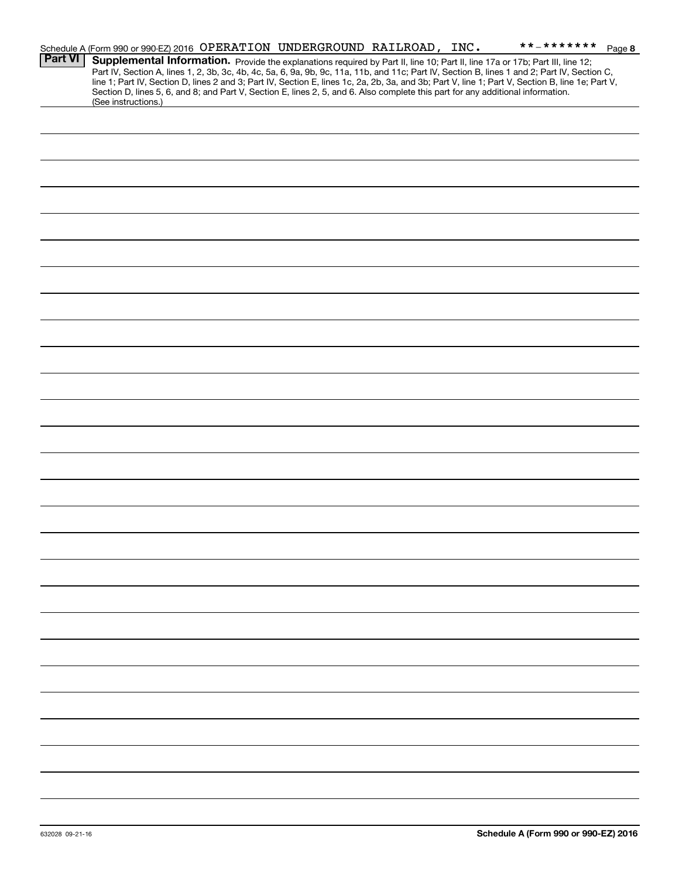Schedule A (Form 990 or 990-EZ) 2016 OPERATION UNDERGROUND RAILROAD, INC. **-******* Page 8

**Part VI** **Supplemental Information.** Provide the explanations required by Part II, line 10; Part II, line 17a or 17b; Part III, line 12; Part IV, Section A, lines 1, 2, 3b, 3c, 4b, 4c, 5a, 6, 9a, 9b, 9c, 11a, 11b, and 11c; Part IV, Section B, lines 1 and 2; Part IV, Section C, line 1; Part IV, Section D, lines 2 and 3; Part IV, Section E, lines 1c, 2a, 2b, 3a, and 3b; Part V, line 1; Part V, Section B, line 1e; Part V, Section D, lines 5, 6, and 8; and Part V, Section E, lines 2, 5, and 6. Also complete this part for any additional information. (See instructions.)

632028 09-21-16

**Schedule A (Form 990 or 990-EZ) 2016**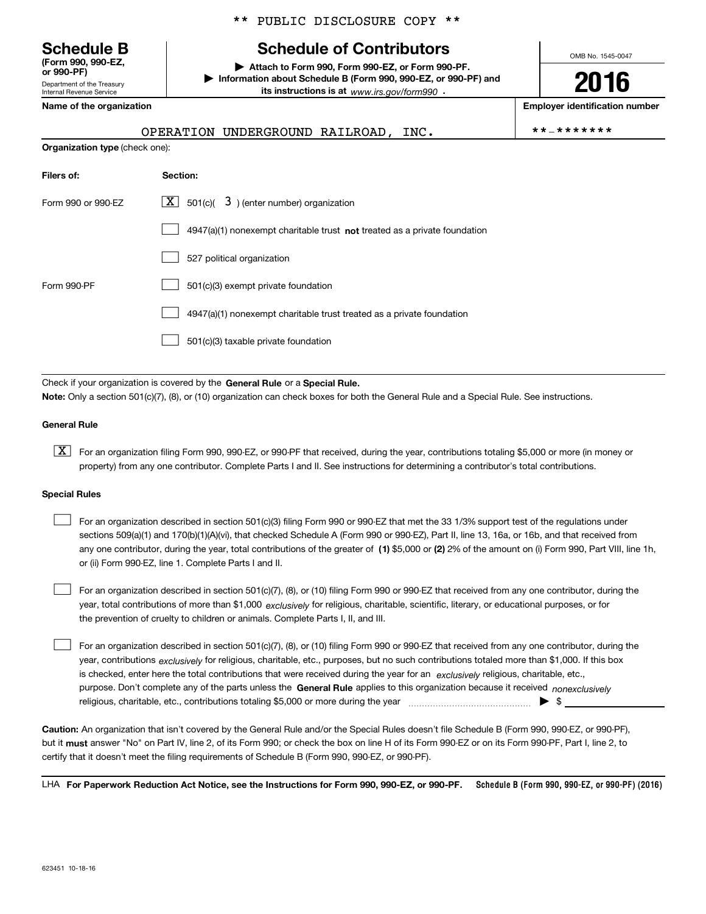** PUBLIC DISCLOSURE COPY **

**Schedule B**
**(Form 990, 990-EZ, or 990-PF)**
Department of the Treasury
Internal Revenue Service

# Schedule of Contributors

▶ **Attach to Form 990, Form 990-EZ, or Form 990-PF.**
▶ **Information about Schedule B (Form 990, 990-EZ, or 990-PF) and its instructions is at** *www.irs.gov/form990* .

OMB No. 1545-0047

**2016**

**Name of the organization**

OPERATION UNDERGROUND RAILROAD, INC.

**Employer identification number**

**-*******

**Organization type** (check one):

| **Filers of:** | **Section:** |
|---|---|
| Form 990 or 990-EZ | [X] 501(c)( 3 ) (enter number) organization |
| | [ ] 4947(a)(1) nonexempt charitable trust **not** treated as a private foundation |
| | [ ] 527 political organization |
| Form 990-PF | [ ] 501(c)(3) exempt private foundation |
| | [ ] 4947(a)(1) nonexempt charitable trust treated as a private foundation |
| | [ ] 501(c)(3) taxable private foundation |

Check if your organization is covered by the **General Rule** or a **Special Rule.**

**Note:** Only a section 501(c)(7), (8), or (10) organization can check boxes for both the General Rule and a Special Rule. See instructions.

**General Rule**

[X] For an organization filing Form 990, 990-EZ, or 990-PF that received, during the year, contributions totaling $5,000 or more (in money or property) from any one contributor. Complete Parts I and II. See instructions for determining a contributor's total contributions.

**Special Rules**

[ ] For an organization described in section 501(c)(3) filing Form 990 or 990-EZ that met the 33 1/3% support test of the regulations under sections 509(a)(1) and 170(b)(1)(A)(vi), that checked Schedule A (Form 990 or 990-EZ), Part II, line 13, 16a, or 16b, and that received from any one contributor, during the year, total contributions of the greater of **(1)** $5,000 or **(2)** 2% of the amount on (i) Form 990, Part VIII, line 1h, or (ii) Form 990-EZ, line 1. Complete Parts I and II.

[ ] For an organization described in section 501(c)(7), (8), or (10) filing Form 990 or 990-EZ that received from any one contributor, during the year, total contributions of more than $1,000 *exclusively* for religious, charitable, scientific, literary, or educational purposes, or for the prevention of cruelty to children or animals. Complete Parts I, II, and III.

[ ] For an organization described in section 501(c)(7), (8), or (10) filing Form 990 or 990-EZ that received from any one contributor, during the year, contributions *exclusively* for religious, charitable, etc., purposes, but no such contributions totaled more than $1,000. If this box is checked, enter here the total contributions that were received during the year for an *exclusively* religious, charitable, etc., purpose. Don't complete any of the parts unless the **General Rule** applies to this organization because it received *nonexclusively* religious, charitable, etc., contributions totaling $5,000 or more during the year ▶ $

**Caution:** An organization that isn't covered by the General Rule and/or the Special Rules doesn't file Schedule B (Form 990, 990-EZ, or 990-PF), but it **must** answer "No" on Part IV, line 2, of its Form 990; or check the box on line H of its Form 990-EZ or on its Form 990-PF, Part I, line 2, to certify that it doesn't meet the filing requirements of Schedule B (Form 990, 990-EZ, or 990-PF).

LHA **For Paperwork Reduction Act Notice, see the Instructions for Form 990, 990-EZ, or 990-PF.** **Schedule B (Form 990, 990-EZ, or 990-PF) (2016)**

623451 10-18-16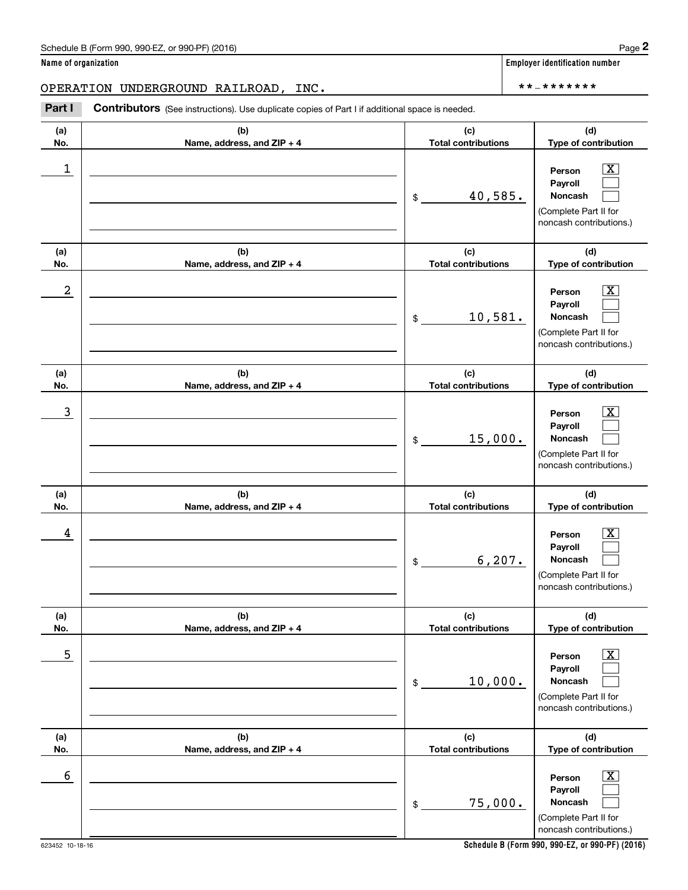Schedule B (Form 990, 990-EZ, or 990-PF) (2016)

**Name of organization**

OPERATION UNDERGROUND RAILROAD, INC.

**Employer identification number**

**-*******

**Part I** **Contributors** (See instructions). Use duplicate copies of Part I if additional space is needed.

| (a) No. | (b) Name, address, and ZIP + 4 | (c) Total contributions | (d) Type of contribution |
|---|---|---|---|
| 1 | | $ 40,585. | Person [X] Payroll [ ] Noncash [ ] (Complete Part II for noncash contributions.) |
| 2 | | $ 10,581. | Person [X] Payroll [ ] Noncash [ ] (Complete Part II for noncash contributions.) |
| 3 | | $ 15,000. | Person [X] Payroll [ ] Noncash [ ] (Complete Part II for noncash contributions.) |
| 4 | | $ 6,207. | Person [X] Payroll [ ] Noncash [ ] (Complete Part II for noncash contributions.) |
| 5 | | $ 10,000. | Person [X] Payroll [ ] Noncash [ ] (Complete Part II for noncash contributions.) |
| 6 | | $ 75,000. | Person [X] Payroll [ ] Noncash [ ] (Complete Part II for noncash contributions.) |

623452 10-18-16

**Schedule B (Form 990, 990-EZ, or 990-PF) (2016)**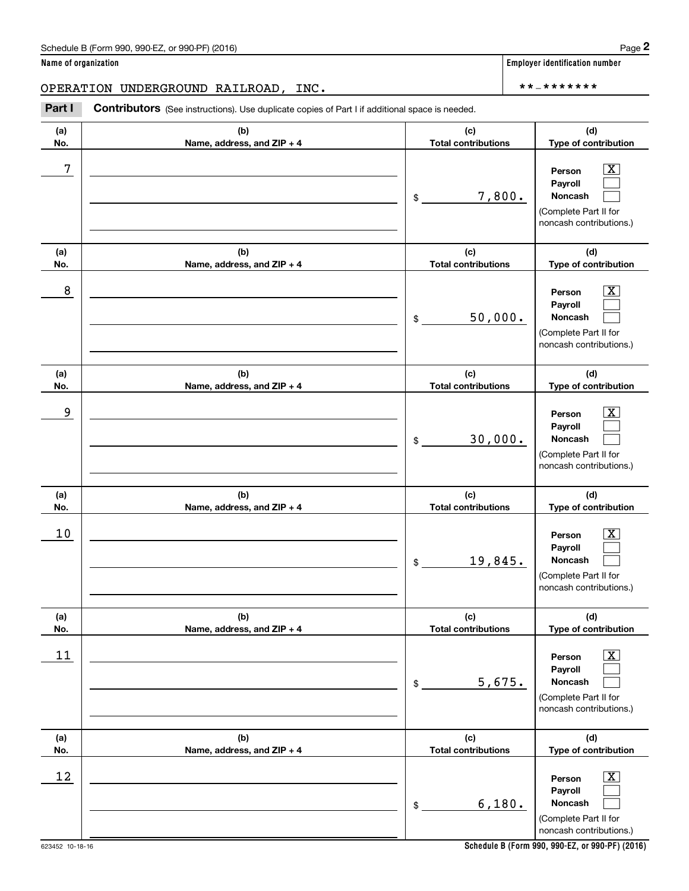Schedule B (Form 990, 990-EZ, or 990-PF) (2016)

**Name of organization**

OPERATION UNDERGROUND RAILROAD, INC.

**Employer identification number**

**-*******

**Part I** **Contributors** (See instructions). Use duplicate copies of Part I if additional space is needed.

| (a) No. | (b) Name, address, and ZIP + 4 | (c) Total contributions | (d) Type of contribution |
|---|---|---|---|
| 7 | | $ 7,800. | Person [X] Payroll [ ] Noncash [ ] (Complete Part II for noncash contributions.) |
| 8 | | $ 50,000. | Person [X] Payroll [ ] Noncash [ ] (Complete Part II for noncash contributions.) |
| 9 | | $ 30,000. | Person [X] Payroll [ ] Noncash [ ] (Complete Part II for noncash contributions.) |
| 10 | | $ 19,845. | Person [X] Payroll [ ] Noncash [ ] (Complete Part II for noncash contributions.) |
| 11 | | $ 5,675. | Person [X] Payroll [ ] Noncash [ ] (Complete Part II for noncash contributions.) |
| 12 | | $ 6,180. | Person [X] Payroll [ ] Noncash [ ] (Complete Part II for noncash contributions.) |

623452 10-18-16

**Schedule B (Form 990, 990-EZ, or 990-PF) (2016)**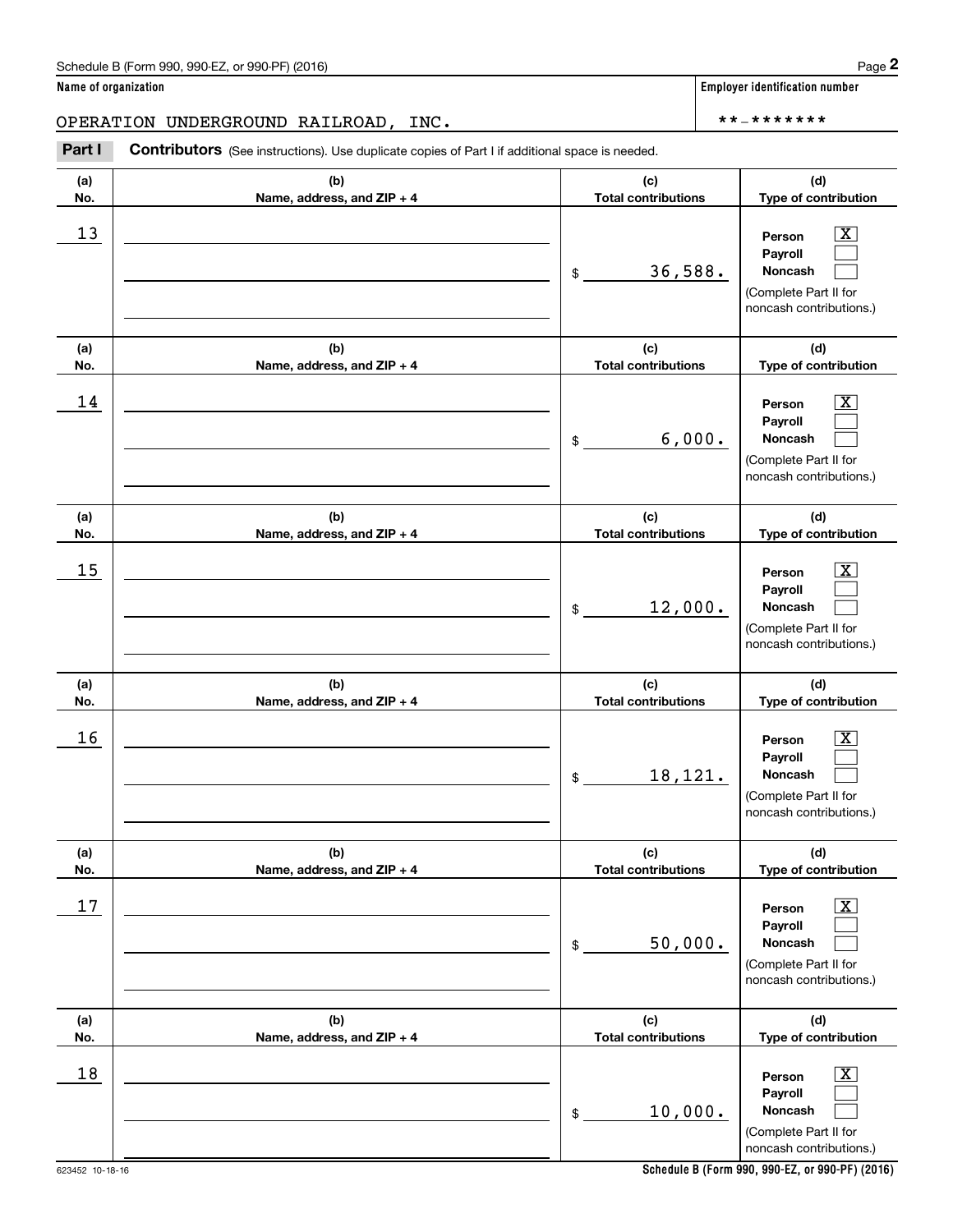**Name of organization**

OPERATION UNDERGROUND RAILROAD, INC.

**Employer identification number**

**-*******

**Part I** **Contributors** (See instructions). Use duplicate copies of Part I if additional space is needed.

| (a) No. | (b) Name, address, and ZIP + 4 | (c) Total contributions | (d) Type of contribution |
|---|---|---|---|
| 13 | | $ 36,588. | Person [X] Payroll [ ] Noncash [ ] (Complete Part II for noncash contributions.) |
| 14 | | $ 6,000. | Person [X] Payroll [ ] Noncash [ ] (Complete Part II for noncash contributions.) |
| 15 | | $ 12,000. | Person [X] Payroll [ ] Noncash [ ] (Complete Part II for noncash contributions.) |
| 16 | | $ 18,121. | Person [X] Payroll [ ] Noncash [ ] (Complete Part II for noncash contributions.) |
| 17 | | $ 50,000. | Person [X] Payroll [ ] Noncash [ ] (Complete Part II for noncash contributions.) |
| 18 | | $ 10,000. | Person [X] Payroll [ ] Noncash [ ] (Complete Part II for noncash contributions.) |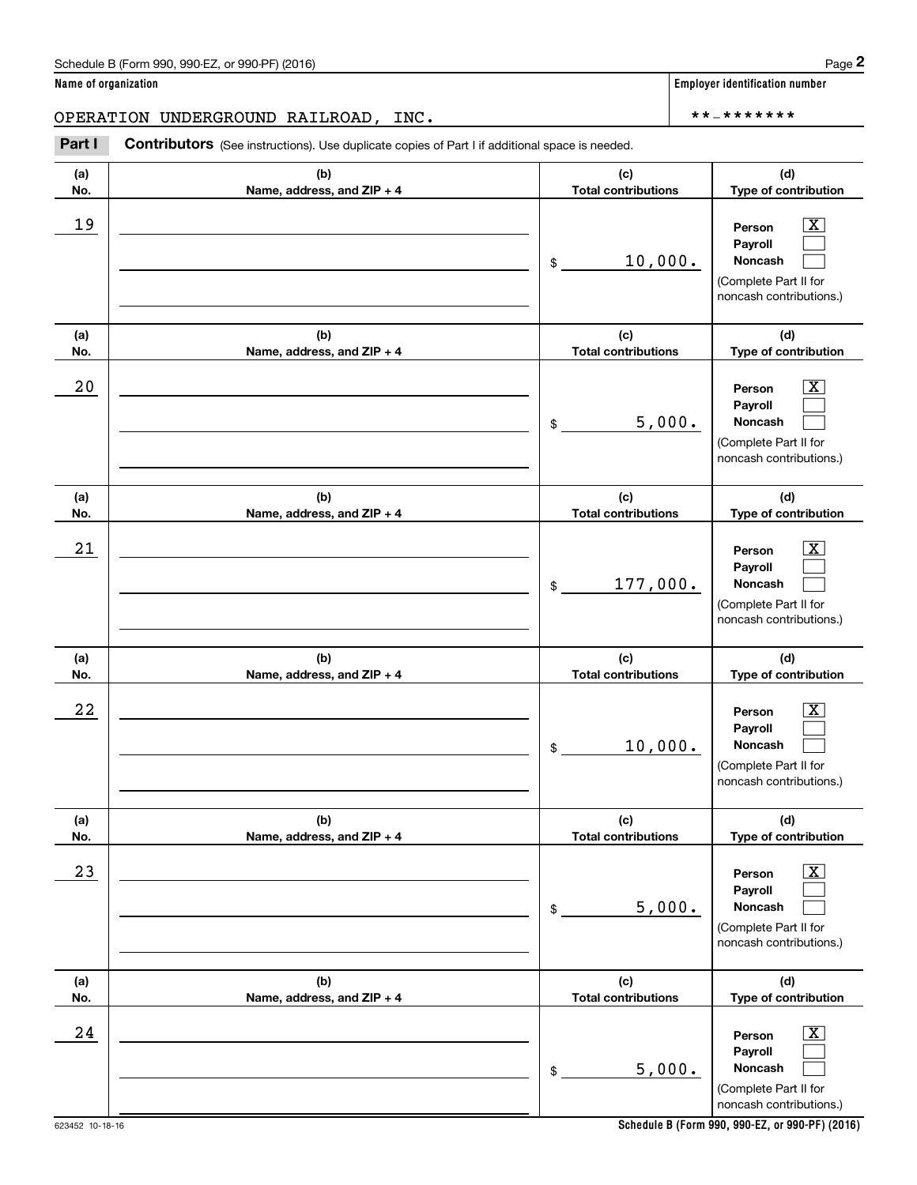Schedule B (Form 990, 990-EZ, or 990-PF) (2016)

**Name of organization**

OPERATION UNDERGROUND RAILROAD, INC.

**Employer identification number**

**-*******

**Part I** **Contributors** (See instructions). Use duplicate copies of Part I if additional space is needed.

| (a) No. | (b) Name, address, and ZIP + 4 | (c) Total contributions | (d) Type of contribution |
|---|---|---|---|
| 19 | | $ 10,000. | Person [X] Payroll [ ] Noncash [ ] (Complete Part II for noncash contributions.) |
| 20 | | $ 5,000. | Person [X] Payroll [ ] Noncash [ ] (Complete Part II for noncash contributions.) |
| 21 | | $ 177,000. | Person [X] Payroll [ ] Noncash [ ] (Complete Part II for noncash contributions.) |
| 22 | | $ 10,000. | Person [X] Payroll [ ] Noncash [ ] (Complete Part II for noncash contributions.) |
| 23 | | $ 5,000. | Person [X] Payroll [ ] Noncash [ ] (Complete Part II for noncash contributions.) |
| 24 | | $ 5,000. | Person [X] Payroll [ ] Noncash [ ] (Complete Part II for noncash contributions.) |

623452 10-18-16

**Schedule B (Form 990, 990-EZ, or 990-PF) (2016)**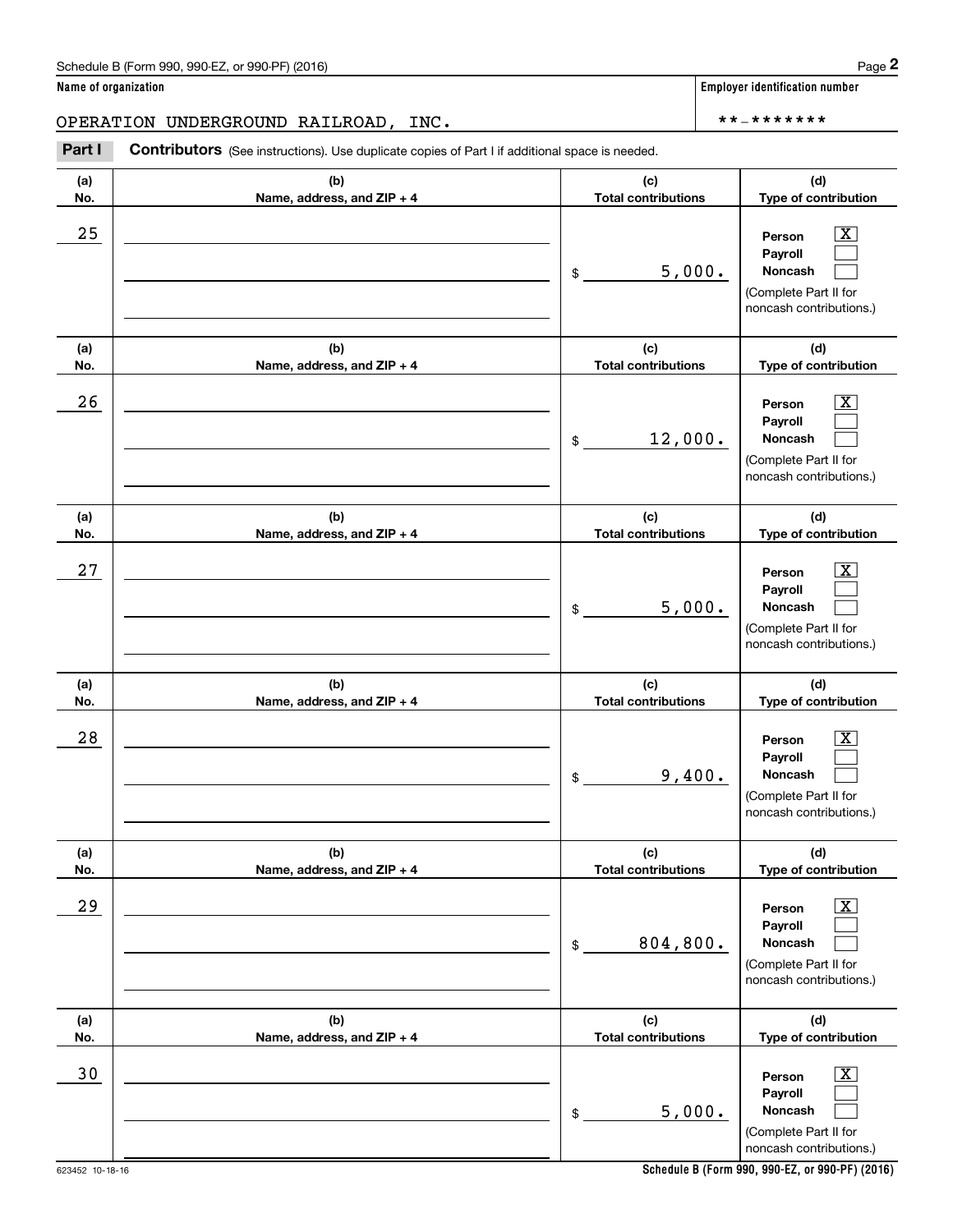Schedule B (Form 990, 990-EZ, or 990-PF) (2016)

**Name of organization**

OPERATION UNDERGROUND RAILROAD, INC.

**Employer identification number**

**-*******

**Part I** **Contributors** (See instructions). Use duplicate copies of Part I if additional space is needed.

| (a) No. | (b) Name, address, and ZIP + 4 | (c) Total contributions | (d) Type of contribution |
|---|---|---|---|
| 25 | | $ 5,000. | Person [X] Payroll [ ] Noncash [ ] (Complete Part II for noncash contributions.) |
| 26 | | $ 12,000. | Person [X] Payroll [ ] Noncash [ ] (Complete Part II for noncash contributions.) |
| 27 | | $ 5,000. | Person [X] Payroll [ ] Noncash [ ] (Complete Part II for noncash contributions.) |
| 28 | | $ 9,400. | Person [X] Payroll [ ] Noncash [ ] (Complete Part II for noncash contributions.) |
| 29 | | $ 804,800. | Person [X] Payroll [ ] Noncash [ ] (Complete Part II for noncash contributions.) |
| 30 | | $ 5,000. | Person [X] Payroll [ ] Noncash [ ] (Complete Part II for noncash contributions.) |

623452 10-18-16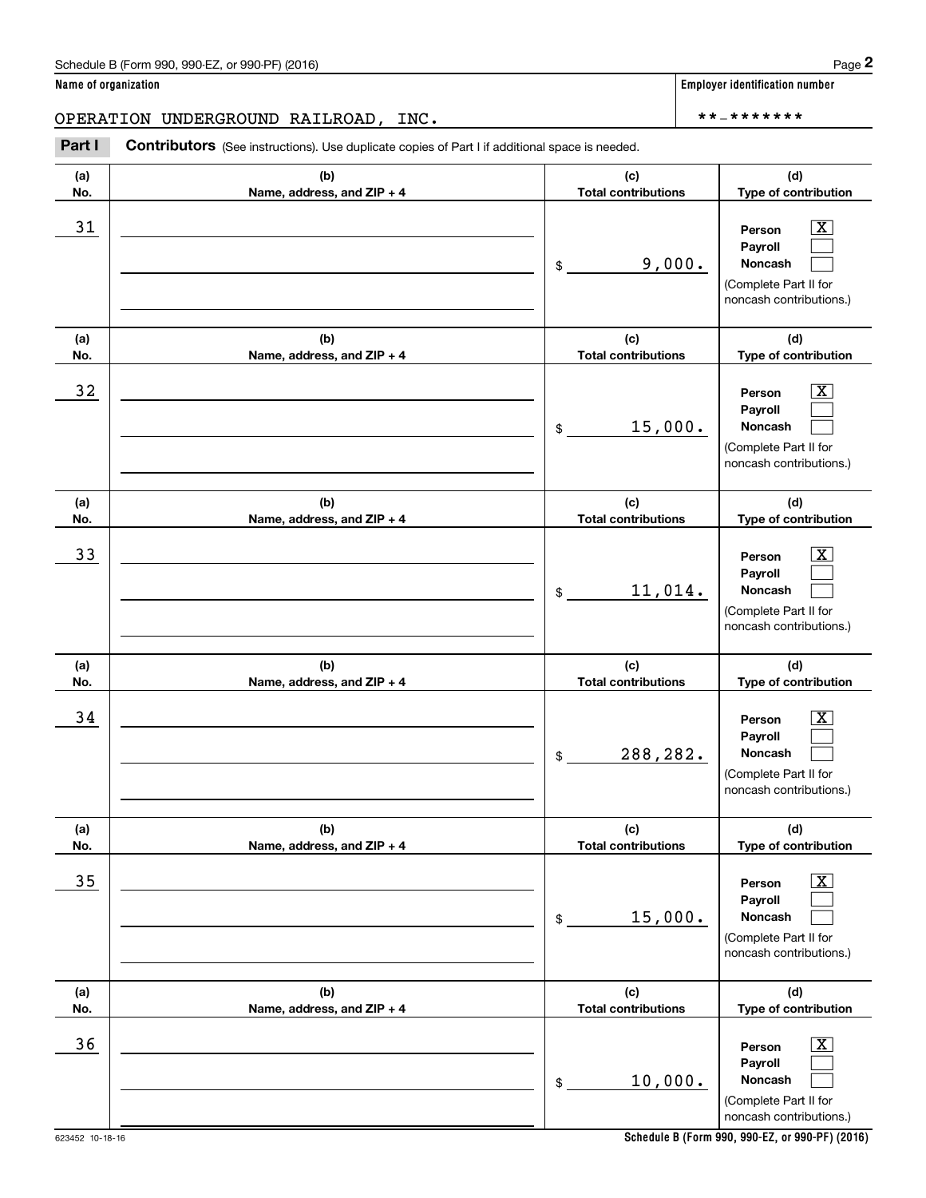**Name of organization**

OPERATION UNDERGROUND RAILROAD, INC.

**Employer identification number**

**-*******

**Part I** **Contributors** (See instructions). Use duplicate copies of Part I if additional space is needed.

| (a) No. | (b) Name, address, and ZIP + 4 | (c) Total contributions | (d) Type of contribution |
|---|---|---|---|
| 31 | | $ 9,000. | Person [X] Payroll [ ] Noncash [ ] (Complete Part II for noncash contributions.) |
| 32 | | $ 15,000. | Person [X] Payroll [ ] Noncash [ ] (Complete Part II for noncash contributions.) |
| 33 | | $ 11,014. | Person [X] Payroll [ ] Noncash [ ] (Complete Part II for noncash contributions.) |
| 34 | | $ 288,282. | Person [X] Payroll [ ] Noncash [ ] (Complete Part II for noncash contributions.) |
| 35 | | $ 15,000. | Person [X] Payroll [ ] Noncash [ ] (Complete Part II for noncash contributions.) |
| 36 | | $ 10,000. | Person [X] Payroll [ ] Noncash [ ] (Complete Part II for noncash contributions.) |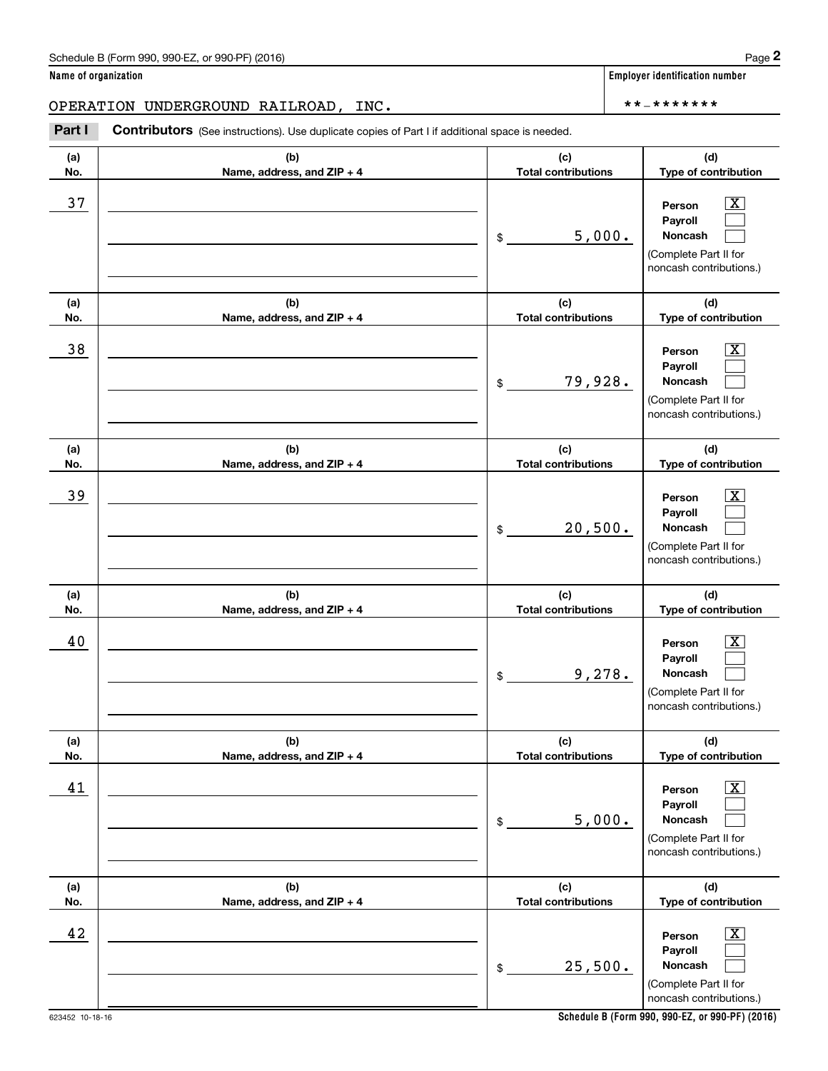Name of organization: OPERATION UNDERGROUND RAILROAD, INC.

Employer identification number: **-*******

**Part I** **Contributors** (See instructions). Use duplicate copies of Part I if additional space is needed.

| (a) No. | (b) Name, address, and ZIP + 4 | (c) Total contributions | (d) Type of contribution |
|---|---|---|---|
| 37 | | $ 5,000. | Person [X] Payroll [ ] Noncash [ ] (Complete Part II for noncash contributions.) |
| 38 | | $ 79,928. | Person [X] Payroll [ ] Noncash [ ] (Complete Part II for noncash contributions.) |
| 39 | | $ 20,500. | Person [X] Payroll [ ] Noncash [ ] (Complete Part II for noncash contributions.) |
| 40 | | $ 9,278. | Person [X] Payroll [ ] Noncash [ ] (Complete Part II for noncash contributions.) |
| 41 | | $ 5,000. | Person [X] Payroll [ ] Noncash [ ] (Complete Part II for noncash contributions.) |
| 42 | | $ 25,500. | Person [X] Payroll [ ] Noncash [ ] (Complete Part II for noncash contributions.) |

623452 10-18-16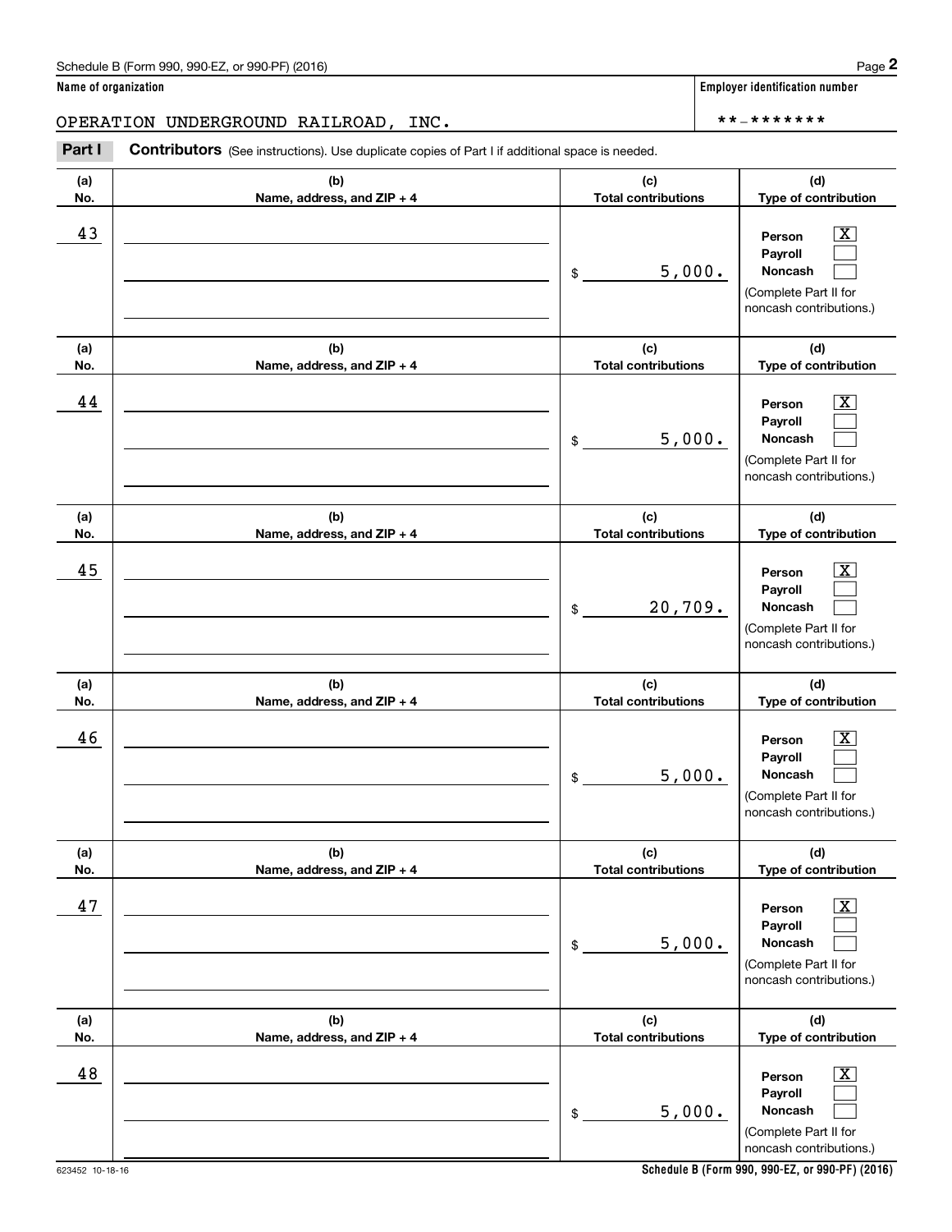Schedule B (Form 990, 990-EZ, or 990-PF) (2016)

**Name of organization**

OPERATION UNDERGROUND RAILROAD, INC.

**Employer identification number**

**-*******

**Part I** **Contributors** (See instructions). Use duplicate copies of Part I if additional space is needed.

| (a) No. | (b) Name, address, and ZIP + 4 | (c) Total contributions | (d) Type of contribution |
|---|---|---|---|
| 43 | | $ 5,000. | Person [X] Payroll [ ] Noncash [ ] (Complete Part II for noncash contributions.) |
| 44 | | $ 5,000. | Person [X] Payroll [ ] Noncash [ ] (Complete Part II for noncash contributions.) |
| 45 | | $ 20,709. | Person [X] Payroll [ ] Noncash [ ] (Complete Part II for noncash contributions.) |
| 46 | | $ 5,000. | Person [X] Payroll [ ] Noncash [ ] (Complete Part II for noncash contributions.) |
| 47 | | $ 5,000. | Person [X] Payroll [ ] Noncash [ ] (Complete Part II for noncash contributions.) |
| 48 | | $ 5,000. | Person [X] Payroll [ ] Noncash [ ] (Complete Part II for noncash contributions.) |

623452 10-18-16

**Schedule B (Form 990, 990-EZ, or 990-PF) (2016)**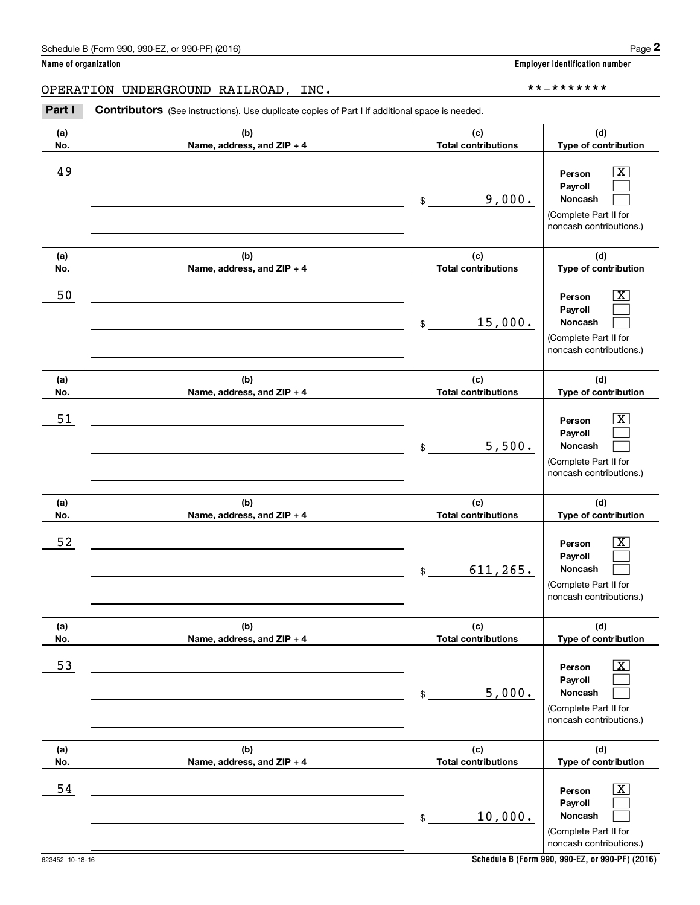Name of organization

OPERATION UNDERGROUND RAILROAD, INC.

Employer identification number

**-*******

**Part I** **Contributors** (See instructions). Use duplicate copies of Part I if additional space is needed.

| (a) No. | (b) Name, address, and ZIP + 4 | (c) Total contributions | (d) Type of contribution |
|---|---|---|---|
| 49 | | $ 9,000. | Person [X] Payroll [ ] Noncash [ ] (Complete Part II for noncash contributions.) |
| 50 | | $ 15,000. | Person [X] Payroll [ ] Noncash [ ] (Complete Part II for noncash contributions.) |
| 51 | | $ 5,500. | Person [X] Payroll [ ] Noncash [ ] (Complete Part II for noncash contributions.) |
| 52 | | $ 611,265. | Person [X] Payroll [ ] Noncash [ ] (Complete Part II for noncash contributions.) |
| 53 | | $ 5,000. | Person [X] Payroll [ ] Noncash [ ] (Complete Part II for noncash contributions.) |
| 54 | | $ 10,000. | Person [X] Payroll [ ] Noncash [ ] (Complete Part II for noncash contributions.) |

623452 10-18-16 **Schedule B (Form 990, 990-EZ, or 990-PF) (2016)**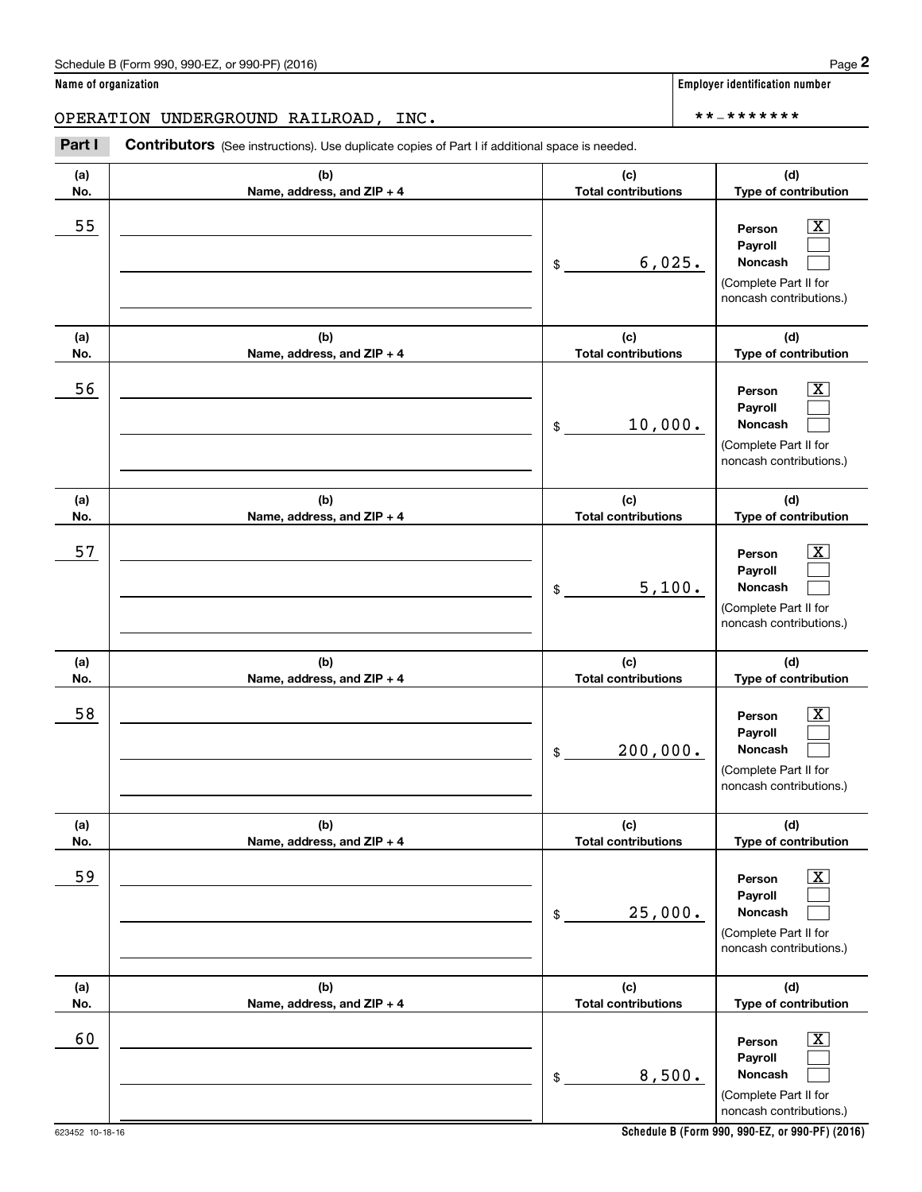**Name of organization**

OPERATION UNDERGROUND RAILROAD, INC.

**Employer identification number**

**-*******

**Part I** **Contributors** (See instructions). Use duplicate copies of Part I if additional space is needed.

| (a) No. | (b) Name, address, and ZIP + 4 | (c) Total contributions | (d) Type of contribution |
|---|---|---|---|
| 55 | | $ 6,025. | Person [X] Payroll [ ] Noncash [ ] (Complete Part II for noncash contributions.) |
| 56 | | $ 10,000. | Person [X] Payroll [ ] Noncash [ ] (Complete Part II for noncash contributions.) |
| 57 | | $ 5,100. | Person [X] Payroll [ ] Noncash [ ] (Complete Part II for noncash contributions.) |
| 58 | | $ 200,000. | Person [X] Payroll [ ] Noncash [ ] (Complete Part II for noncash contributions.) |
| 59 | | $ 25,000. | Person [X] Payroll [ ] Noncash [ ] (Complete Part II for noncash contributions.) |
| 60 | | $ 8,500. | Person [X] Payroll [ ] Noncash [ ] (Complete Part II for noncash contributions.) |

623452 10-18-16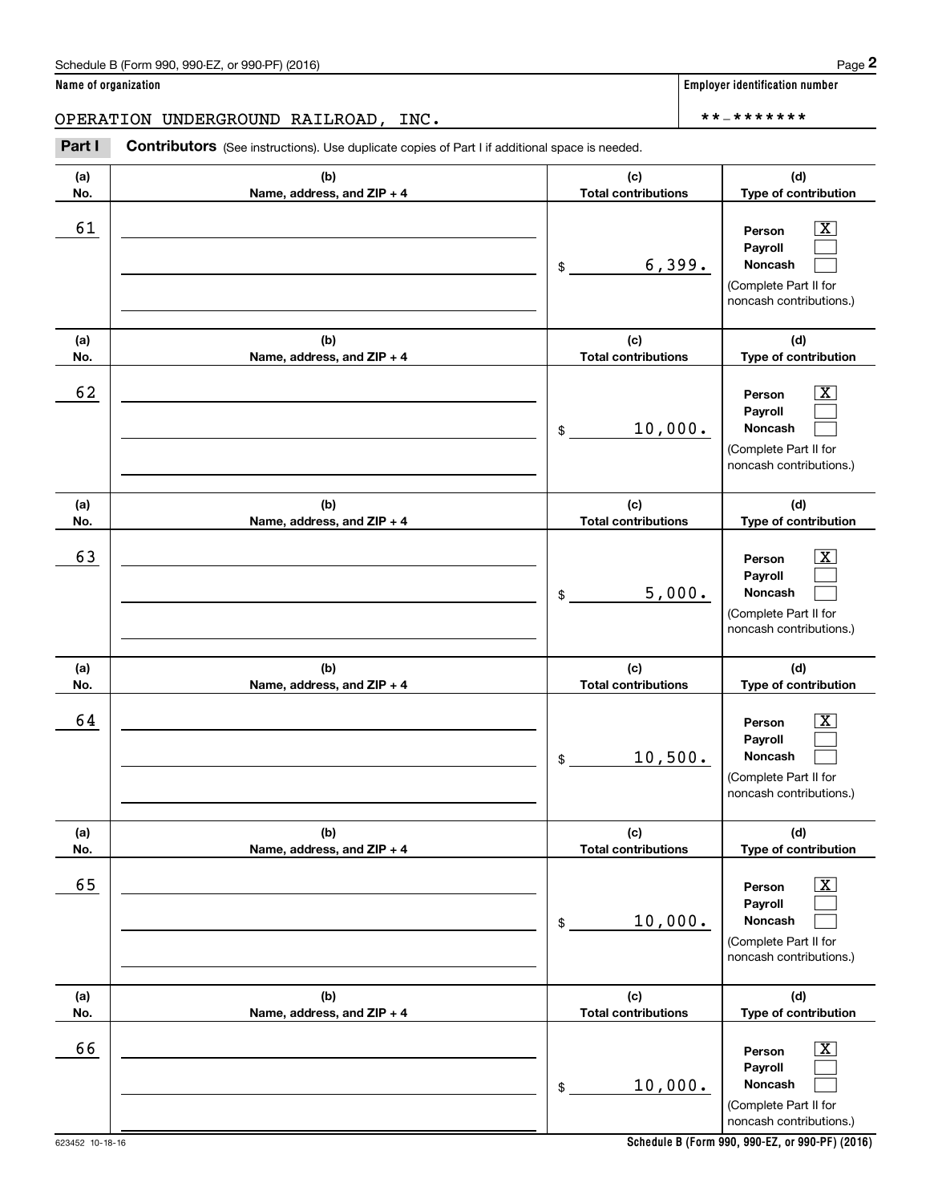Schedule B (Form 990, 990-EZ, or 990-PF) (2016)

**Name of organization**

OPERATION UNDERGROUND RAILROAD, INC.

**Employer identification number**

\*\*-\*\*\*\*\*\*\*

**Part I** **Contributors** (See instructions). Use duplicate copies of Part I if additional space is needed.

| (a) No. | (b) Name, address, and ZIP + 4 | (c) Total contributions | (d) Type of contribution |
|---|---|---|---|
| 61 | | $ 6,399. | Person [X] Payroll [ ] Noncash [ ] (Complete Part II for noncash contributions.) |
| 62 | | $ 10,000. | Person [X] Payroll [ ] Noncash [ ] (Complete Part II for noncash contributions.) |
| 63 | | $ 5,000. | Person [X] Payroll [ ] Noncash [ ] (Complete Part II for noncash contributions.) |
| 64 | | $ 10,500. | Person [X] Payroll [ ] Noncash [ ] (Complete Part II for noncash contributions.) |
| 65 | | $ 10,000. | Person [X] Payroll [ ] Noncash [ ] (Complete Part II for noncash contributions.) |
| 66 | | $ 10,000. | Person [X] Payroll [ ] Noncash [ ] (Complete Part II for noncash contributions.) |

623452 10-18-16

**Schedule B (Form 990, 990-EZ, or 990-PF) (2016)**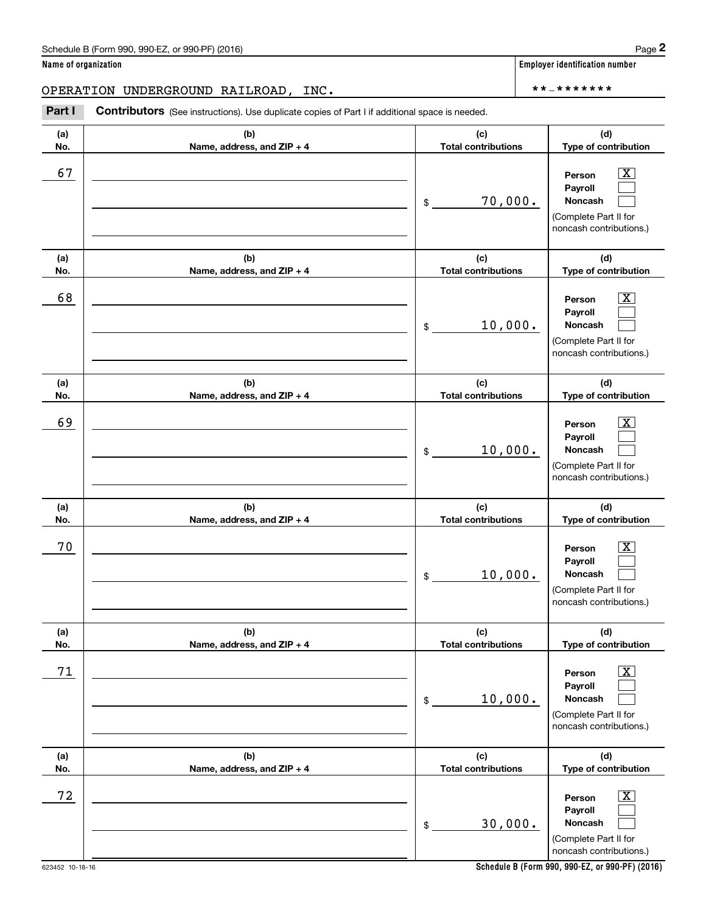Schedule B (Form 990, 990-EZ, or 990-PF) (2016)

**Name of organization**

OPERATION UNDERGROUND RAILROAD, INC.

**Employer identification number**

**-*******

**Part I** **Contributors** (See instructions). Use duplicate copies of Part I if additional space is needed.

| (a) No. | (b) Name, address, and ZIP + 4 | (c) Total contributions | (d) Type of contribution |
|---|---|---|---|
| 67 | | $ 70,000. | Person [X] Payroll [ ] Noncash [ ] (Complete Part II for noncash contributions.) |
| 68 | | $ 10,000. | Person [X] Payroll [ ] Noncash [ ] (Complete Part II for noncash contributions.) |
| 69 | | $ 10,000. | Person [X] Payroll [ ] Noncash [ ] (Complete Part II for noncash contributions.) |
| 70 | | $ 10,000. | Person [X] Payroll [ ] Noncash [ ] (Complete Part II for noncash contributions.) |
| 71 | | $ 10,000. | Person [X] Payroll [ ] Noncash [ ] (Complete Part II for noncash contributions.) |
| 72 | | $ 30,000. | Person [X] Payroll [ ] Noncash [ ] (Complete Part II for noncash contributions.) |

623452 10-18-16

**Schedule B (Form 990, 990-EZ, or 990-PF) (2016)**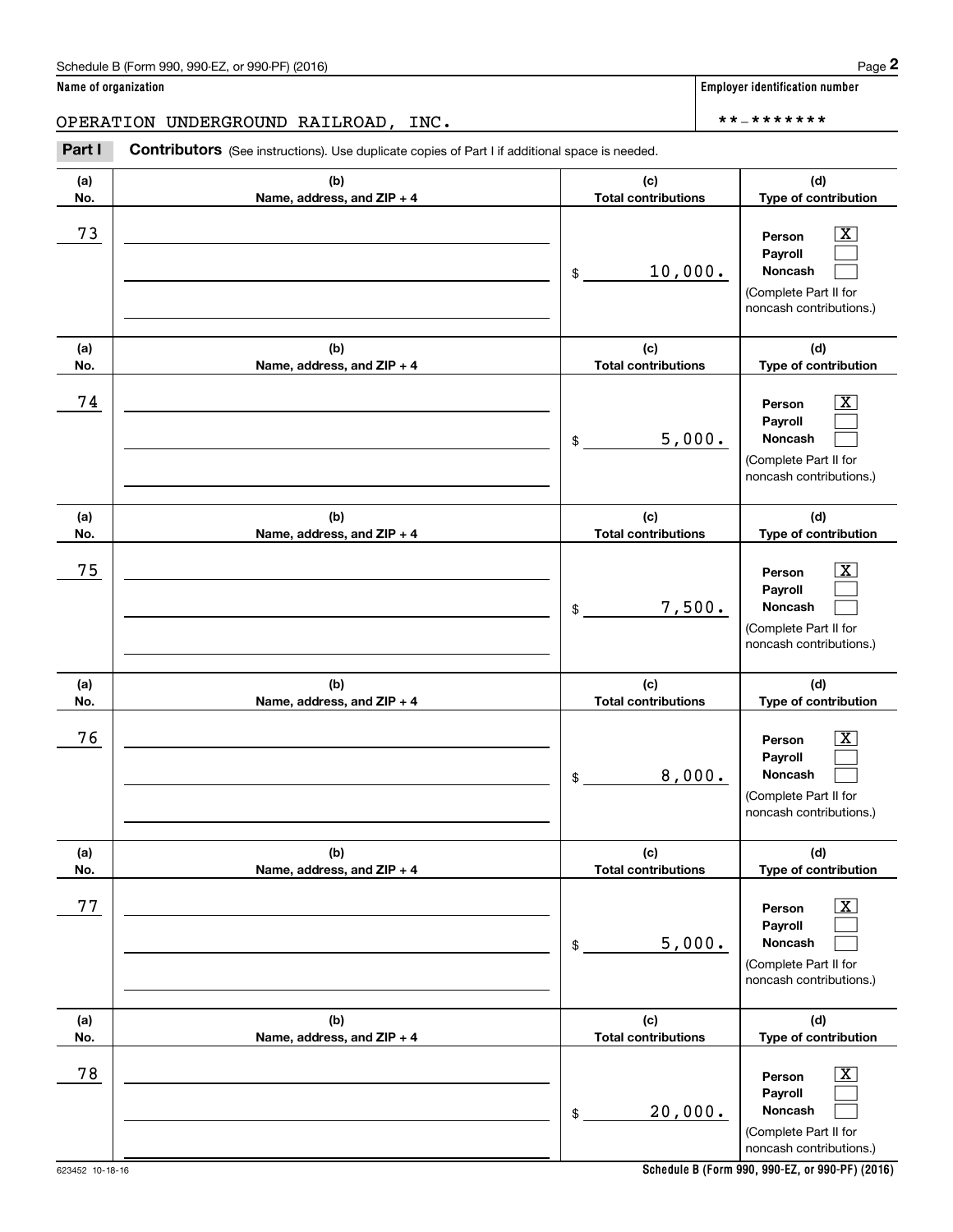Schedule B (Form 990, 990-EZ, or 990-PF) (2016)

**Name of organization**

OPERATION UNDERGROUND RAILROAD, INC.

**Employer identification number**

**-*******

**Part I** **Contributors** (See instructions). Use duplicate copies of Part I if additional space is needed.

| (a) No. | (b) Name, address, and ZIP + 4 | (c) Total contributions | (d) Type of contribution |
|---|---|---|---|
| 73 | | $ 10,000. | Person [X] Payroll [ ] Noncash [ ] (Complete Part II for noncash contributions.) |
| 74 | | $ 5,000. | Person [X] Payroll [ ] Noncash [ ] (Complete Part II for noncash contributions.) |
| 75 | | $ 7,500. | Person [X] Payroll [ ] Noncash [ ] (Complete Part II for noncash contributions.) |
| 76 | | $ 8,000. | Person [X] Payroll [ ] Noncash [ ] (Complete Part II for noncash contributions.) |
| 77 | | $ 5,000. | Person [X] Payroll [ ] Noncash [ ] (Complete Part II for noncash contributions.) |
| 78 | | $ 20,000. | Person [X] Payroll [ ] Noncash [ ] (Complete Part II for noncash contributions.) |

623452 10-18-16

**Schedule B (Form 990, 990-EZ, or 990-PF) (2016)**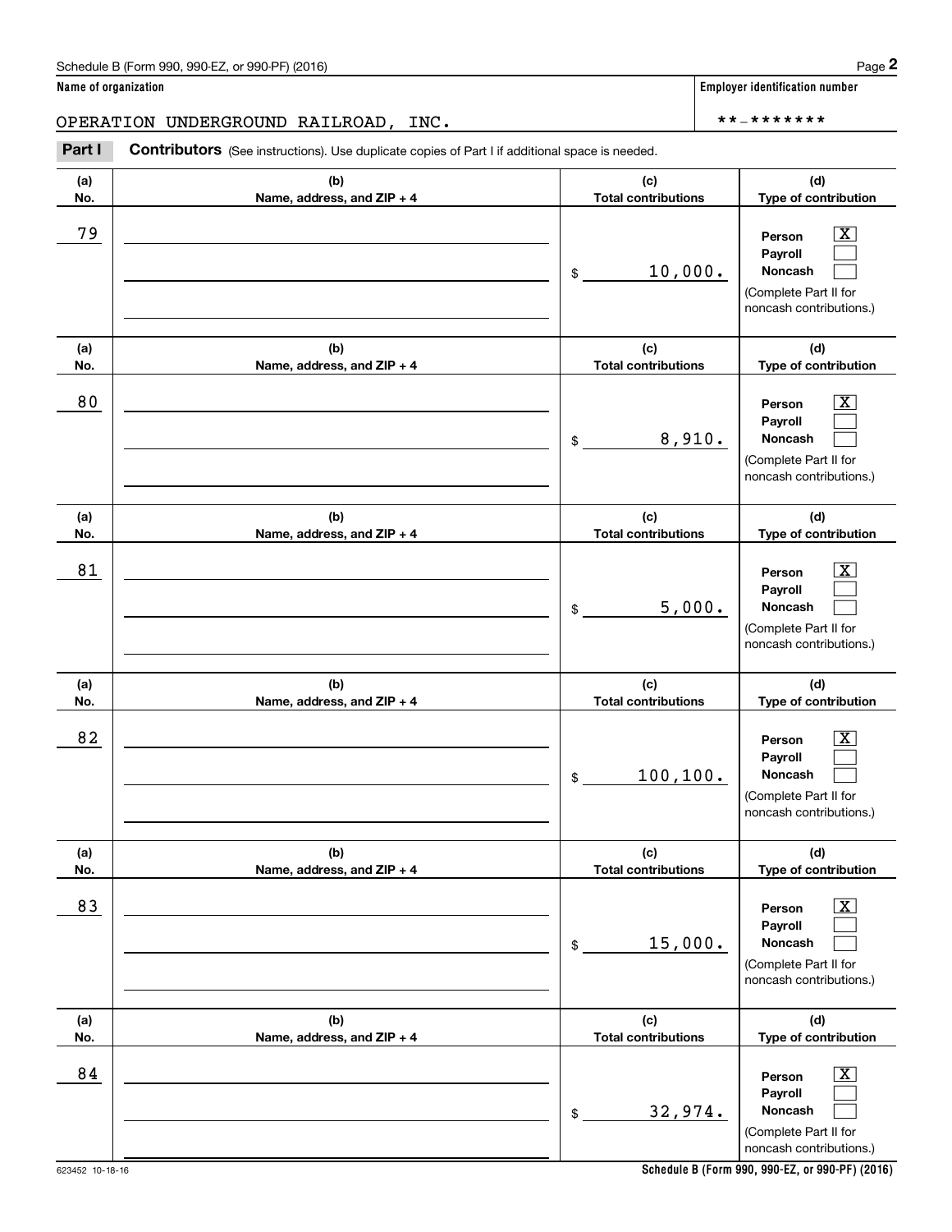Schedule B (Form 990, 990-EZ, or 990-PF) (2016)

**Name of organization**

OPERATION UNDERGROUND RAILROAD, INC.

**Employer identification number**

**-*******

**Part I** **Contributors** (See instructions). Use duplicate copies of Part I if additional space is needed.

| (a) No. | (b) Name, address, and ZIP + 4 | (c) Total contributions | (d) Type of contribution |
|---|---|---|---|
| 79 | | $ 10,000. | Person [X] Payroll [ ] Noncash [ ] (Complete Part II for noncash contributions.) |
| 80 | | $ 8,910. | Person [X] Payroll [ ] Noncash [ ] (Complete Part II for noncash contributions.) |
| 81 | | $ 5,000. | Person [X] Payroll [ ] Noncash [ ] (Complete Part II for noncash contributions.) |
| 82 | | $ 100,100. | Person [X] Payroll [ ] Noncash [ ] (Complete Part II for noncash contributions.) |
| 83 | | $ 15,000. | Person [X] Payroll [ ] Noncash [ ] (Complete Part II for noncash contributions.) |
| 84 | | $ 32,974. | Person [X] Payroll [ ] Noncash [ ] (Complete Part II for noncash contributions.) |

623452 10-18-16

**Schedule B (Form 990, 990-EZ, or 990-PF) (2016)**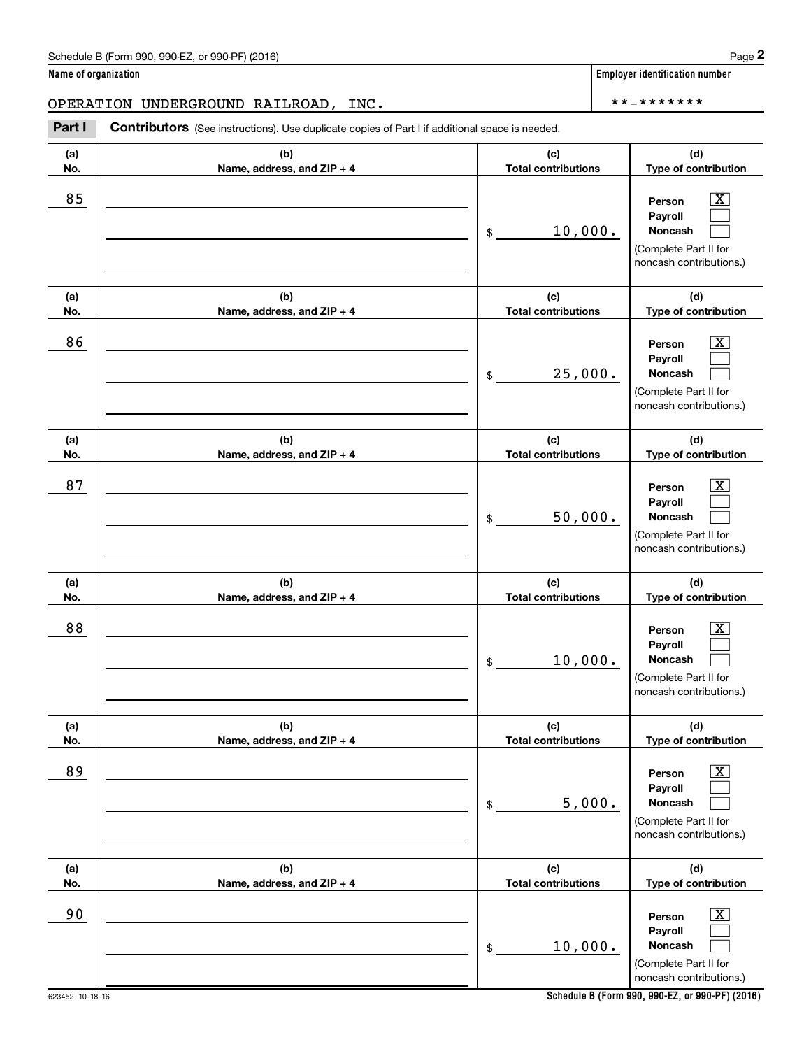Schedule B (Form 990, 990-EZ, or 990-PF) (2016) Page **2**

**Name of organization**

OPERATION UNDERGROUND RAILROAD, INC.

**Employer identification number**

**-*******

**Part I** **Contributors** (See instructions). Use duplicate copies of Part I if additional space is needed.

| (a) No. | (b) Name, address, and ZIP + 4 | (c) Total contributions | (d) Type of contribution |
|---|---|---|---|
| 85 | | $ 10,000. | Person [X] Payroll [ ] Noncash [ ] (Complete Part II for noncash contributions.) |
| 86 | | $ 25,000. | Person [X] Payroll [ ] Noncash [ ] (Complete Part II for noncash contributions.) |
| 87 | | $ 50,000. | Person [X] Payroll [ ] Noncash [ ] (Complete Part II for noncash contributions.) |
| 88 | | $ 10,000. | Person [X] Payroll [ ] Noncash [ ] (Complete Part II for noncash contributions.) |
| 89 | | $ 5,000. | Person [X] Payroll [ ] Noncash [ ] (Complete Part II for noncash contributions.) |
| 90 | | $ 10,000. | Person [X] Payroll [ ] Noncash [ ] (Complete Part II for noncash contributions.) |

623452 10-18-16 **Schedule B (Form 990, 990-EZ, or 990-PF) (2016)**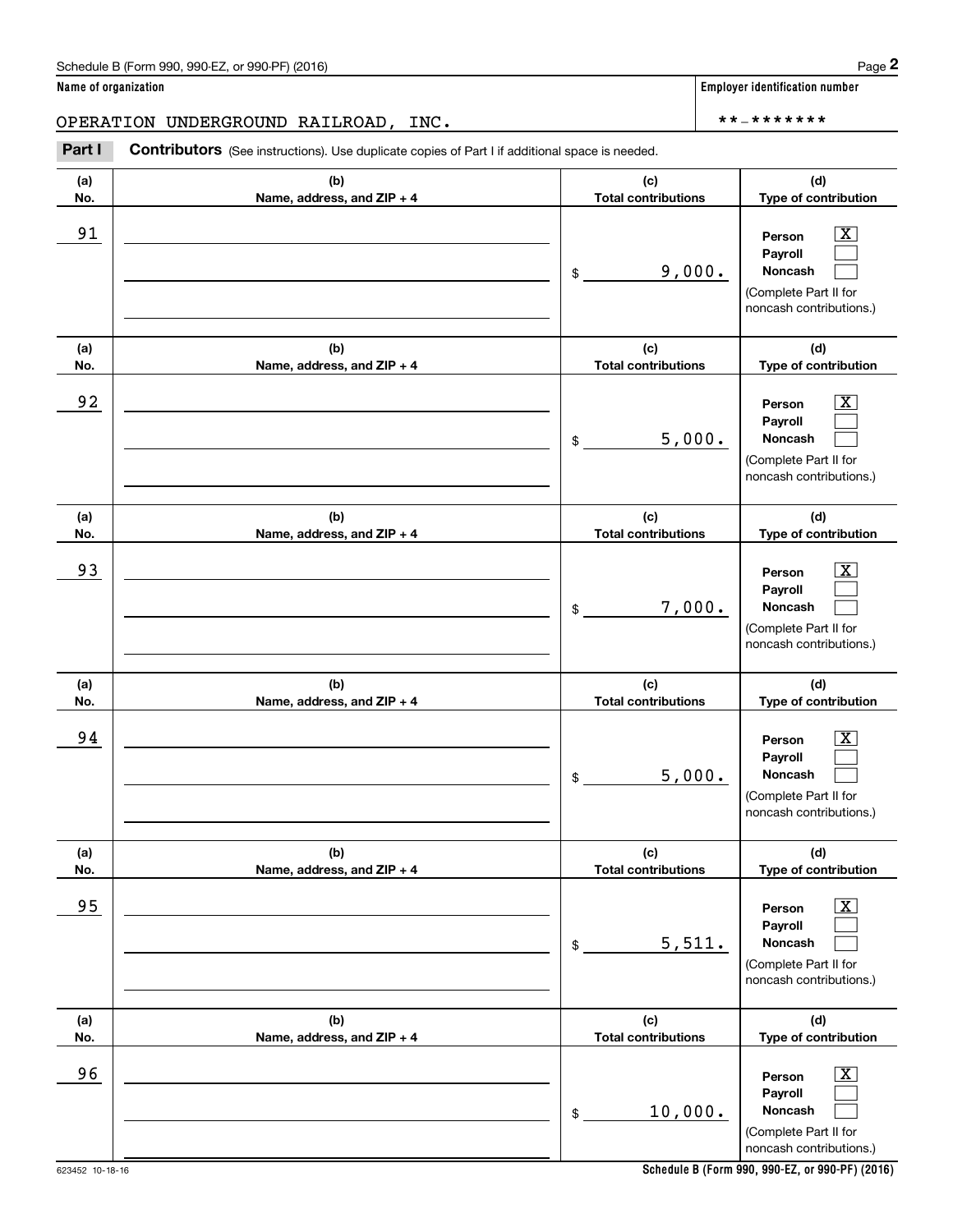**Name of organization**

OPERATION UNDERGROUND RAILROAD, INC.

**Employer identification number**

**-*******

**Part I** **Contributors** (See instructions). Use duplicate copies of Part I if additional space is needed.

| (a) No. | (b) Name, address, and ZIP + 4 | (c) Total contributions | (d) Type of contribution |
|---|---|---|---|
| 91 | | $ 9,000. | Person [X] Payroll [ ] Noncash [ ] (Complete Part II for noncash contributions.) |
| 92 | | $ 5,000. | Person [X] Payroll [ ] Noncash [ ] (Complete Part II for noncash contributions.) |
| 93 | | $ 7,000. | Person [X] Payroll [ ] Noncash [ ] (Complete Part II for noncash contributions.) |
| 94 | | $ 5,000. | Person [X] Payroll [ ] Noncash [ ] (Complete Part II for noncash contributions.) |
| 95 | | $ 5,511. | Person [X] Payroll [ ] Noncash [ ] (Complete Part II for noncash contributions.) |
| 96 | | $ 10,000. | Person [X] Payroll [ ] Noncash [ ] (Complete Part II for noncash contributions.) |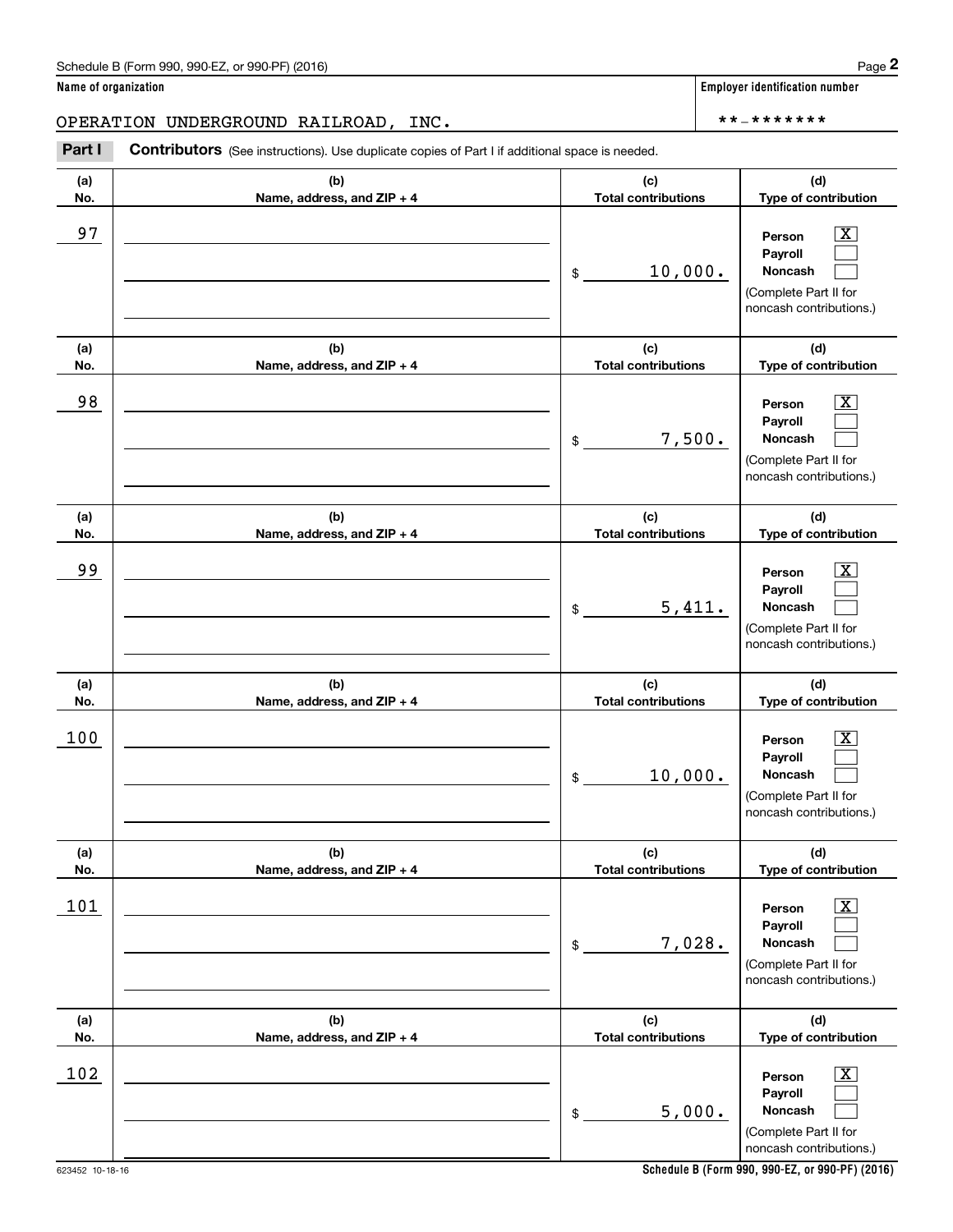Schedule B (Form 990, 990-EZ, or 990-PF) (2016)

**Name of organization**

OPERATION UNDERGROUND RAILROAD, INC.

**Employer identification number**

**-*******

**Part I** **Contributors** (See instructions). Use duplicate copies of Part I if additional space is needed.

| (a) No. | (b) Name, address, and ZIP + 4 | (c) Total contributions | (d) Type of contribution |
|---|---|---|---|
| 97 | | $ 10,000. | Person [X] Payroll [ ] Noncash [ ] (Complete Part II for noncash contributions.) |
| 98 | | $ 7,500. | Person [X] Payroll [ ] Noncash [ ] (Complete Part II for noncash contributions.) |
| 99 | | $ 5,411. | Person [X] Payroll [ ] Noncash [ ] (Complete Part II for noncash contributions.) |
| 100 | | $ 10,000. | Person [X] Payroll [ ] Noncash [ ] (Complete Part II for noncash contributions.) |
| 101 | | $ 7,028. | Person [X] Payroll [ ] Noncash [ ] (Complete Part II for noncash contributions.) |
| 102 | | $ 5,000. | Person [X] Payroll [ ] Noncash [ ] (Complete Part II for noncash contributions.) |

623452 10-18-16

**Schedule B (Form 990, 990-EZ, or 990-PF) (2016)**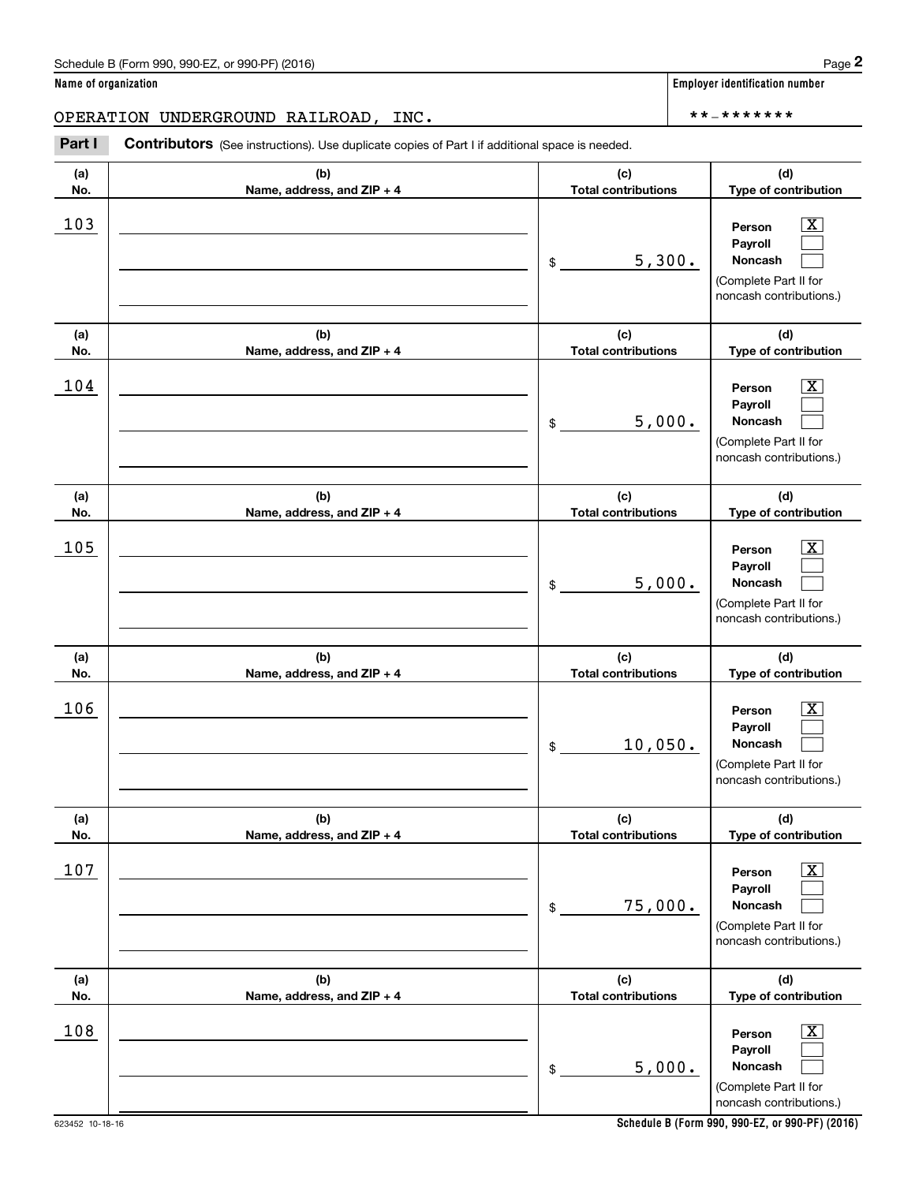Name of organization

OPERATION UNDERGROUND RAILROAD, INC.

Employer identification number

**-*******

**Part I** **Contributors** (See instructions). Use duplicate copies of Part I if additional space is needed.

| (a) No. | (b) Name, address, and ZIP + 4 | (c) Total contributions | (d) Type of contribution |
|---|---|---|---|
| 103 | | $ 5,300. | Person [X] Payroll [ ] Noncash [ ] (Complete Part II for noncash contributions.) |
| 104 | | $ 5,000. | Person [X] Payroll [ ] Noncash [ ] (Complete Part II for noncash contributions.) |
| 105 | | $ 5,000. | Person [X] Payroll [ ] Noncash [ ] (Complete Part II for noncash contributions.) |
| 106 | | $ 10,050. | Person [X] Payroll [ ] Noncash [ ] (Complete Part II for noncash contributions.) |
| 107 | | $ 75,000. | Person [X] Payroll [ ] Noncash [ ] (Complete Part II for noncash contributions.) |
| 108 | | $ 5,000. | Person [X] Payroll [ ] Noncash [ ] (Complete Part II for noncash contributions.) |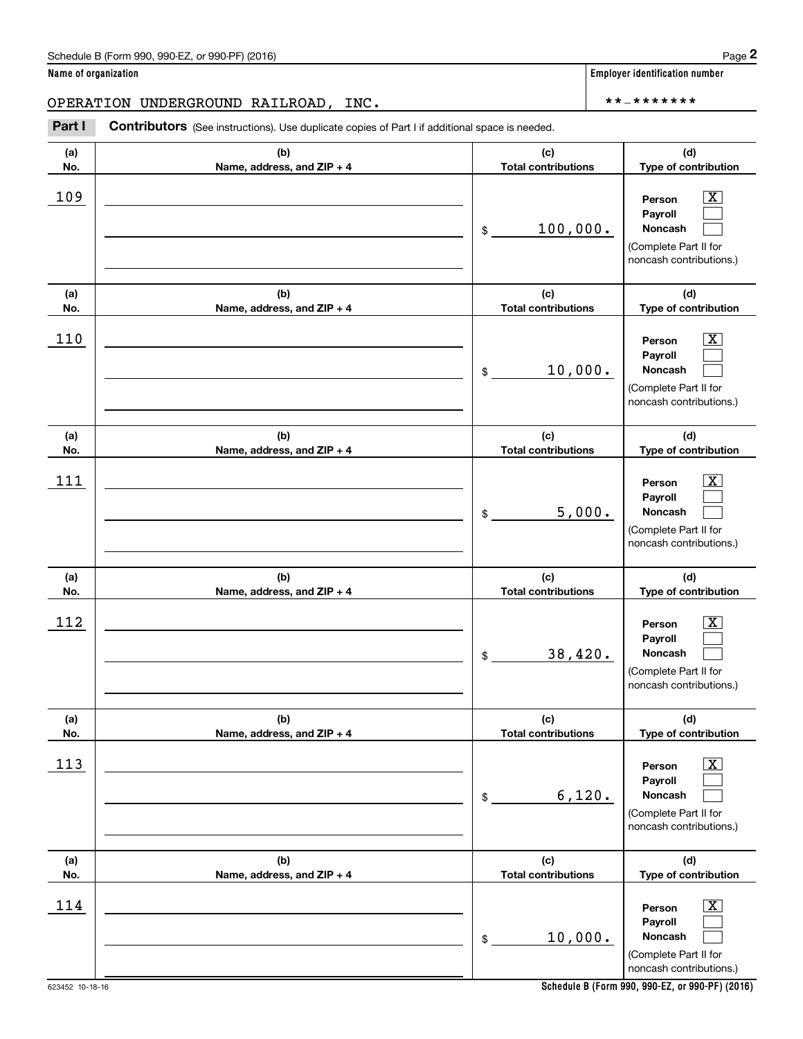Name of organization

OPERATION UNDERGROUND RAILROAD, INC.

Employer identification number

**-*******

**Part I** **Contributors** (See instructions). Use duplicate copies of Part I if additional space is needed.

| (a) No. | (b) Name, address, and ZIP + 4 | (c) Total contributions | (d) Type of contribution |
|---|---|---|---|
| 109 | | $ 100,000. | Person [X] Payroll [ ] Noncash [ ] (Complete Part II for noncash contributions.) |
| 110 | | $ 10,000. | Person [X] Payroll [ ] Noncash [ ] (Complete Part II for noncash contributions.) |
| 111 | | $ 5,000. | Person [X] Payroll [ ] Noncash [ ] (Complete Part II for noncash contributions.) |
| 112 | | $ 38,420. | Person [X] Payroll [ ] Noncash [ ] (Complete Part II for noncash contributions.) |
| 113 | | $ 6,120. | Person [X] Payroll [ ] Noncash [ ] (Complete Part II for noncash contributions.) |
| 114 | | $ 10,000. | Person [X] Payroll [ ] Noncash [ ] (Complete Part II for noncash contributions.) |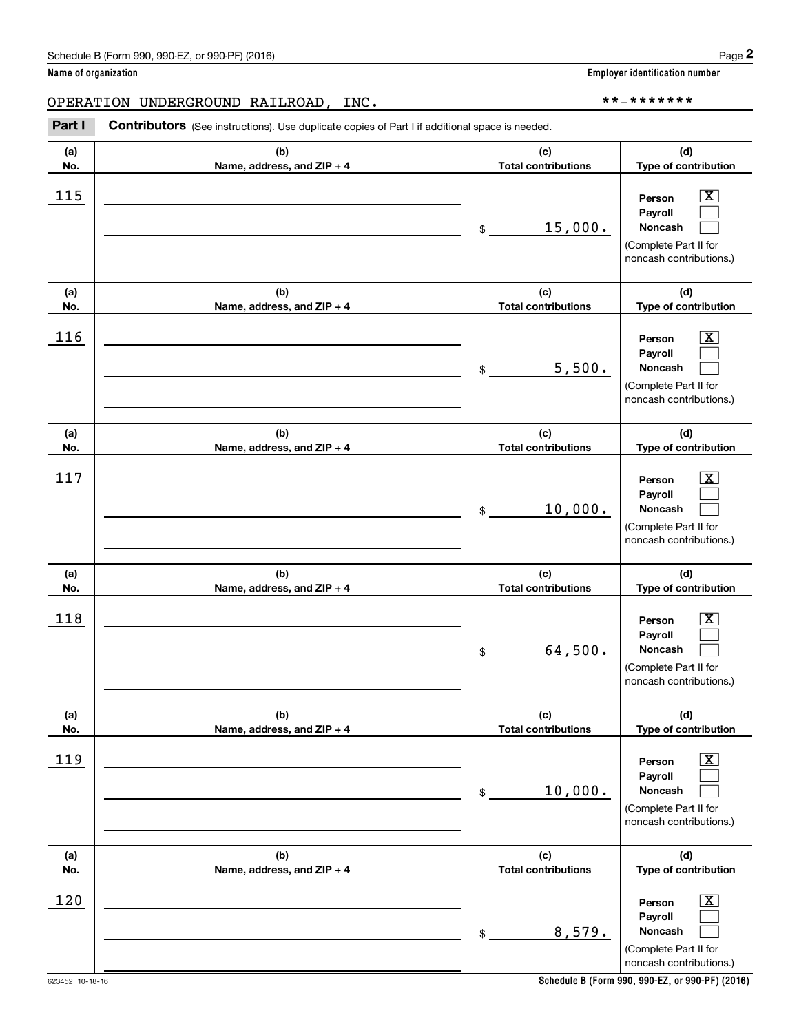Schedule B (Form 990, 990-EZ, or 990-PF) (2016)

**Name of organization**

OPERATION UNDERGROUND RAILROAD, INC.

**Employer identification number**

**-*******

**Part I** **Contributors** (See instructions). Use duplicate copies of Part I if additional space is needed.

| (a) No. | (b) Name, address, and ZIP + 4 | (c) Total contributions | (d) Type of contribution |
|---|---|---|---|
| 115 | | $ 15,000. | Person [X] Payroll [ ] Noncash [ ] (Complete Part II for noncash contributions.) |
| 116 | | $ 5,500. | Person [X] Payroll [ ] Noncash [ ] (Complete Part II for noncash contributions.) |
| 117 | | $ 10,000. | Person [X] Payroll [ ] Noncash [ ] (Complete Part II for noncash contributions.) |
| 118 | | $ 64,500. | Person [X] Payroll [ ] Noncash [ ] (Complete Part II for noncash contributions.) |
| 119 | | $ 10,000. | Person [X] Payroll [ ] Noncash [ ] (Complete Part II for noncash contributions.) |
| 120 | | $ 8,579. | Person [X] Payroll [ ] Noncash [ ] (Complete Part II for noncash contributions.) |

623452 10-18-16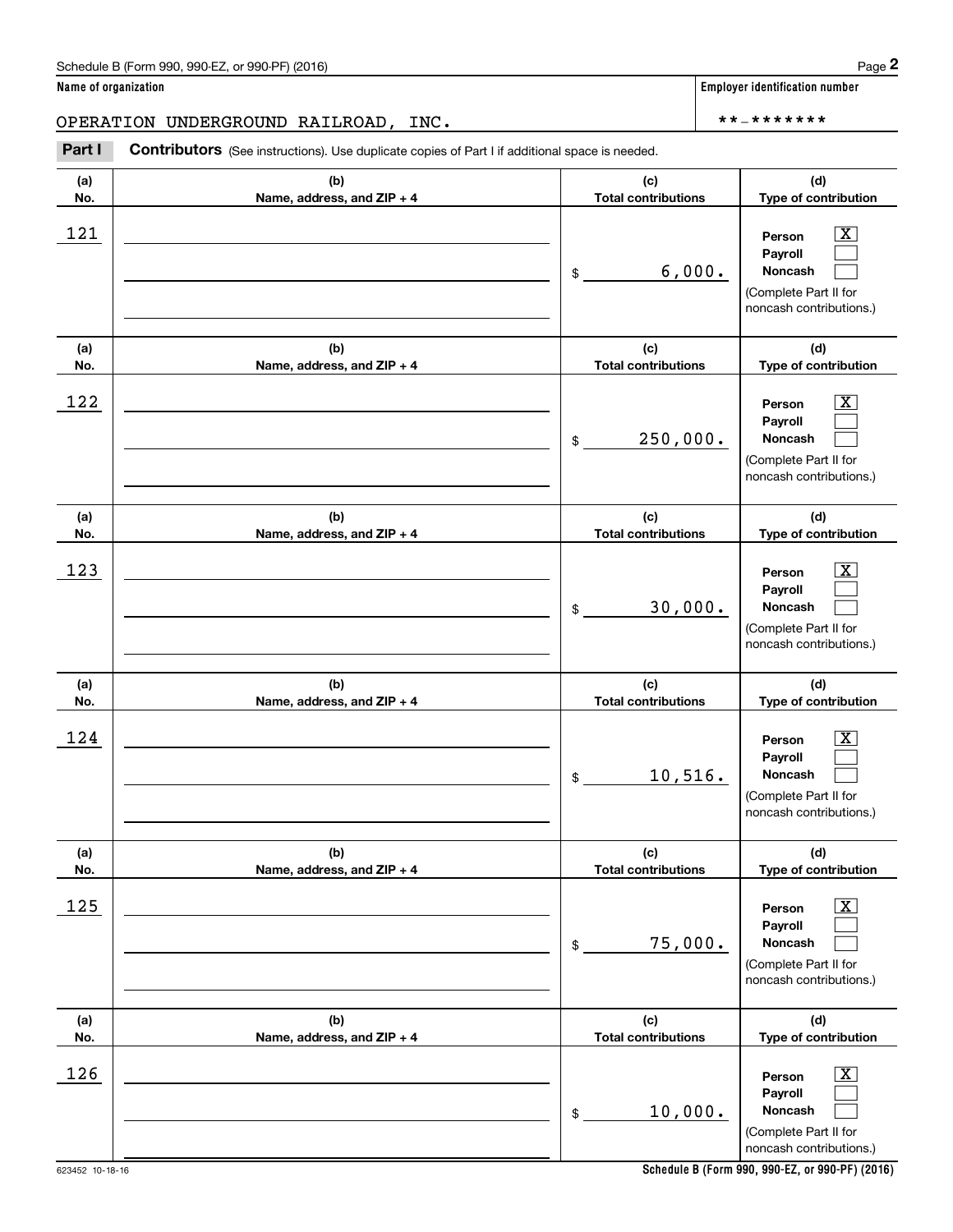**Name of organization**

OPERATION UNDERGROUND RAILROAD, INC.

**Employer identification number**

\*\*-\*\*\*\*\*\*\*

**Part I** **Contributors** (See instructions). Use duplicate copies of Part I if additional space is needed.

| (a) No. | (b) Name, address, and ZIP + 4 | (c) Total contributions | (d) Type of contribution |
|---|---|---|---|
| 121 | | $ 6,000. | Person [X] Payroll [ ] Noncash [ ] (Complete Part II for noncash contributions.) |
| 122 | | $ 250,000. | Person [X] Payroll [ ] Noncash [ ] (Complete Part II for noncash contributions.) |
| 123 | | $ 30,000. | Person [X] Payroll [ ] Noncash [ ] (Complete Part II for noncash contributions.) |
| 124 | | $ 10,516. | Person [X] Payroll [ ] Noncash [ ] (Complete Part II for noncash contributions.) |
| 125 | | $ 75,000. | Person [X] Payroll [ ] Noncash [ ] (Complete Part II for noncash contributions.) |
| 126 | | $ 10,000. | Person [X] Payroll [ ] Noncash [ ] (Complete Part II for noncash contributions.) |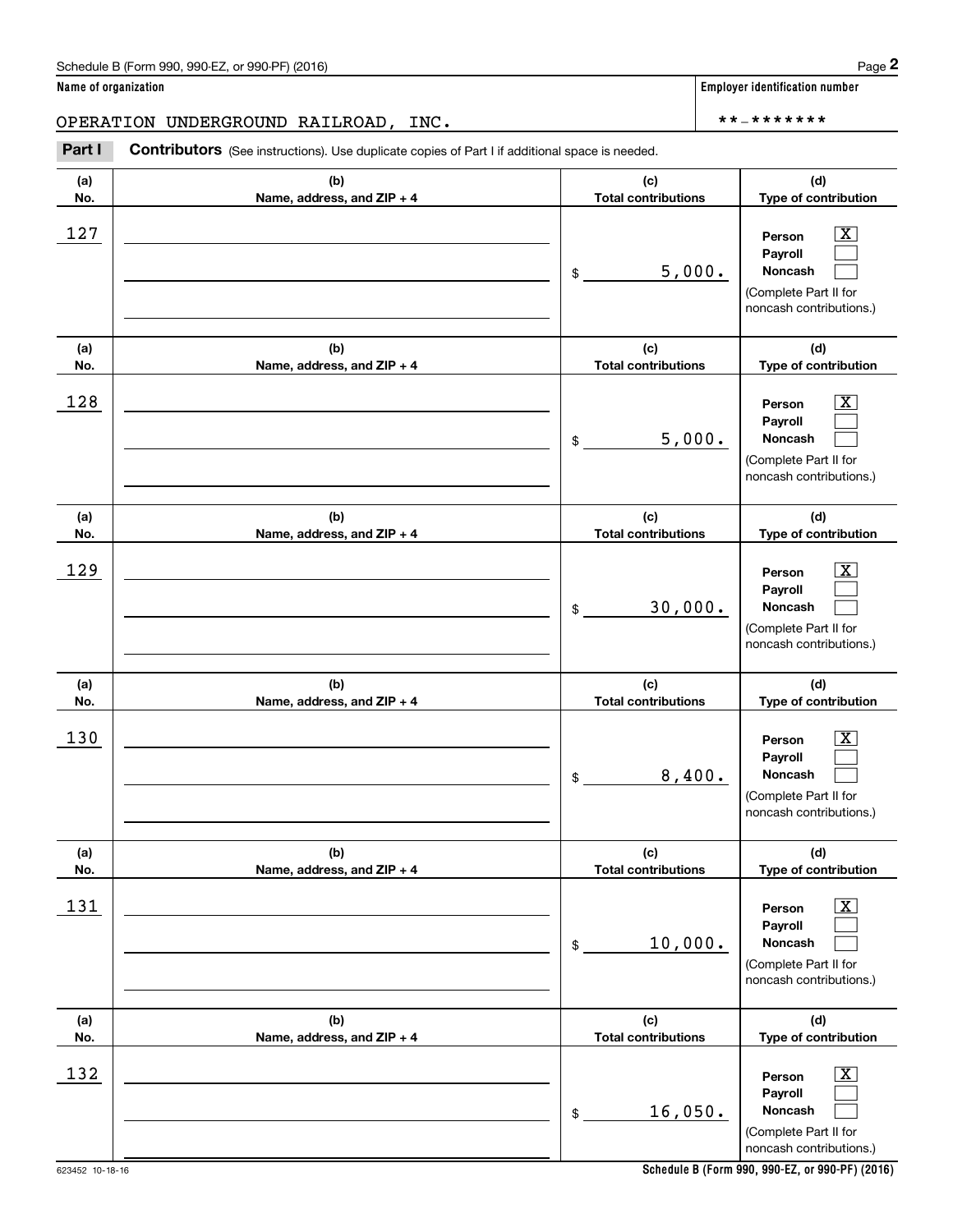Schedule B (Form 990, 990-EZ, or 990-PF) (2016)

**Name of organization**

OPERATION UNDERGROUND RAILROAD, INC.

**Employer identification number**

\*\*-\*\*\*\*\*\*\*

**Part I** **Contributors** (See instructions). Use duplicate copies of Part I if additional space is needed.

| (a) No. | (b) Name, address, and ZIP + 4 | (c) Total contributions | (d) Type of contribution |
|---|---|---|---|
| 127 | | $ 5,000. | Person [X] Payroll [ ] Noncash [ ] (Complete Part II for noncash contributions.) |
| 128 | | $ 5,000. | Person [X] Payroll [ ] Noncash [ ] (Complete Part II for noncash contributions.) |
| 129 | | $ 30,000. | Person [X] Payroll [ ] Noncash [ ] (Complete Part II for noncash contributions.) |
| 130 | | $ 8,400. | Person [X] Payroll [ ] Noncash [ ] (Complete Part II for noncash contributions.) |
| 131 | | $ 10,000. | Person [X] Payroll [ ] Noncash [ ] (Complete Part II for noncash contributions.) |
| 132 | | $ 16,050. | Person [X] Payroll [ ] Noncash [ ] (Complete Part II for noncash contributions.) |

623452 10-18-16

**Schedule B (Form 990, 990-EZ, or 990-PF) (2016)**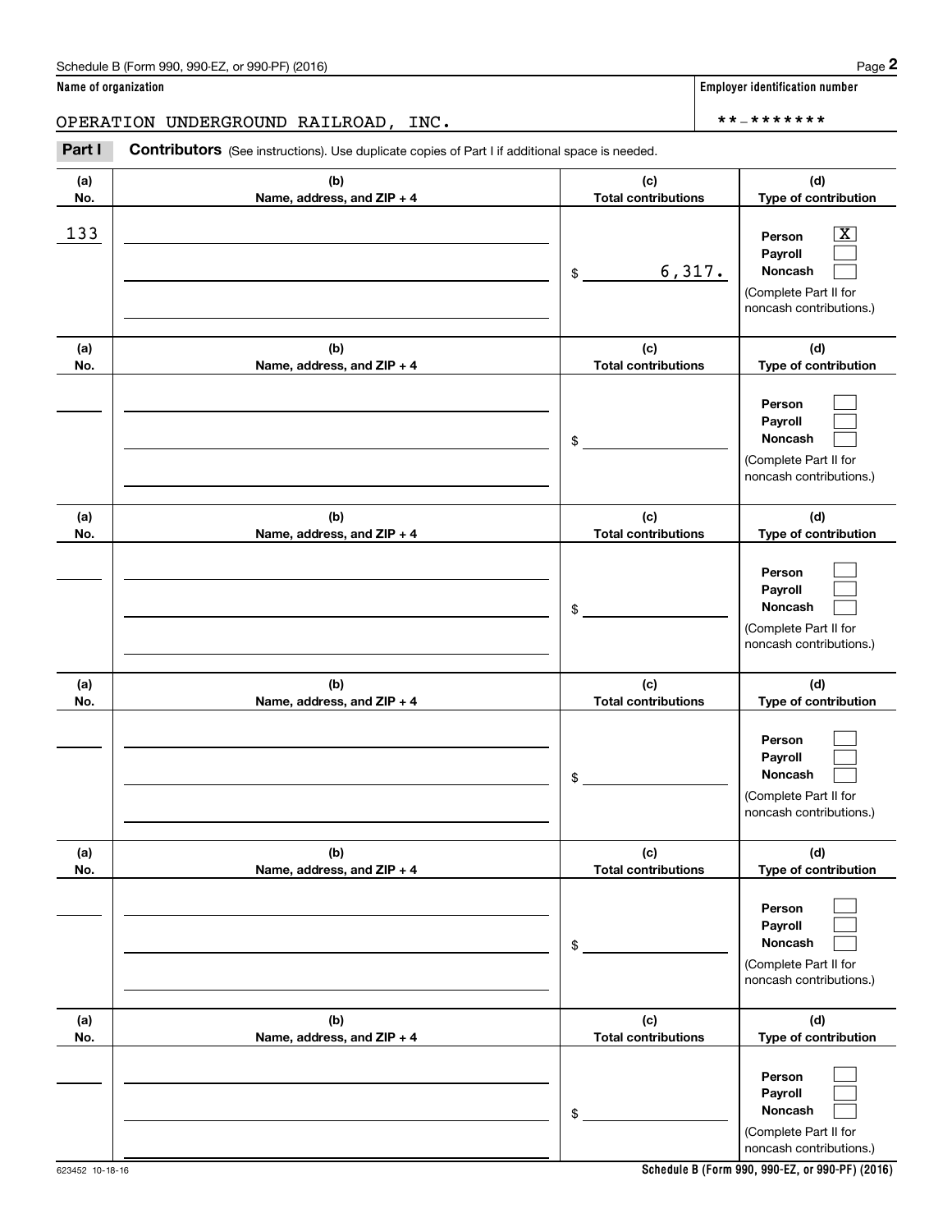**Name of organization**

OPERATION UNDERGROUND RAILROAD, INC.

**Employer identification number**

**-*******

**Part I** **Contributors** (See instructions). Use duplicate copies of Part I if additional space is needed.

| (a) No. | (b) Name, address, and ZIP + 4 | (c) Total contributions | (d) Type of contribution |
|---|---|---|---|
| 133 | | $ 6,317. | Person [X] Payroll [ ] Noncash [ ] (Complete Part II for noncash contributions.) |
| | | $ | Person [ ] Payroll [ ] Noncash [ ] (Complete Part II for noncash contributions.) |
| | | $ | Person [ ] Payroll [ ] Noncash [ ] (Complete Part II for noncash contributions.) |
| | | $ | Person [ ] Payroll [ ] Noncash [ ] (Complete Part II for noncash contributions.) |
| | | $ | Person [ ] Payroll [ ] Noncash [ ] (Complete Part II for noncash contributions.) |
| | | $ | Person [ ] Payroll [ ] Noncash [ ] (Complete Part II for noncash contributions.) |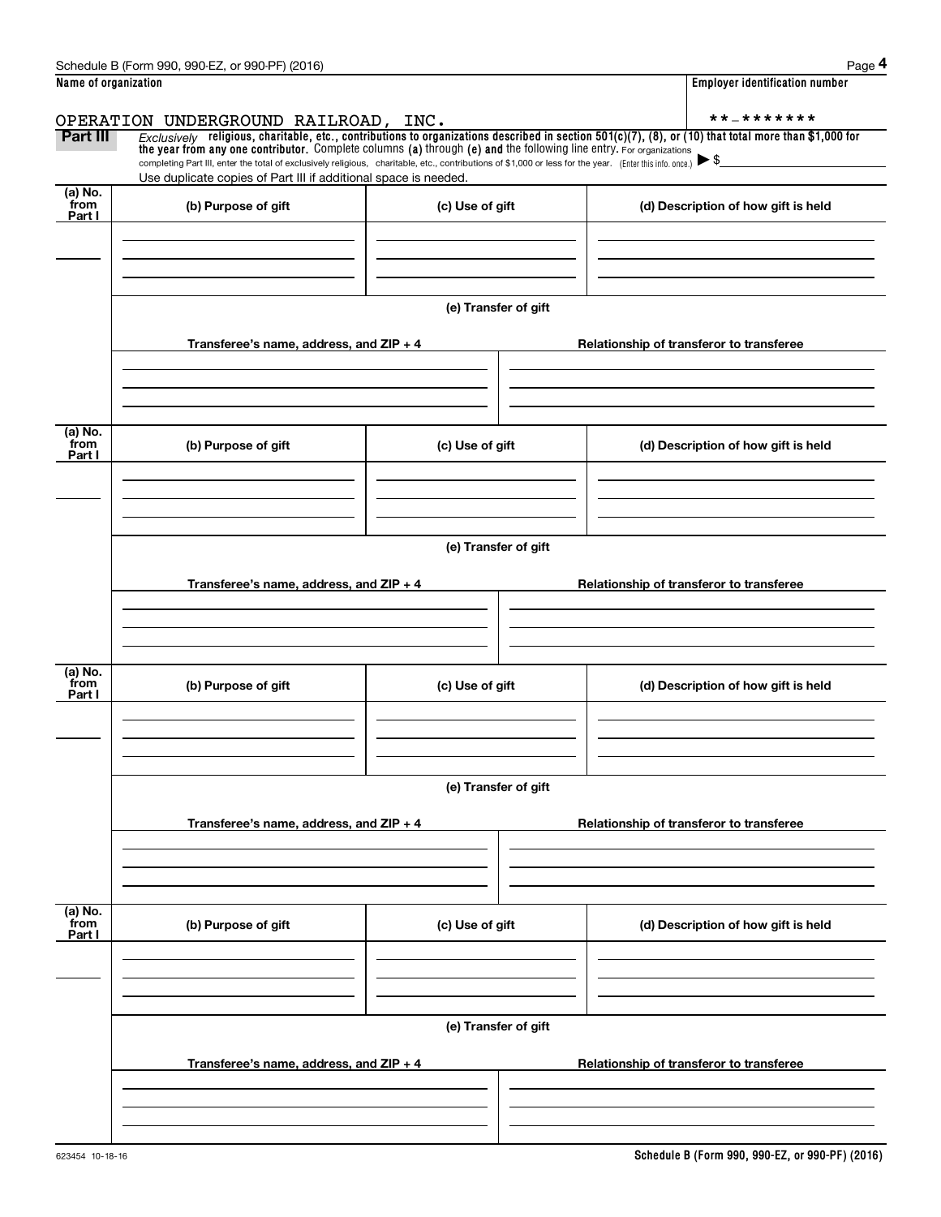Name of organization

OPERATION UNDERGROUND RAILROAD, INC.

Employer identification number

**-*******

**Part III** *Exclusively* **religious, charitable, etc., contributions to organizations described in section 501(c)(7), (8), or (10) that total more than $1,000 for the year from any one contributor.** Complete columns **(a)** through **(e)** and the following line entry. For organizations completing Part III, enter the total of exclusively religious, charitable, etc., contributions of $1,000 or less for the year. (Enter this info. once.) ▶ $

Use duplicate copies of Part III if additional space is needed.

| (a) No. from Part I | (b) Purpose of gift | (c) Use of gift | (d) Description of how gift is held |
|---|---|---|---|
| | | | |

(e) Transfer of gift

| Transferee's name, address, and ZIP + 4 | Relationship of transferor to transferee |
|---|---|
| | |

| (a) No. from Part I | (b) Purpose of gift | (c) Use of gift | (d) Description of how gift is held |
|---|---|---|---|
| | | | |

(e) Transfer of gift

| Transferee's name, address, and ZIP + 4 | Relationship of transferor to transferee |
|---|---|
| | |

| (a) No. from Part I | (b) Purpose of gift | (c) Use of gift | (d) Description of how gift is held |
|---|---|---|---|
| | | | |

(e) Transfer of gift

| Transferee's name, address, and ZIP + 4 | Relationship of transferor to transferee |
|---|---|
| | |

| (a) No. from Part I | (b) Purpose of gift | (c) Use of gift | (d) Description of how gift is held |
|---|---|---|---|
| | | | |

(e) Transfer of gift

| Transferee's name, address, and ZIP + 4 | Relationship of transferor to transferee |
|---|---|
| | |

623454 10-18-16

**Schedule B (Form 990, 990-EZ, or 990-PF) (2016)**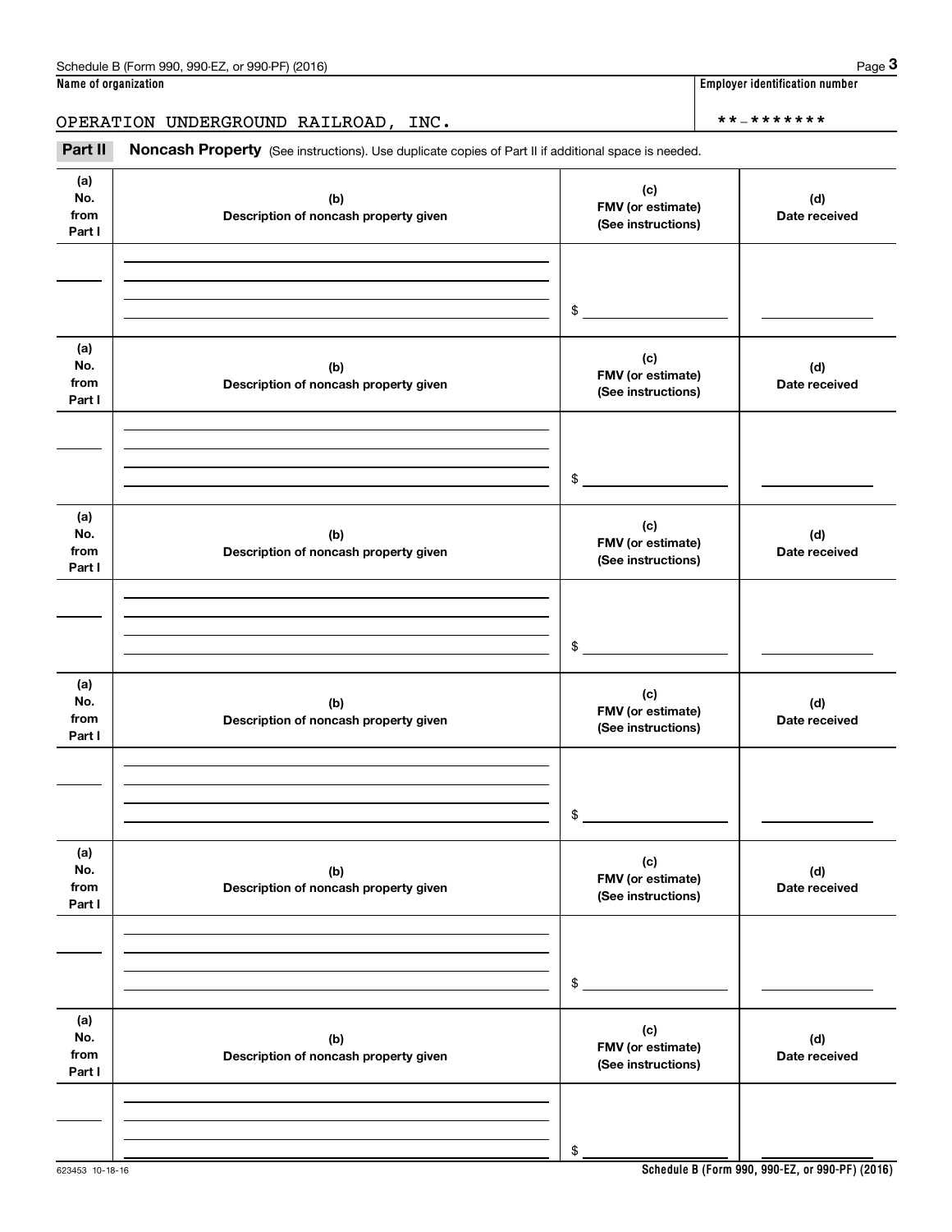Name of organization

OPERATION UNDERGROUND RAILROAD, INC.

Employer identification number

**-*******

**Part II** **Noncash Property** (See instructions). Use duplicate copies of Part II if additional space is needed.

| (a) No. from Part I | (b) Description of noncash property given | (c) FMV (or estimate) (See instructions) | (d) Date received |
|---|---|---|---|
| | | $ | |

| (a) No. from Part I | (b) Description of noncash property given | (c) FMV (or estimate) (See instructions) | (d) Date received |
|---|---|---|---|
| | | $ | |

| (a) No. from Part I | (b) Description of noncash property given | (c) FMV (or estimate) (See instructions) | (d) Date received |
|---|---|---|---|
| | | $ | |

| (a) No. from Part I | (b) Description of noncash property given | (c) FMV (or estimate) (See instructions) | (d) Date received |
|---|---|---|---|
| | | $ | |

| (a) No. from Part I | (b) Description of noncash property given | (c) FMV (or estimate) (See instructions) | (d) Date received |
|---|---|---|---|
| | | $ | |

| (a) No. from Part I | (b) Description of noncash property given | (c) FMV (or estimate) (See instructions) | (d) Date received |
|---|---|---|---|
| | | $ | |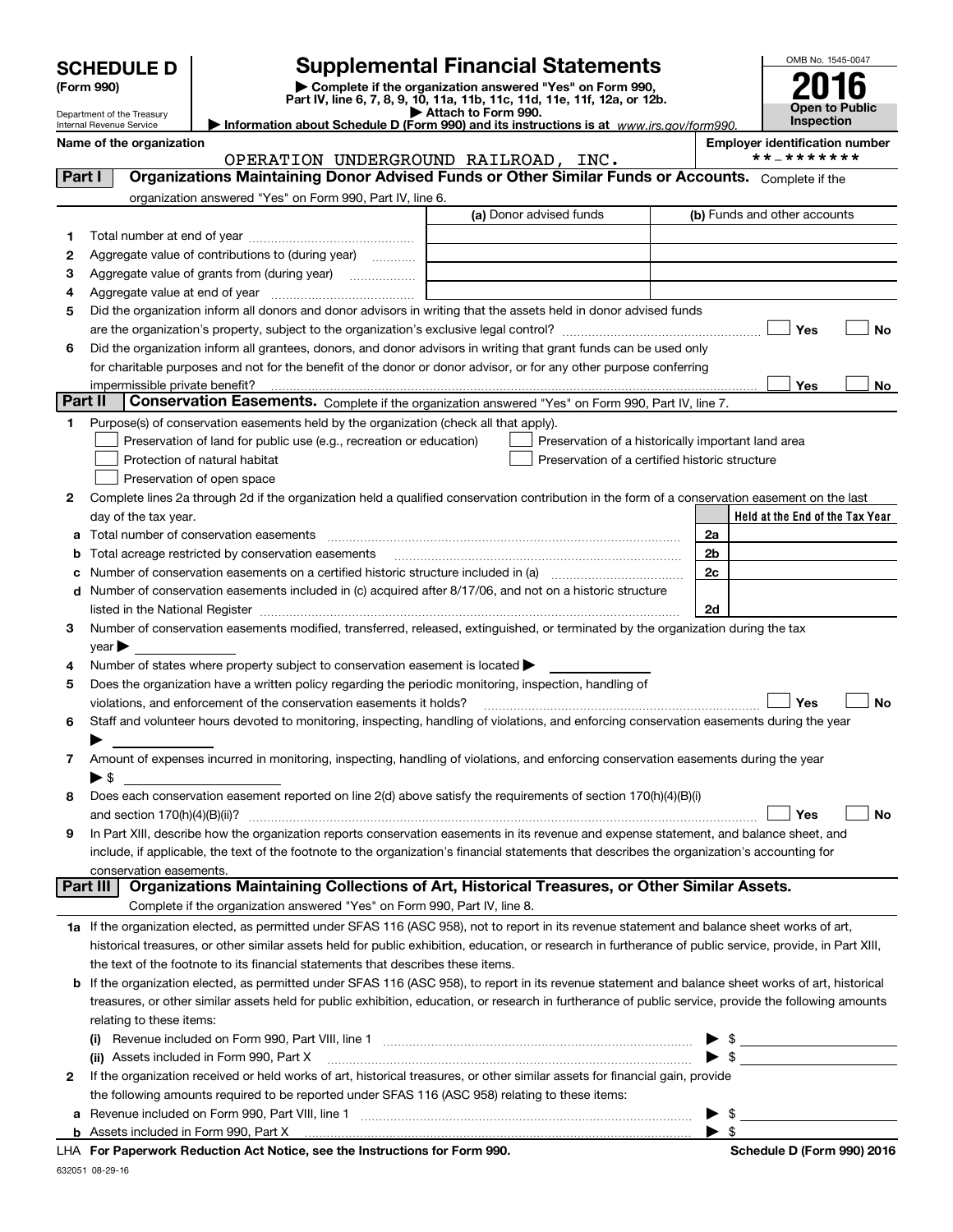# SCHEDULE D (Form 990)

Department of the Treasury
Internal Revenue Service

## Supplemental Financial Statements

▶ Complete if the organization answered "Yes" on Form 990, Part IV, line 6, 7, 8, 9, 10, 11a, 11b, 11c, 11d, 11e, 11f, 12a, or 12b.
▶ Attach to Form 990.
▶ Information about Schedule D (Form 990) and its instructions is at www.irs.gov/form990.

OMB No. 1545-0047

**2016**

**Open to Public Inspection**

**Name of the organization**
OPERATION UNDERGROUND RAILROAD, INC.

**Employer identification number**
\*\*-\*\*\*\*\*\*\*

**Part I Organizations Maintaining Donor Advised Funds or Other Similar Funds or Accounts.** Complete if the organization answered "Yes" on Form 990, Part IV, line 6.

| | | (a) Donor advised funds | (b) Funds and other accounts |
|---|---|---|---|
| 1 | Total number at end of year | | |
| 2 | Aggregate value of contributions to (during year) | | |
| 3 | Aggregate value of grants from (during year) | | |
| 4 | Aggregate value at end of year | | |

5 Did the organization inform all donors and donor advisors in writing that the assets held in donor advised funds are the organization's property, subject to the organization's exclusive legal control? ☐ Yes ☐ No

6 Did the organization inform all grantees, donors, and donor advisors in writing that grant funds can be used only for charitable purposes and not for the benefit of the donor or donor advisor, or for any other purpose conferring impermissible private benefit? ☐ Yes ☐ No

**Part II Conservation Easements.** Complete if the organization answered "Yes" on Form 990, Part IV, line 7.

1 Purpose(s) of conservation easements held by the organization (check all that apply).
- ☐ Preservation of land for public use (e.g., recreation or education)
- ☐ Protection of natural habitat
- ☐ Preservation of open space
- ☐ Preservation of a historically important land area
- ☐ Preservation of a certified historic structure

2 Complete lines 2a through 2d if the organization held a qualified conservation contribution in the form of a conservation easement on the last day of the tax year.

| | | | Held at the End of the Tax Year |
|---|---|---|---|
| a | Total number of conservation easements | 2a | |
| b | Total acreage restricted by conservation easements | 2b | |
| c | Number of conservation easements on a certified historic structure included in (a) | 2c | |
| d | Number of conservation easements included in (c) acquired after 8/17/06, and not on a historic structure listed in the National Register | 2d | |

3 Number of conservation easements modified, transferred, released, extinguished, or terminated by the organization during the tax year ▶

4 Number of states where property subject to conservation easement is located ▶

5 Does the organization have a written policy regarding the periodic monitoring, inspection, handling of violations, and enforcement of the conservation easements it holds? ☐ Yes ☐ No

6 Staff and volunteer hours devoted to monitoring, inspecting, handling of violations, and enforcing conservation easements during the year ▶

7 Amount of expenses incurred in monitoring, inspecting, handling of violations, and enforcing conservation easements during the year ▶ $

8 Does each conservation easement reported on line 2(d) above satisfy the requirements of section 170(h)(4)(B)(i) and section 170(h)(4)(B)(ii)? ☐ Yes ☐ No

9 In Part XIII, describe how the organization reports conservation easements in its revenue and expense statement, and balance sheet, and include, if applicable, the text of the footnote to the organization's financial statements that describes the organization's accounting for conservation easements.

**Part III Organizations Maintaining Collections of Art, Historical Treasures, or Other Similar Assets.** Complete if the organization answered "Yes" on Form 990, Part IV, line 8.

1a If the organization elected, as permitted under SFAS 116 (ASC 958), not to report in its revenue statement and balance sheet works of art, historical treasures, or other similar assets held for public exhibition, education, or research in furtherance of public service, provide, in Part XIII, the text of the footnote to its financial statements that describes these items.

b If the organization elected, as permitted under SFAS 116 (ASC 958), to report in its revenue statement and balance sheet works of art, historical treasures, or other similar assets held for public exhibition, education, or research in furtherance of public service, provide the following amounts relating to these items:

(i) Revenue included on Form 990, Part VIII, line 1 ▶ $

(ii) Assets included in Form 990, Part X ▶ $

2 If the organization received or held works of art, historical treasures, or other similar assets for financial gain, provide the following amounts required to be reported under SFAS 116 (ASC 958) relating to these items:

a Revenue included on Form 990, Part VIII, line 1 ▶ $

b Assets included in Form 990, Part X ▶ $

LHA For Paperwork Reduction Act Notice, see the Instructions for Form 990. Schedule D (Form 990) 2016

632051 08-29-16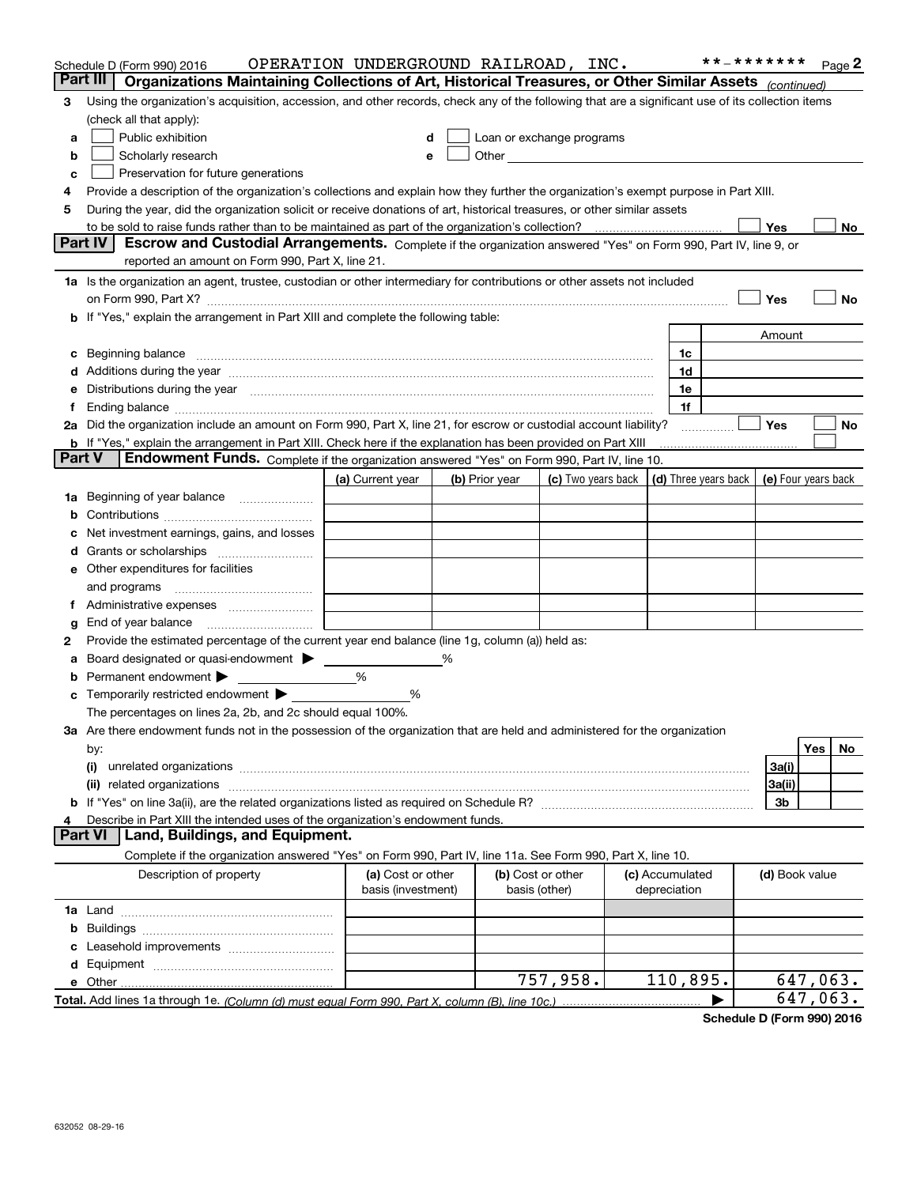Schedule D (Form 990) 2016 OPERATION UNDERGROUND RAILROAD, INC. **-******* Page 2

## Part III Organizations Maintaining Collections of Art, Historical Treasures, or Other Similar Assets *(continued)*

3 Using the organization's acquisition, accession, and other records, check any of the following that are a significant use of its collection items (check all that apply):

- a ☐ Public exhibition
- b ☐ Scholarly research
- c ☐ Preservation for future generations
- d ☐ Loan or exchange programs
- e ☐ Other

4 Provide a description of the organization's collections and explain how they further the organization's exempt purpose in Part XIII.

5 During the year, did the organization solicit or receive donations of art, historical treasures, or other similar assets to be sold to raise funds rather than to be maintained as part of the organization's collection? ☐ Yes ☐ No

## Part IV Escrow and Custodial Arrangements.

Complete if the organization answered "Yes" on Form 990, Part IV, line 9, or reported an amount on Form 990, Part X, line 21.

1a Is the organization an agent, trustee, custodian or other intermediary for contributions or other assets not included on Form 990, Part X? ☐ Yes ☐ No

b If "Yes," explain the arrangement in Part XIII and complete the following table:

| | | Amount |
|---|---|---|
| c Beginning balance | 1c | |
| d Additions during the year | 1d | |
| e Distributions during the year | 1e | |
| f Ending balance | 1f | |

2a Did the organization include an amount on Form 990, Part X, line 21, for escrow or custodial account liability? ☐ Yes ☐ No

b If "Yes," explain the arrangement in Part XIII. Check here if the explanation has been provided on Part XIII ☐

## Part V Endowment Funds.

Complete if the organization answered "Yes" on Form 990, Part IV, line 10.

| | (a) Current year | (b) Prior year | (c) Two years back | (d) Three years back | (e) Four years back |
|---|---|---|---|---|---|
| 1a Beginning of year balance | | | | | |
| b Contributions | | | | | |
| c Net investment earnings, gains, and losses | | | | | |
| d Grants or scholarships | | | | | |
| e Other expenditures for facilities and programs | | | | | |
| f Administrative expenses | | | | | |
| g End of year balance | | | | | |

2 Provide the estimated percentage of the current year end balance (line 1g, column (a)) held as:

- a Board designated or quasi-endowment ▶ ______ %
- b Permanent endowment ▶ ______ %
- c Temporarily restricted endowment ▶ ______ %

The percentages on lines 2a, 2b, and 2c should equal 100%.

3a Are there endowment funds not in the possession of the organization that are held and administered for the organization by:

| | | Yes | No |
|---|---|---|---|
| (i) unrelated organizations | 3a(i) | | |
| (ii) related organizations | 3a(ii) | | |
| b If "Yes" on line 3a(ii), are the related organizations listed as required on Schedule R? | 3b | | |

4 Describe in Part XIII the intended uses of the organization's endowment funds.

## Part VI Land, Buildings, and Equipment.

Complete if the organization answered "Yes" on Form 990, Part IV, line 11a. See Form 990, Part X, line 10.

| Description of property | (a) Cost or other basis (investment) | (b) Cost or other basis (other) | (c) Accumulated depreciation | (d) Book value |
|---|---|---|---|---|
| 1a Land | | | | |
| b Buildings | | | | |
| c Leasehold improvements | | | | |
| d Equipment | | | | |
| e Other | | 757,958. | 110,895. | 647,063. |
| **Total.** Add lines 1a through 1e. *(Column (d) must equal Form 990, Part X, column (B), line 10c.)* | | | ▶ | 647,063. |

**Schedule D (Form 990) 2016**

632052 08-29-16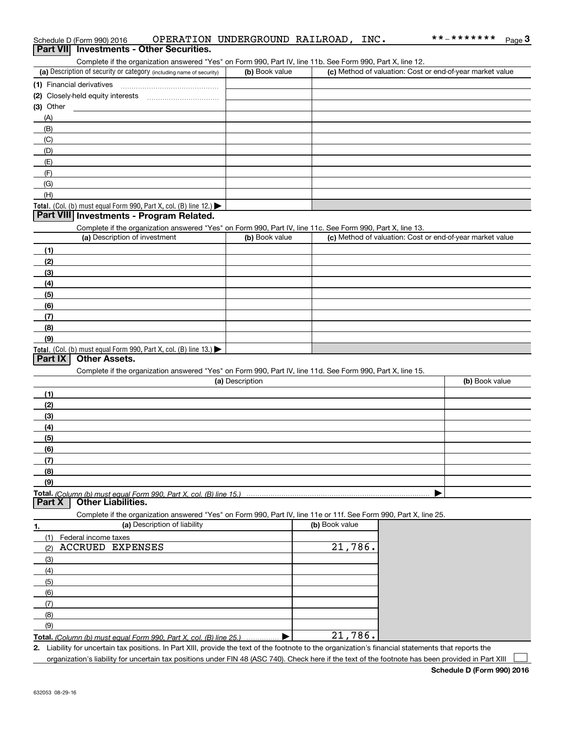Schedule D (Form 990) 2016 OPERATION UNDERGROUND RAILROAD, INC. **-******* Page 3

## Part VII Investments - Other Securities.

Complete if the organization answered "Yes" on Form 990, Part IV, line 11b. See Form 990, Part X, line 12.

| (a) Description of security or category (including name of security) | (b) Book value | (c) Method of valuation: Cost or end-of-year market value |
|---|---|---|
| (1) Financial derivatives | | |
| (2) Closely-held equity interests | | |
| (3) Other | | |
| (A) | | |
| (B) | | |
| (C) | | |
| (D) | | |
| (E) | | |
| (F) | | |
| (G) | | |
| (H) | | |
| **Total.** (Col. (b) must equal Form 990, Part X, col. (B) line 12.) ▶ | | |

## Part VIII Investments - Program Related.

Complete if the organization answered "Yes" on Form 990, Part IV, line 11c. See Form 990, Part X, line 13.

| (a) Description of investment | (b) Book value | (c) Method of valuation: Cost or end-of-year market value |
|---|---|---|
| (1) | | |
| (2) | | |
| (3) | | |
| (4) | | |
| (5) | | |
| (6) | | |
| (7) | | |
| (8) | | |
| (9) | | |
| **Total.** (Col. (b) must equal Form 990, Part X, col. (B) line 13.) ▶ | | |

## Part IX Other Assets.

Complete if the organization answered "Yes" on Form 990, Part IV, line 11d. See Form 990, Part X, line 15.

| (a) Description | (b) Book value |
|---|---|
| (1) | |
| (2) | |
| (3) | |
| (4) | |
| (5) | |
| (6) | |
| (7) | |
| (8) | |
| (9) | |
| **Total.** *(Column (b) must equal Form 990, Part X, col. (B) line 15.)* ▶ | |

## Part X Other Liabilities.

Complete if the organization answered "Yes" on Form 990, Part IV, line 11e or 11f. See Form 990, Part X, line 25.

| 1. (a) Description of liability | (b) Book value |
|---|---|
| (1) Federal income taxes | |
| (2) ACCRUED EXPENSES | 21,786. |
| (3) | |
| (4) | |
| (5) | |
| (6) | |
| (7) | |
| (8) | |
| (9) | |
| **Total.** *(Column (b) must equal Form 990, Part X, col. (B) line 25.)* ▶ | 21,786. |

2. Liability for uncertain tax positions. In Part XIII, provide the text of the footnote to the organization's financial statements that reports the organization's liability for uncertain tax positions under FIN 48 (ASC 740). Check here if the text of the footnote has been provided in Part XIII ☐

**Schedule D (Form 990) 2016**

632053 08-29-16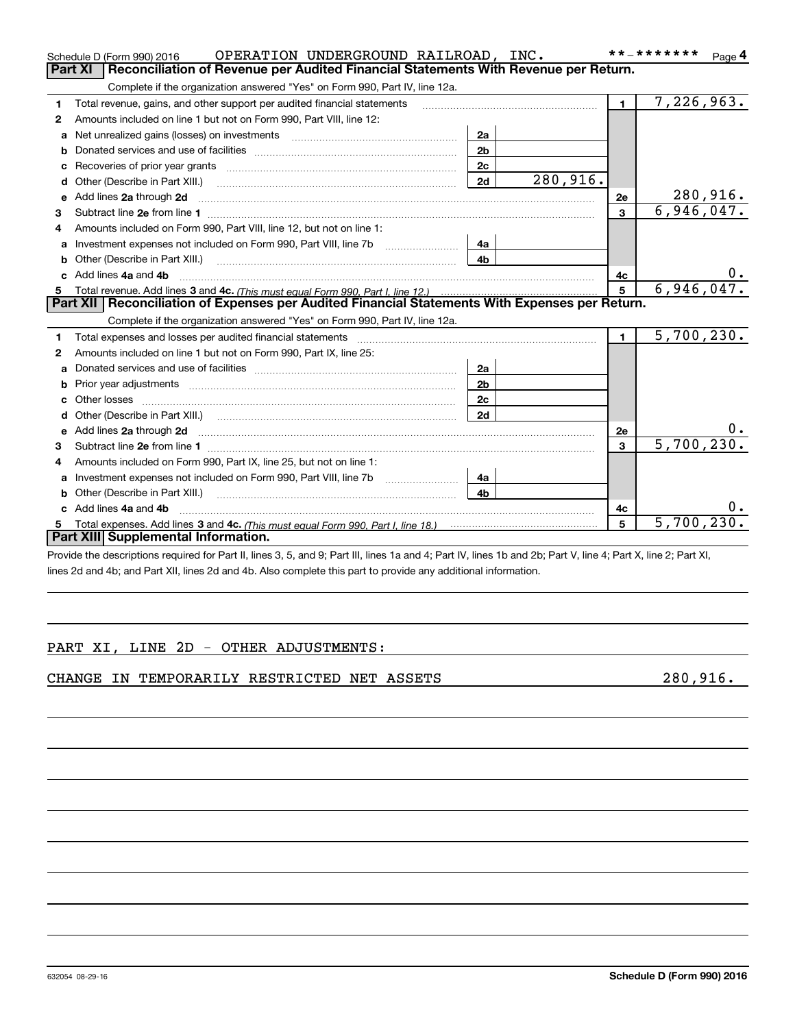Schedule D (Form 990) 2016 OPERATION UNDERGROUND RAILROAD, INC. **-******* Page 4

## Part XI Reconciliation of Revenue per Audited Financial Statements With Revenue per Return.

Complete if the organization answered "Yes" on Form 990, Part IV, line 12a.

| | | | | | |
|---|---|---|---|---|---|
| 1 | Total revenue, gains, and other support per audited financial statements | | | 1 | 7,226,963. |
| 2 | Amounts included on line 1 but not on Form 990, Part VIII, line 12: | | | | |
| a | Net unrealized gains (losses) on investments | 2a | | | |
| b | Donated services and use of facilities | 2b | | | |
| c | Recoveries of prior year grants | 2c | | | |
| d | Other (Describe in Part XIII.) | 2d | 280,916. | | |
| e | Add lines 2a through 2d | | | 2e | 280,916. |
| 3 | Subtract line 2e from line 1 | | | 3 | 6,946,047. |
| 4 | Amounts included on Form 990, Part VIII, line 12, but not on line 1: | | | | |
| a | Investment expenses not included on Form 990, Part VIII, line 7b | 4a | | | |
| b | Other (Describe in Part XIII.) | 4b | | | |
| c | Add lines 4a and 4b | | | 4c | 0. |
| 5 | Total revenue. Add lines 3 and 4c. *(This must equal Form 990, Part I, line 12.)* | | | 5 | 6,946,047. |

## Part XII Reconciliation of Expenses per Audited Financial Statements With Expenses per Return.

Complete if the organization answered "Yes" on Form 990, Part IV, line 12a.

| | | | | | |
|---|---|---|---|---|---|
| 1 | Total expenses and losses per audited financial statements | | | 1 | 5,700,230. |
| 2 | Amounts included on line 1 but not on Form 990, Part IX, line 25: | | | | |
| a | Donated services and use of facilities | 2a | | | |
| b | Prior year adjustments | 2b | | | |
| c | Other losses | 2c | | | |
| d | Other (Describe in Part XIII.) | 2d | | | |
| e | Add lines 2a through 2d | | | 2e | 0. |
| 3 | Subtract line 2e from line 1 | | | 3 | 5,700,230. |
| 4 | Amounts included on Form 990, Part IX, line 25, but not on line 1: | | | | |
| a | Investment expenses not included on Form 990, Part VIII, line 7b | 4a | | | |
| b | Other (Describe in Part XIII.) | 4b | | | |
| c | Add lines 4a and 4b | | | 4c | 0. |
| 5 | Total expenses. Add lines 3 and 4c. *(This must equal Form 990, Part I, line 18.)* | | | 5 | 5,700,230. |

## Part XIII Supplemental Information.

Provide the descriptions required for Part II, lines 3, 5, and 9; Part III, lines 1a and 4; Part IV, lines 1b and 2b; Part V, line 4; Part X, line 2; Part XI, lines 2d and 4b; and Part XII, lines 2d and 4b. Also complete this part to provide any additional information.

PART XI, LINE 2D - OTHER ADJUSTMENTS:

CHANGE IN TEMPORARILY RESTRICTED NET ASSETS 280,916.

632054 08-29-16 **Schedule D (Form 990) 2016**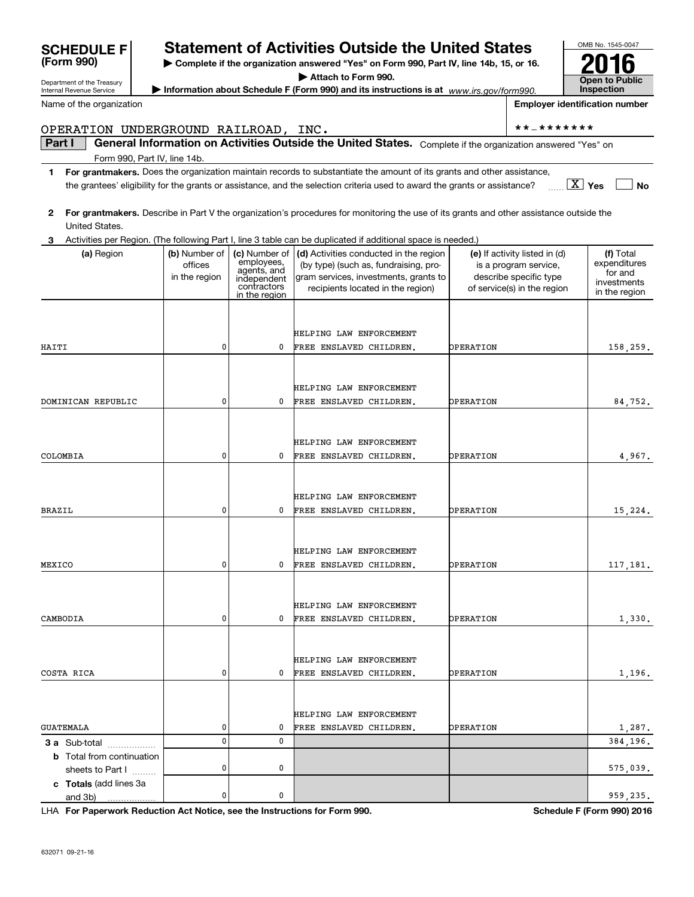**SCHEDULE F (Form 990)**

Department of the Treasury
Internal Revenue Service

# Statement of Activities Outside the United States

▶ **Complete if the organization answered "Yes" on Form 990, Part IV, line 14b, 15, or 16.**
▶ **Attach to Form 990.**
▶ **Information about Schedule F (Form 990) and its instructions is at** *www.irs.gov/form990.*

OMB No. 1545-0047

**2016**

**Open to Public Inspection**

Name of the organization: OPERATION UNDERGROUND RAILROAD, INC.

**Employer identification number**: **-*******

**Part I** **General Information on Activities Outside the United States.** Complete if the organization answered "Yes" on Form 990, Part IV, line 14b.

1 **For grantmakers.** Does the organization maintain records to substantiate the amount of its grants and other assistance, the grantees' eligibility for the grants or assistance, and the selection criteria used to award the grants or assistance? [X] Yes [ ] No

2 **For grantmakers.** Describe in Part V the organization's procedures for monitoring the use of its grants and other assistance outside the United States.

3 Activities per Region. (The following Part I, line 3 table can be duplicated if additional space is needed.)

| (a) Region | (b) Number of offices in the region | (c) Number of employees, agents, and independent contractors in the region | (d) Activities conducted in the region (by type) (such as, fundraising, program services, investments, grants to recipients located in the region) | (e) If activity listed in (d) is a program service, describe specific type of service(s) in the region | (f) Total expenditures for and investments in the region |
|---|---|---|---|---|---|
| HAITI | 0 | 0 | HELPING LAW ENFORCEMENT FREE ENSLAVED CHILDREN. | OPERATION | 158,259. |
| DOMINICAN REPUBLIC | 0 | 0 | HELPING LAW ENFORCEMENT FREE ENSLAVED CHILDREN. | OPERATION | 84,752. |
| COLOMBIA | 0 | 0 | HELPING LAW ENFORCEMENT FREE ENSLAVED CHILDREN. | OPERATION | 4,967. |
| BRAZIL | 0 | 0 | HELPING LAW ENFORCEMENT FREE ENSLAVED CHILDREN. | OPERATION | 15,224. |
| MEXICO | 0 | 0 | HELPING LAW ENFORCEMENT FREE ENSLAVED CHILDREN. | OPERATION | 117,181. |
| CAMBODIA | 0 | 0 | HELPING LAW ENFORCEMENT FREE ENSLAVED CHILDREN. | OPERATION | 1,330. |
| COSTA RICA | 0 | 0 | HELPING LAW ENFORCEMENT FREE ENSLAVED CHILDREN. | OPERATION | 1,196. |
| GUATEMALA | 0 | 0 | HELPING LAW ENFORCEMENT FREE ENSLAVED CHILDREN. | OPERATION | 1,287. |
| **3 a** Sub-total | 0 | 0 | | | 384,196. |
| **b** Total from continuation sheets to Part I | 0 | 0 | | | 575,039. |
| **c Totals** (add lines 3a and 3b) | 0 | 0 | | | 959,235. |

LHA **For Paperwork Reduction Act Notice, see the Instructions for Form 990.** **Schedule F (Form 990) 2016**

632071 09-21-16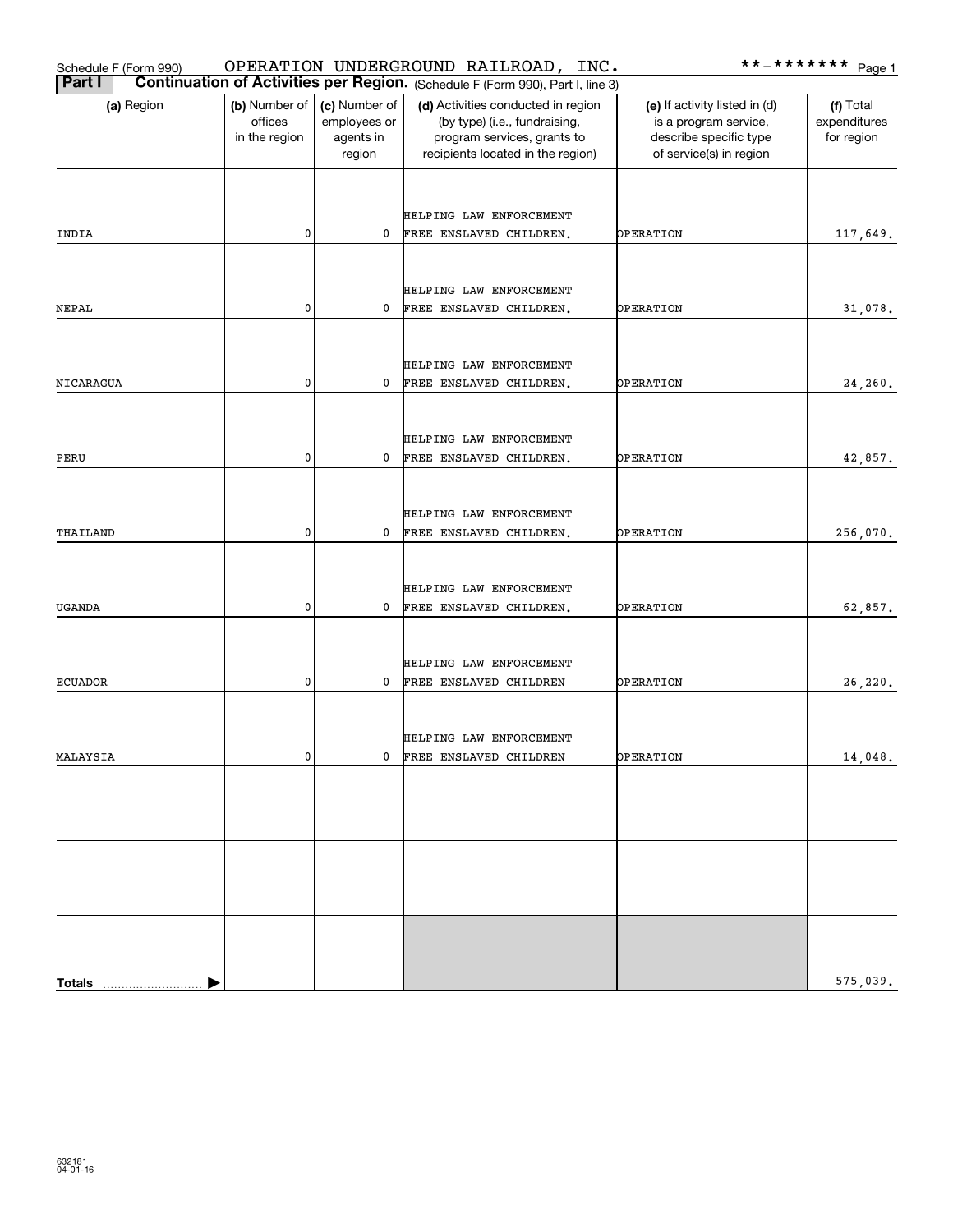Schedule F (Form 990) OPERATION UNDERGROUND RAILROAD, INC. **-*******

## Part I Continuation of Activities per Region. (Schedule F (Form 990), Part I, line 3)

| (a) Region | (b) Number of offices in the region | (c) Number of employees or agents in region | (d) Activities conducted in region (by type) (i.e., fundraising, program services, grants to recipients located in the region) | (e) If activity listed in (d) is a program service, describe specific type of service(s) in region | (f) Total expenditures for region |
|---|---|---|---|---|---|
| INDIA | 0 | 0 | HELPING LAW ENFORCEMENT FREE ENSLAVED CHILDREN. | OPERATION | 117,649. |
| NEPAL | 0 | 0 | HELPING LAW ENFORCEMENT FREE ENSLAVED CHILDREN. | OPERATION | 31,078. |
| NICARAGUA | 0 | 0 | HELPING LAW ENFORCEMENT FREE ENSLAVED CHILDREN. | OPERATION | 24,260. |
| PERU | 0 | 0 | HELPING LAW ENFORCEMENT FREE ENSLAVED CHILDREN. | OPERATION | 42,857. |
| THAILAND | 0 | 0 | HELPING LAW ENFORCEMENT FREE ENSLAVED CHILDREN. | OPERATION | 256,070. |
| UGANDA | 0 | 0 | HELPING LAW ENFORCEMENT FREE ENSLAVED CHILDREN. | OPERATION | 62,857. |
| ECUADOR | 0 | 0 | HELPING LAW ENFORCEMENT FREE ENSLAVED CHILDREN | OPERATION | 26,220. |
| MALAYSIA | 0 | 0 | HELPING LAW ENFORCEMENT FREE ENSLAVED CHILDREN | OPERATION | 14,048. |
| | | | | | |
| | | | | | |
| **Totals** | | | | | 575,039. |

632181 04-01-16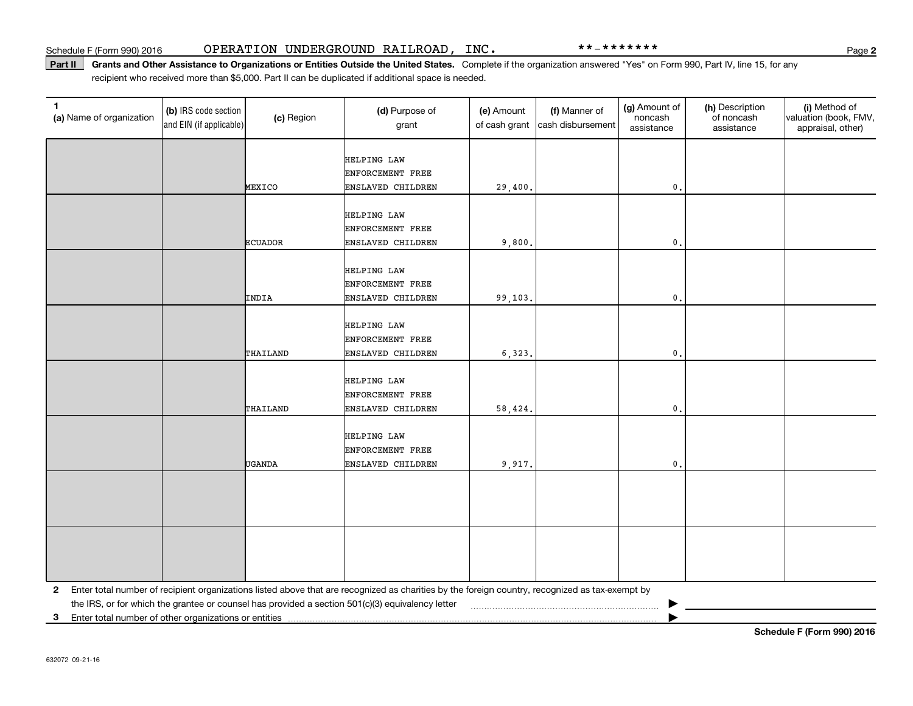Schedule F (Form 990) 2016 OPERATION UNDERGROUND RAILROAD, INC. **-*******

**Part II** **Grants and Other Assistance to Organizations or Entities Outside the United States.** Complete if the organization answered "Yes" on Form 990, Part IV, line 15, for any recipient who received more than $5,000. Part II can be duplicated if additional space is needed.

| 1 (a) Name of organization | (b) IRS code section and EIN (if applicable) | (c) Region | (d) Purpose of grant | (e) Amount of cash grant | (f) Manner of cash disbursement | (g) Amount of noncash assistance | (h) Description of noncash assistance | (i) Method of valuation (book, FMV, appraisal, other) |
|---|---|---|---|---|---|---|---|---|
| | | MEXICO | HELPING LAW ENFORCEMENT FREE ENSLAVED CHILDREN | 29,400. | | 0. | | |
| | | ECUADOR | HELPING LAW ENFORCEMENT FREE ENSLAVED CHILDREN | 9,800. | | 0. | | |
| | | INDIA | HELPING LAW ENFORCEMENT FREE ENSLAVED CHILDREN | 99,103. | | 0. | | |
| | | THAILAND | HELPING LAW ENFORCEMENT FREE ENSLAVED CHILDREN | 6,323. | | 0. | | |
| | | THAILAND | HELPING LAW ENFORCEMENT FREE ENSLAVED CHILDREN | 58,424. | | 0. | | |
| | | UGANDA | HELPING LAW ENFORCEMENT FREE ENSLAVED CHILDREN | 9,917. | | 0. | | |
| | | | | | | | | |
| | | | | | | | | |

**2** Enter total number of recipient organizations listed above that are recognized as charities by the foreign country, recognized as tax-exempt by the IRS, or for which the grantee or counsel has provided a section 501(c)(3) equivalency letter ▶

**3** Enter total number of other organizations or entities ▶

**Schedule F (Form 990) 2016**

632072 09-21-16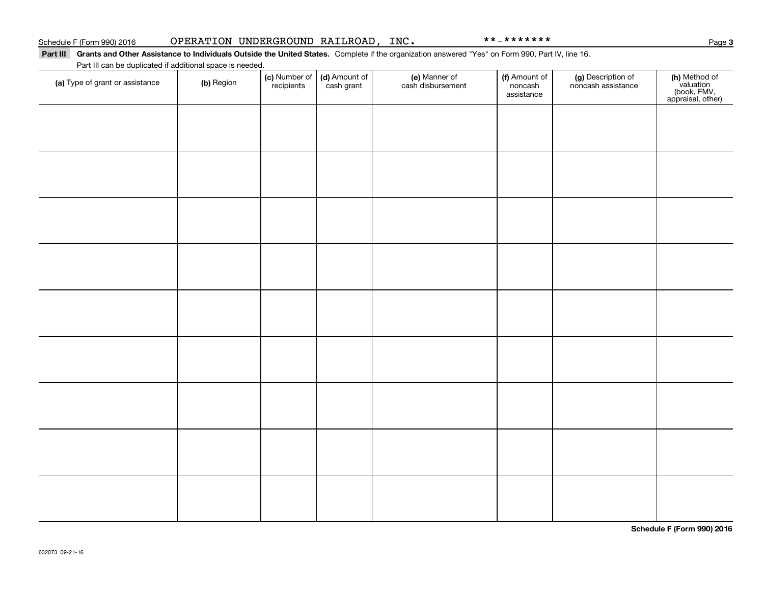Schedule F (Form 990) 2016 OPERATION UNDERGROUND RAILROAD, INC. **-*******

**Part III** **Grants and Other Assistance to Individuals Outside the United States.** Complete if the organization answered "Yes" on Form 990, Part IV, line 16.
Part III can be duplicated if additional space is needed.

| **(a)** Type of grant or assistance | **(b)** Region | **(c)** Number of recipients | **(d)** Amount of cash grant | **(e)** Manner of cash disbursement | **(f)** Amount of noncash assistance | **(g)** Description of noncash assistance | **(h)** Method of valuation (book, FMV, appraisal, other) |
|---|---|---|---|---|---|---|---|
| | | | | | | | |
| | | | | | | | |
| | | | | | | | |
| | | | | | | | |
| | | | | | | | |
| | | | | | | | |
| | | | | | | | |
| | | | | | | | |
| | | | | | | | |

**Schedule F (Form 990) 2016**

632073 09-21-16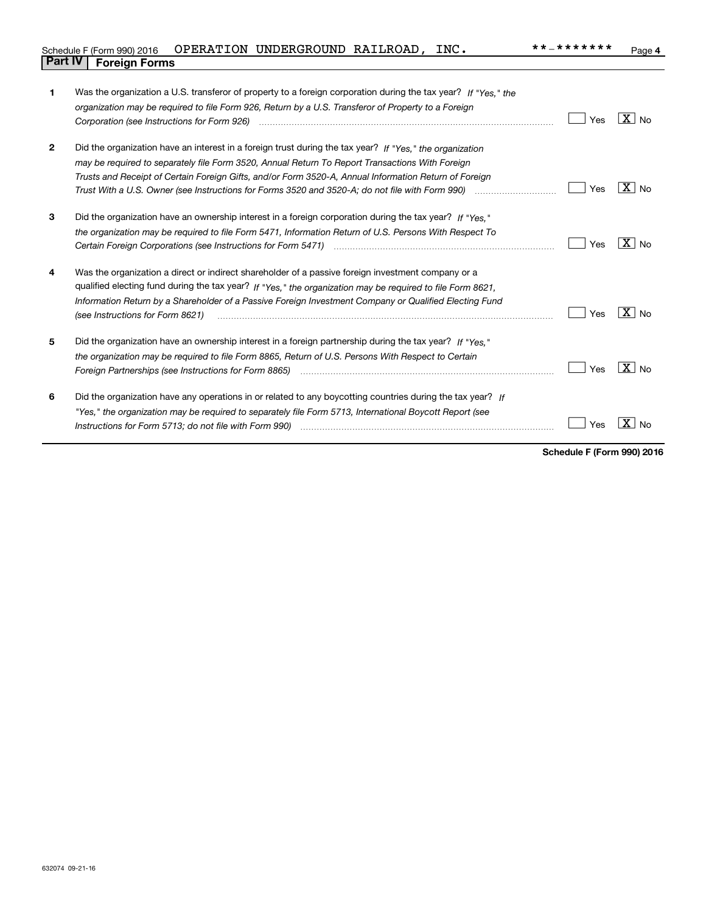Schedule F (Form 990) 2016 OPERATION UNDERGROUND RAILROAD, INC. **-******* Page 4

**Part IV | Foreign Forms**

| | | Yes | No |
|---|---|---|---|
| 1 | Was the organization a U.S. transferor of property to a foreign corporation during the tax year? *If "Yes," the organization may be required to file Form 926, Return by a U.S. Transferor of Property to a Foreign Corporation (see Instructions for Form 926)* | | X |
| 2 | Did the organization have an interest in a foreign trust during the tax year? *If "Yes," the organization may be required to separately file Form 3520, Annual Return To Report Transactions With Foreign Trusts and Receipt of Certain Foreign Gifts, and/or Form 3520-A, Annual Information Return of Foreign Trust With a U.S. Owner (see Instructions for Forms 3520 and 3520-A; do not file with Form 990)* | | X |
| 3 | Did the organization have an ownership interest in a foreign corporation during the tax year? *If "Yes," the organization may be required to file Form 5471, Information Return of U.S. Persons With Respect To Certain Foreign Corporations (see Instructions for Form 5471)* | | X |
| 4 | Was the organization a direct or indirect shareholder of a passive foreign investment company or a qualified electing fund during the tax year? *If "Yes," the organization may be required to file Form 8621, Information Return by a Shareholder of a Passive Foreign Investment Company or Qualified Electing Fund (see Instructions for Form 8621)* | | X |
| 5 | Did the organization have an ownership interest in a foreign partnership during the tax year? *If "Yes," the organization may be required to file Form 8865, Return of U.S. Persons With Respect to Certain Foreign Partnerships (see Instructions for Form 8865)* | | X |
| 6 | Did the organization have any operations in or related to any boycotting countries during the tax year? *If "Yes," the organization may be required to separately file Form 5713, International Boycott Report (see Instructions for Form 5713; do not file with Form 990)* | | X |

**Schedule F (Form 990) 2016**

632074 09-21-16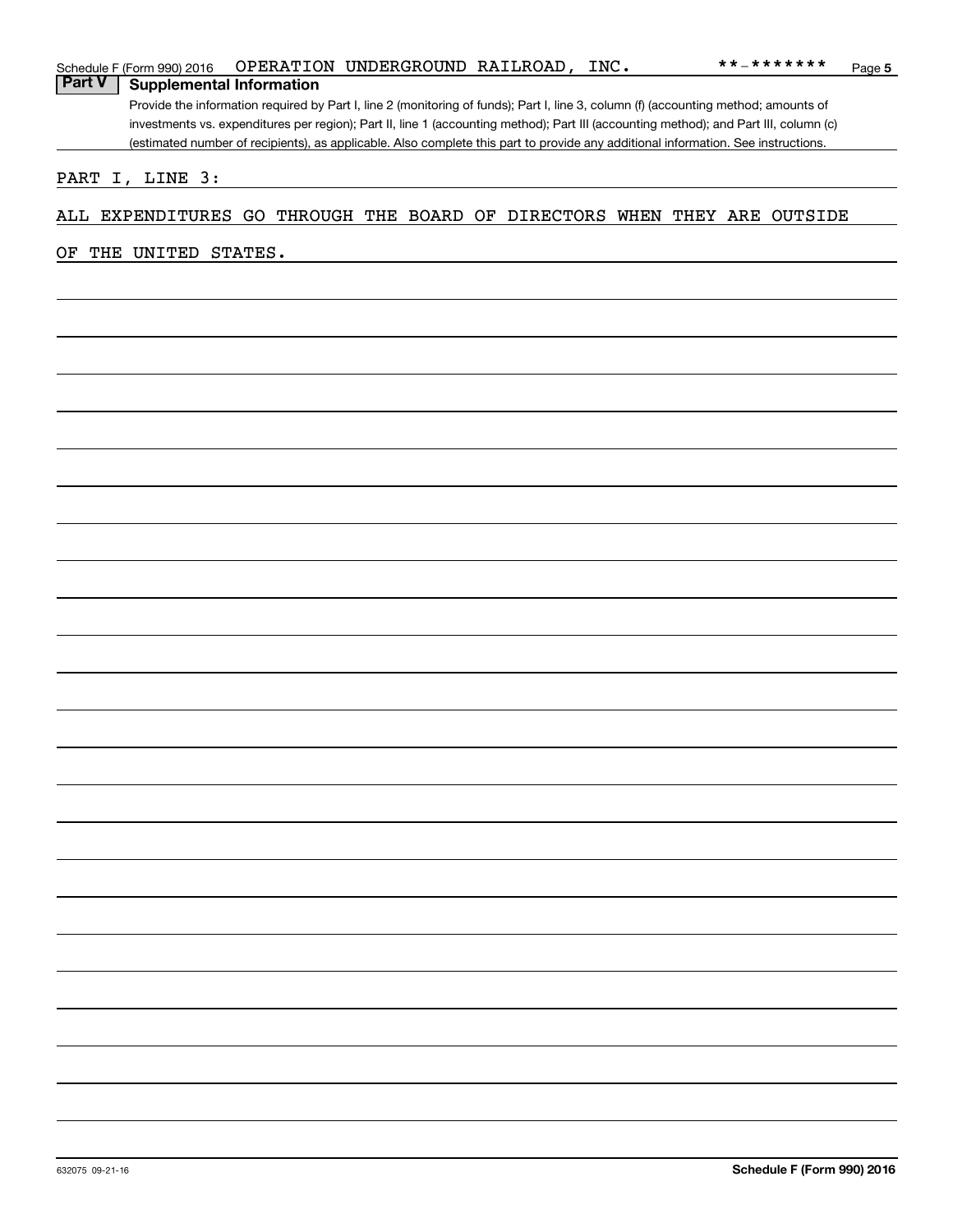Schedule F (Form 990) 2016 OPERATION UNDERGROUND RAILROAD, INC. **-******* Page **5**

## Part V Supplemental Information

Provide the information required by Part I, line 2 (monitoring of funds); Part I, line 3, column (f) (accounting method; amounts of investments vs. expenditures per region); Part II, line 1 (accounting method); Part III (accounting method); and Part III, column (c) (estimated number of recipients), as applicable. Also complete this part to provide any additional information. See instructions.

PART I, LINE 3:

ALL EXPENDITURES GO THROUGH THE BOARD OF DIRECTORS WHEN THEY ARE OUTSIDE OF THE UNITED STATES.

632075 09-21-16 **Schedule F (Form 990) 2016**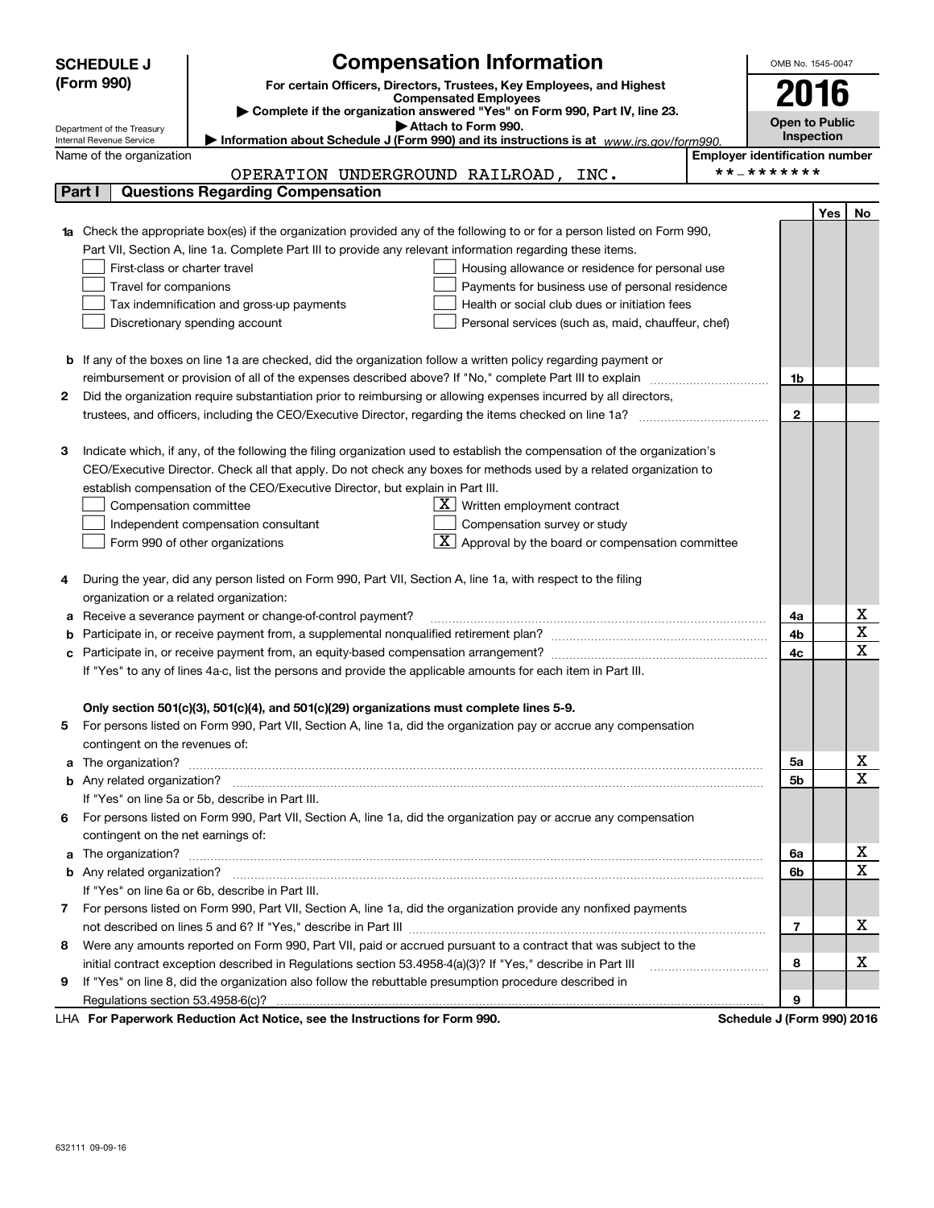**SCHEDULE J (Form 990)**

Department of the Treasury
Internal Revenue Service

# Compensation Information

**For certain Officers, Directors, Trustees, Key Employees, and Highest Compensated Employees**

▶ Complete if the organization answered "Yes" on Form 990, Part IV, line 23.

▶ Attach to Form 990.

▶ Information about Schedule J (Form 990) and its instructions is at *www.irs.gov/form990.*

OMB No. 1545-0047

**2016**

**Open to Public Inspection**

Name of the organization: OPERATION UNDERGROUND RAILROAD, INC.

Employer identification number: **-*******

## Part I Questions Regarding Compensation

| | | | Yes | No |
|---|---|---|---|---|
| **1a** | Check the appropriate box(es) if the organization provided any of the following to or for a person listed on Form 990, Part VII, Section A, line 1a. Complete Part III to provide any relevant information regarding these items.<br>☐ First-class or charter travel ☐ Housing allowance or residence for personal use<br>☐ Travel for companions ☐ Payments for business use of personal residence<br>☐ Tax indemnification and gross-up payments ☐ Health or social club dues or initiation fees<br>☐ Discretionary spending account ☐ Personal services (such as, maid, chauffeur, chef) | | | |
| **b** | If any of the boxes on line 1a are checked, did the organization follow a written policy regarding payment or reimbursement or provision of all of the expenses described above? If "No," complete Part III to explain | 1b | | |
| **2** | Did the organization require substantiation prior to reimbursing or allowing expenses incurred by all directors, trustees, and officers, including the CEO/Executive Director, regarding the items checked on line 1a? | 2 | | |
| **3** | Indicate which, if any, of the following the filing organization used to establish the compensation of the organization's CEO/Executive Director. Check all that apply. Do not check any boxes for methods used by a related organization to establish compensation of the CEO/Executive Director, but explain in Part III.<br>☐ Compensation committee ☒ Written employment contract<br>☐ Independent compensation consultant ☐ Compensation survey or study<br>☐ Form 990 of other organizations ☒ Approval by the board or compensation committee | | | |
| **4** | During the year, did any person listed on Form 990, Part VII, Section A, line 1a, with respect to the filing organization or a related organization: | | | |
| **a** | Receive a severance payment or change-of-control payment? | 4a | | X |
| **b** | Participate in, or receive payment from, a supplemental nonqualified retirement plan? | 4b | | X |
| **c** | Participate in, or receive payment from, an equity-based compensation arrangement? | 4c | | X |
| | If "Yes" to any of lines 4a-c, list the persons and provide the applicable amounts for each item in Part III. | | | |
| | **Only section 501(c)(3), 501(c)(4), and 501(c)(29) organizations must complete lines 5-9.** | | | |
| **5** | For persons listed on Form 990, Part VII, Section A, line 1a, did the organization pay or accrue any compensation contingent on the revenues of: | | | |
| **a** | The organization? | 5a | | X |
| **b** | Any related organization? | 5b | | X |
| | If "Yes" on line 5a or 5b, describe in Part III. | | | |
| **6** | For persons listed on Form 990, Part VII, Section A, line 1a, did the organization pay or accrue any compensation contingent on the net earnings of: | | | |
| **a** | The organization? | 6a | | X |
| **b** | Any related organization? | 6b | | X |
| | If "Yes" on line 6a or 6b, describe in Part III. | | | |
| **7** | For persons listed on Form 990, Part VII, Section A, line 1a, did the organization provide any nonfixed payments not described on lines 5 and 6? If "Yes," describe in Part III | 7 | | X |
| **8** | Were any amounts reported on Form 990, Part VII, paid or accrued pursuant to a contract that was subject to the initial contract exception described in Regulations section 53.4958-4(a)(3)? If "Yes," describe in Part III | 8 | | X |
| **9** | If "Yes" on line 8, did the organization also follow the rebuttable presumption procedure described in Regulations section 53.4958-6(c)? | 9 | | |

LHA **For Paperwork Reduction Act Notice, see the Instructions for Form 990.** **Schedule J (Form 990) 2016**

632111 09-09-16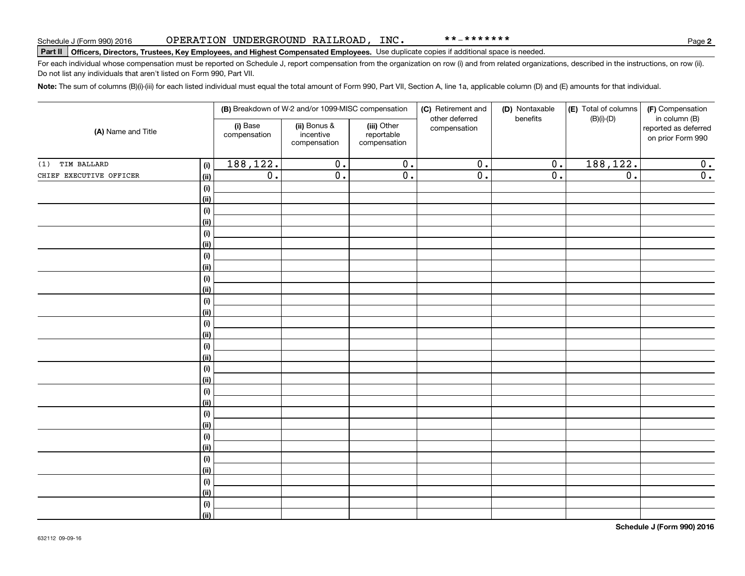Schedule J (Form 990) 2016 OPERATION UNDERGROUND RAILROAD, INC. **-******* Page **2**

**Part II** **Officers, Directors, Trustees, Key Employees, and Highest Compensated Employees.** Use duplicate copies if additional space is needed.

For each individual whose compensation must be reported on Schedule J, report compensation from the organization on row (i) and from related organizations, described in the instructions, on row (ii). Do not list any individuals that aren't listed on Form 990, Part VII.

**Note:** The sum of columns (B)(i)-(iii) for each listed individual must equal the total amount of Form 990, Part VII, Section A, line 1a, applicable column (D) and (E) amounts for that individual.

| (A) Name and Title | | (B) Breakdown of W-2 and/or 1099-MISC compensation | | | (C) Retirement and other deferred compensation | (D) Nontaxable benefits | (E) Total of columns (B)(i)-(D) | (F) Compensation in column (B) reported as deferred on prior Form 990 |
|---|---|---|---|---|---|---|---|---|
| | | (i) Base compensation | (ii) Bonus & incentive compensation | (iii) Other reportable compensation | | | | |
| (1) TIM BALLARD | (i) | 188,122. | 0. | 0. | 0. | 0. | 188,122. | 0. |
| CHIEF EXECUTIVE OFFICER | (ii) | 0. | 0. | 0. | 0. | 0. | 0. | 0. |
| | (i) | | | | | | | |
| | (ii) | | | | | | | |
| | (i) | | | | | | | |
| | (ii) | | | | | | | |
| | (i) | | | | | | | |
| | (ii) | | | | | | | |
| | (i) | | | | | | | |
| | (ii) | | | | | | | |
| | (i) | | | | | | | |
| | (ii) | | | | | | | |
| | (i) | | | | | | | |
| | (ii) | | | | | | | |
| | (i) | | | | | | | |
| | (ii) | | | | | | | |
| | (i) | | | | | | | |
| | (ii) | | | | | | | |
| | (i) | | | | | | | |
| | (ii) | | | | | | | |
| | (i) | | | | | | | |
| | (ii) | | | | | | | |
| | (i) | | | | | | | |
| | (ii) | | | | | | | |
| | (i) | | | | | | | |
| | (ii) | | | | | | | |
| | (i) | | | | | | | |
| | (ii) | | | | | | | |
| | (i) | | | | | | | |
| | (ii) | | | | | | | |
| | (i) | | | | | | | |
| | (ii) | | | | | | | |

632112 09-09-16 **Schedule J (Form 990) 2016**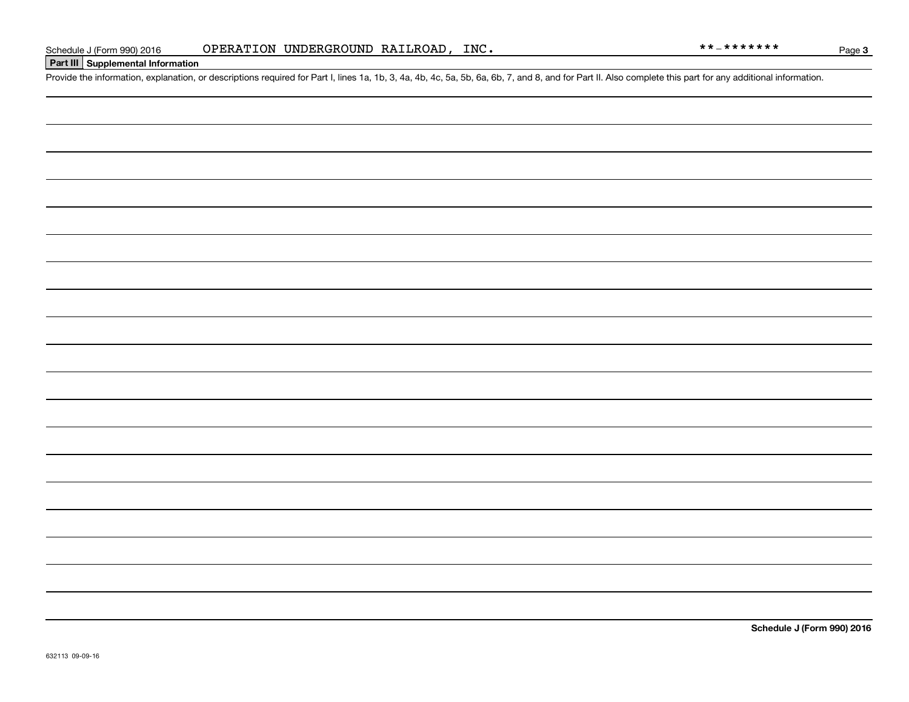## Part III Supplemental Information

Provide the information, explanation, or descriptions required for Part I, lines 1a, 1b, 3, 4a, 4b, 4c, 5a, 5b, 6a, 6b, 7, and 8, and for Part II. Also complete this part for any additional information.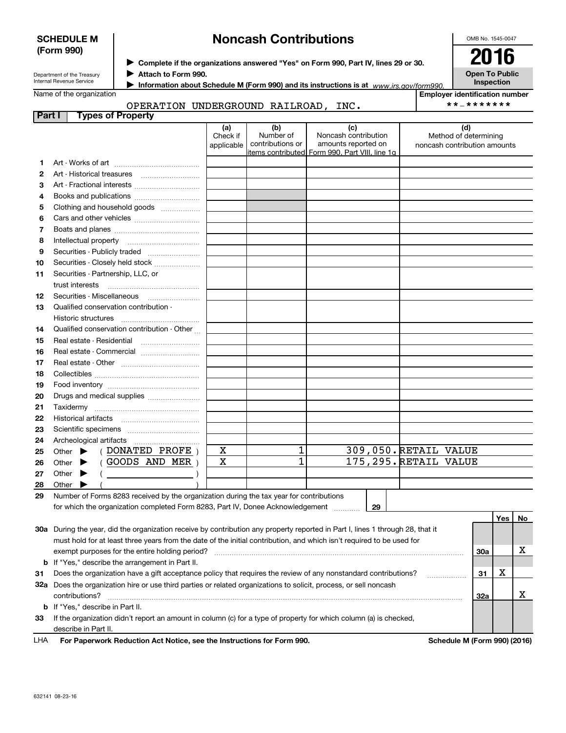**SCHEDULE M (Form 990)**

Department of the Treasury
Internal Revenue Service

# Noncash Contributions

▶ **Complete if the organizations answered "Yes" on Form 990, Part IV, lines 29 or 30.**
▶ **Attach to Form 990.**
▶ **Information about Schedule M (Form 990) and its instructions is at** *www.irs.gov/form990.*

OMB No. 1545-0047

**2016**

**Open To Public Inspection**

Name of the organization: OPERATION UNDERGROUND RAILROAD, INC.

**Employer identification number**: **-*******

**Part I Types of Property**

| | | (a) Check if applicable | (b) Number of contributions or items contributed | (c) Noncash contribution amounts reported on Form 990, Part VIII, line 1g | (d) Method of determining noncash contribution amounts |
|---|---|---|---|---|---|
| 1 | Art - Works of art | | | | |
| 2 | Art - Historical treasures | | | | |
| 3 | Art - Fractional interests | | | | |
| 4 | Books and publications | | | | |
| 5 | Clothing and household goods | | | | |
| 6 | Cars and other vehicles | | | | |
| 7 | Boats and planes | | | | |
| 8 | Intellectual property | | | | |
| 9 | Securities - Publicly traded | | | | |
| 10 | Securities - Closely held stock | | | | |
| 11 | Securities - Partnership, LLC, or trust interests | | | | |
| 12 | Securities - Miscellaneous | | | | |
| 13 | Qualified conservation contribution - Historic structures | | | | |
| 14 | Qualified conservation contribution - Other | | | | |
| 15 | Real estate - Residential | | | | |
| 16 | Real estate - Commercial | | | | |
| 17 | Real estate - Other | | | | |
| 18 | Collectibles | | | | |
| 19 | Food inventory | | | | |
| 20 | Drugs and medical supplies | | | | |
| 21 | Taxidermy | | | | |
| 22 | Historical artifacts | | | | |
| 23 | Scientific specimens | | | | |
| 24 | Archeological artifacts | | | | |
| 25 | Other ▶ ( DONATED PROFE ) | X | 1 | 309,050. | RETAIL VALUE |
| 26 | Other ▶ ( GOODS AND MER ) | X | 1 | 175,295. | RETAIL VALUE |
| 27 | Other ▶ ( ) | | | | |
| 28 | Other ▶ ( ) | | | | |

**29** Number of Forms 8283 received by the organization during the tax year for contributions for which the organization completed Form 8283, Part IV, Donee Acknowledgement ........ **29**

| | | | Yes | No |
|---|---|---|---|---|
| **30a** | During the year, did the organization receive by contribution any property reported in Part I, lines 1 through 28, that it must hold for at least three years from the date of the initial contribution, and which isn't required to be used for exempt purposes for the entire holding period? | 30a | | X |
| **b** | If "Yes," describe the arrangement in Part II. | | | |
| **31** | Does the organization have a gift acceptance policy that requires the review of any nonstandard contributions? | 31 | X | |
| **32a** | Does the organization hire or use third parties or related organizations to solicit, process, or sell noncash contributions? | 32a | | X |
| **b** | If "Yes," describe in Part II. | | | |
| **33** | If the organization didn't report an amount in column (c) for a type of property for which column (a) is checked, describe in Part II. | | | |

LHA **For Paperwork Reduction Act Notice, see the Instructions for Form 990.** **Schedule M (Form 990) (2016)**

632141 08-23-16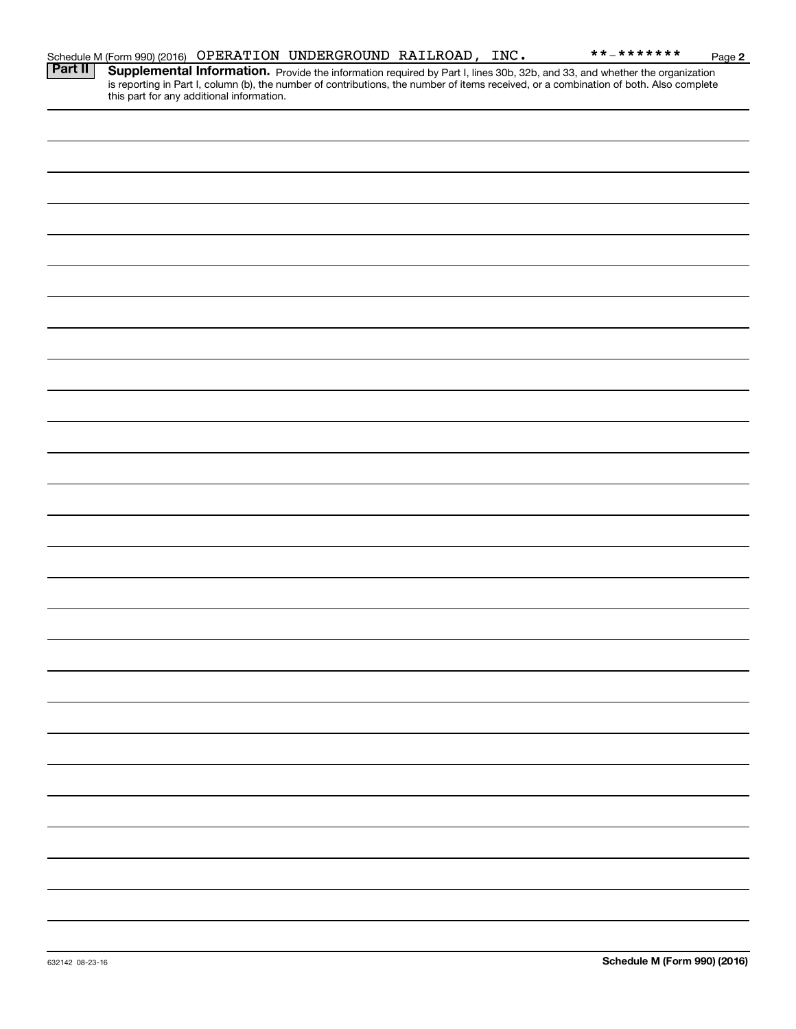Schedule M (Form 990) (2016) OPERATION UNDERGROUND RAILROAD, INC. **-******* Page **2**

**Part II** **Supplemental Information.** Provide the information required by Part I, lines 30b, 32b, and 33, and whether the organization is reporting in Part I, column (b), the number of contributions, the number of items received, or a combination of both. Also complete this part for any additional information.

632142 08-23-16 **Schedule M (Form 990) (2016)**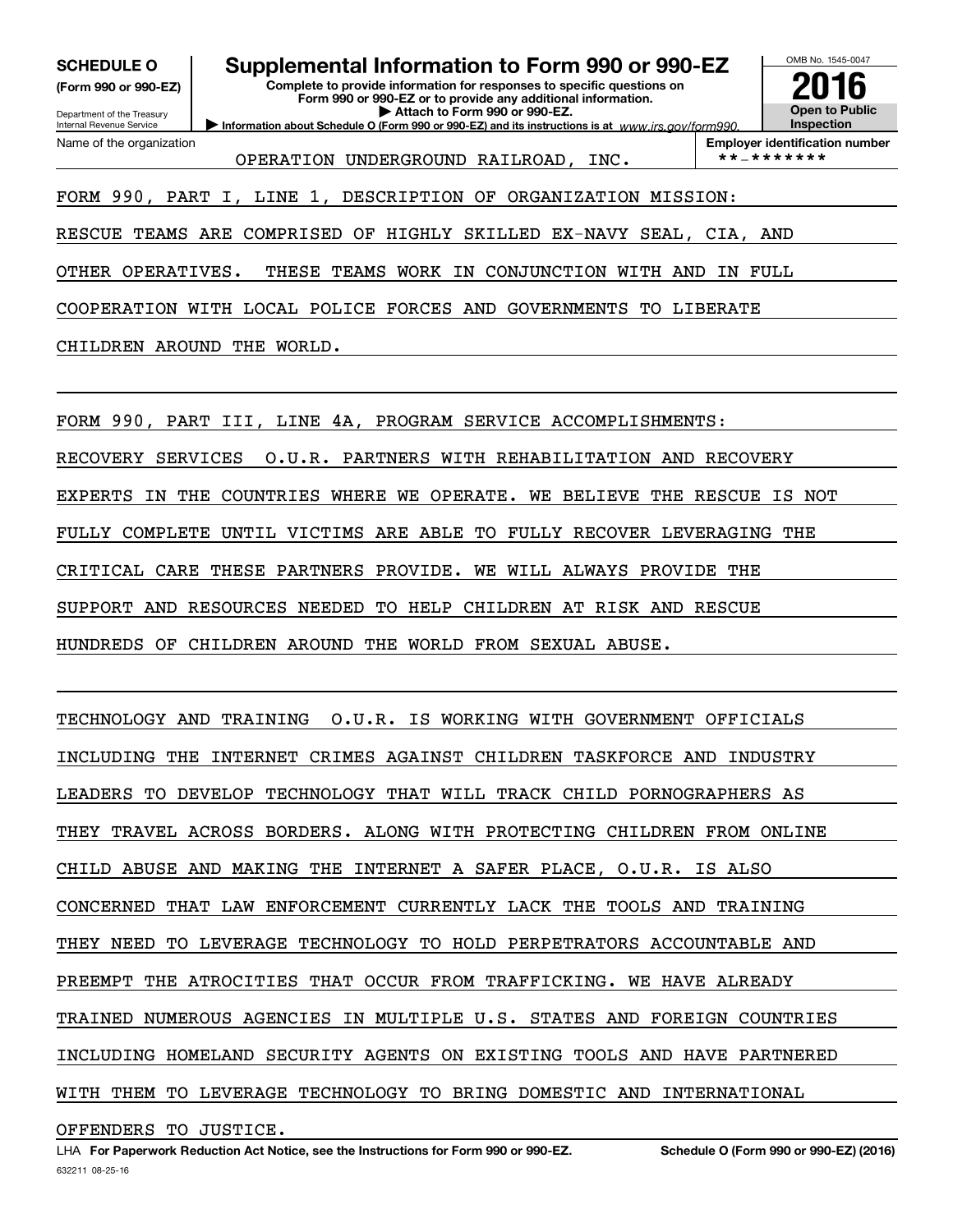**SCHEDULE O**
**(Form 990 or 990-EZ)**

Department of the Treasury
Internal Revenue Service

# Supplemental Information to Form 990 or 990-EZ

**Complete to provide information for responses to specific questions on Form 990 or 990-EZ or to provide any additional information.**
**▶ Attach to Form 990 or 990-EZ.**
**▶ Information about Schedule O (Form 990 or 990-EZ) and its instructions is at** *www.irs.gov/form990.*

OMB No. 1545-0047
**2016**
**Open to Public Inspection**

Name of the organization: OPERATION UNDERGROUND RAILROAD, INC.
**Employer identification number**: **-*******

FORM 990, PART I, LINE 1, DESCRIPTION OF ORGANIZATION MISSION:

RESCUE TEAMS ARE COMPRISED OF HIGHLY SKILLED EX-NAVY SEAL, CIA, AND OTHER OPERATIVES. THESE TEAMS WORK IN CONJUNCTION WITH AND IN FULL COOPERATION WITH LOCAL POLICE FORCES AND GOVERNMENTS TO LIBERATE CHILDREN AROUND THE WORLD.

FORM 990, PART III, LINE 4A, PROGRAM SERVICE ACCOMPLISHMENTS:

RECOVERY SERVICES O.U.R. PARTNERS WITH REHABILITATION AND RECOVERY EXPERTS IN THE COUNTRIES WHERE WE OPERATE. WE BELIEVE THE RESCUE IS NOT FULLY COMPLETE UNTIL VICTIMS ARE ABLE TO FULLY RECOVER LEVERAGING THE CRITICAL CARE THESE PARTNERS PROVIDE. WE WILL ALWAYS PROVIDE THE SUPPORT AND RESOURCES NEEDED TO HELP CHILDREN AT RISK AND RESCUE HUNDREDS OF CHILDREN AROUND THE WORLD FROM SEXUAL ABUSE.

TECHNOLOGY AND TRAINING O.U.R. IS WORKING WITH GOVERNMENT OFFICIALS INCLUDING THE INTERNET CRIMES AGAINST CHILDREN TASKFORCE AND INDUSTRY LEADERS TO DEVELOP TECHNOLOGY THAT WILL TRACK CHILD PORNOGRAPHERS AS THEY TRAVEL ACROSS BORDERS. ALONG WITH PROTECTING CHILDREN FROM ONLINE CHILD ABUSE AND MAKING THE INTERNET A SAFER PLACE, O.U.R. IS ALSO CONCERNED THAT LAW ENFORCEMENT CURRENTLY LACK THE TOOLS AND TRAINING THEY NEED TO LEVERAGE TECHNOLOGY TO HOLD PERPETRATORS ACCOUNTABLE AND PREEMPT THE ATROCITIES THAT OCCUR FROM TRAFFICKING. WE HAVE ALREADY TRAINED NUMEROUS AGENCIES IN MULTIPLE U.S. STATES AND FOREIGN COUNTRIES INCLUDING HOMELAND SECURITY AGENTS ON EXISTING TOOLS AND HAVE PARTNERED WITH THEM TO LEVERAGE TECHNOLOGY TO BRING DOMESTIC AND INTERNATIONAL OFFENDERS TO JUSTICE.

LHA **For Paperwork Reduction Act Notice, see the Instructions for Form 990 or 990-EZ.** **Schedule O (Form 990 or 990-EZ) (2016)**
632211 08-25-16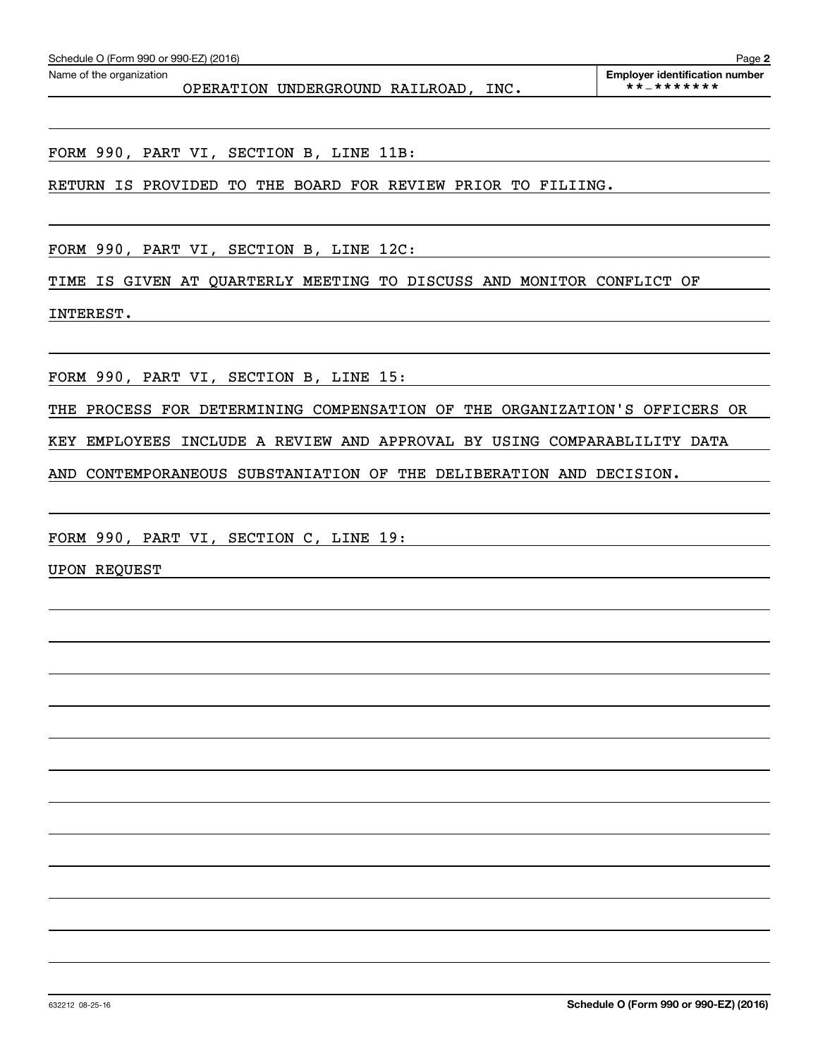Schedule O (Form 990 or 990-EZ) (2016) Page **2**

Name of the organization: OPERATION UNDERGROUND RAILROAD, INC.

**Employer identification number**: **-*******

FORM 990, PART VI, SECTION B, LINE 11B:

RETURN IS PROVIDED TO THE BOARD FOR REVIEW PRIOR TO FILIING.

FORM 990, PART VI, SECTION B, LINE 12C:

TIME IS GIVEN AT QUARTERLY MEETING TO DISCUSS AND MONITOR CONFLICT OF INTEREST.

FORM 990, PART VI, SECTION B, LINE 15:

THE PROCESS FOR DETERMINING COMPENSATION OF THE ORGANIZATION'S OFFICERS OR KEY EMPLOYEES INCLUDE A REVIEW AND APPROVAL BY USING COMPARABLILITY DATA AND CONTEMPORANEOUS SUBSTANIATION OF THE DELIBERATION AND DECISION.

FORM 990, PART VI, SECTION C, LINE 19:

UPON REQUEST

632212 08-25-16 **Schedule O (Form 990 or 990-EZ) (2016)**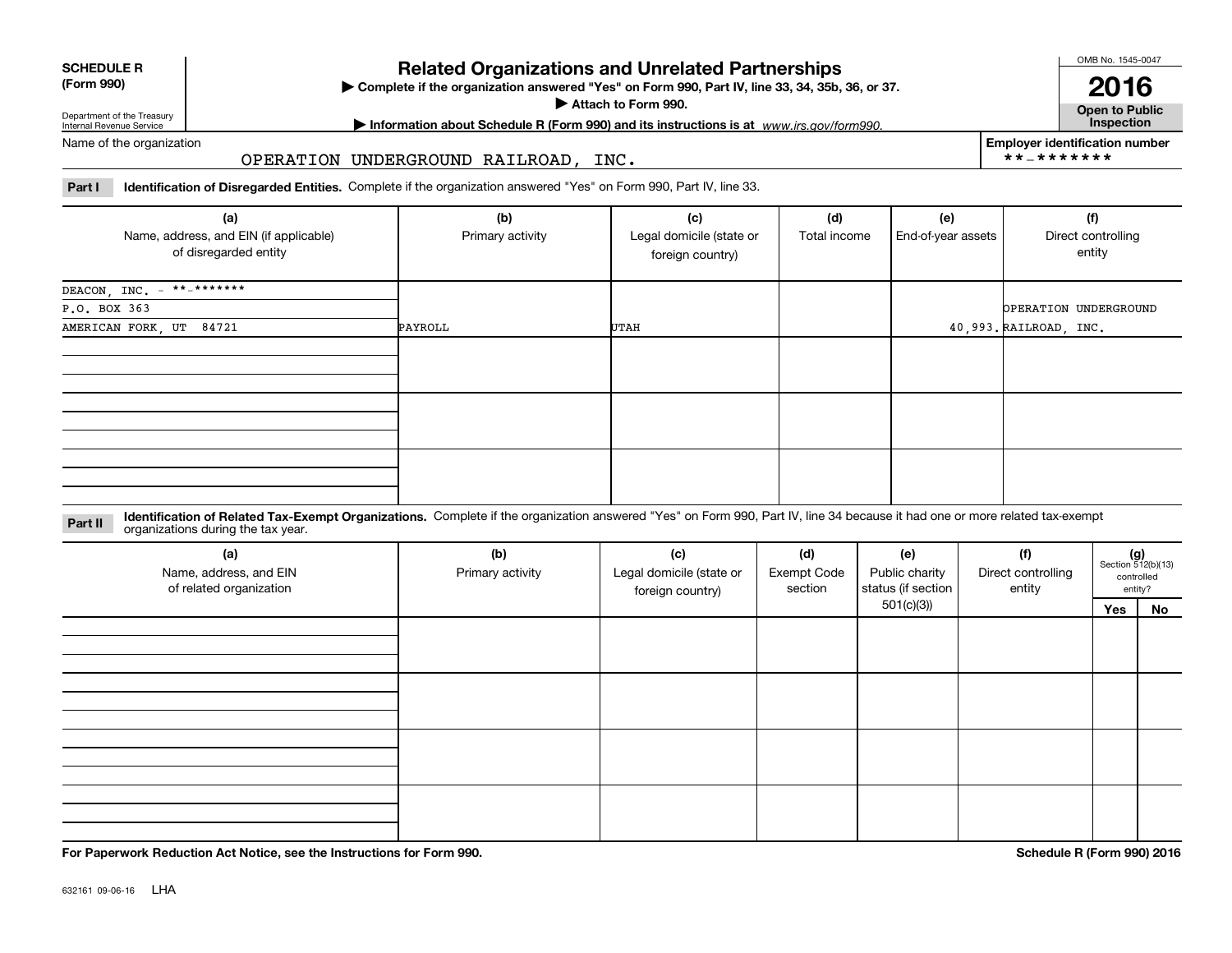**SCHEDULE R (Form 990)**

Department of the Treasury
Internal Revenue Service

# Related Organizations and Unrelated Partnerships

▶ Complete if the organization answered "Yes" on Form 990, Part IV, line 33, 34, 35b, 36, or 37.
▶ Attach to Form 990.
▶ Information about Schedule R (Form 990) and its instructions is at *www.irs.gov/form990.*

OMB No. 1545-0047

**2016**

**Open to Public Inspection**

Name of the organization: OPERATION UNDERGROUND RAILROAD, INC.

Employer identification number: **-*******

**Part I** **Identification of Disregarded Entities.** Complete if the organization answered "Yes" on Form 990, Part IV, line 33.

| (a) Name, address, and EIN (if applicable) of disregarded entity | (b) Primary activity | (c) Legal domicile (state or foreign country) | (d) Total income | (e) End-of-year assets | (f) Direct controlling entity |
|---|---|---|---|---|---|
| DEACON, INC. - **-******* P.O. BOX 363 AMERICAN FORK, UT 84721 | PAYROLL | UTAH | | 40,993. | OPERATION UNDERGROUND RAILROAD, INC. |
| | | | | | |
| | | | | | |
| | | | | | |

**Part II** **Identification of Related Tax-Exempt Organizations.** Complete if the organization answered "Yes" on Form 990, Part IV, line 34 because it had one or more related tax-exempt organizations during the tax year.

| (a) Name, address, and EIN of related organization | (b) Primary activity | (c) Legal domicile (state or foreign country) | (d) Exempt Code section | (e) Public charity status (if section 501(c)(3)) | (f) Direct controlling entity | (g) Section 512(b)(13) controlled entity? Yes | No |
|---|---|---|---|---|---|---|---|
| | | | | | | | |
| | | | | | | | |
| | | | | | | | |
| | | | | | | | |

**For Paperwork Reduction Act Notice, see the Instructions for Form 990.**

**Schedule R (Form 990) 2016**

632161 09-06-16 LHA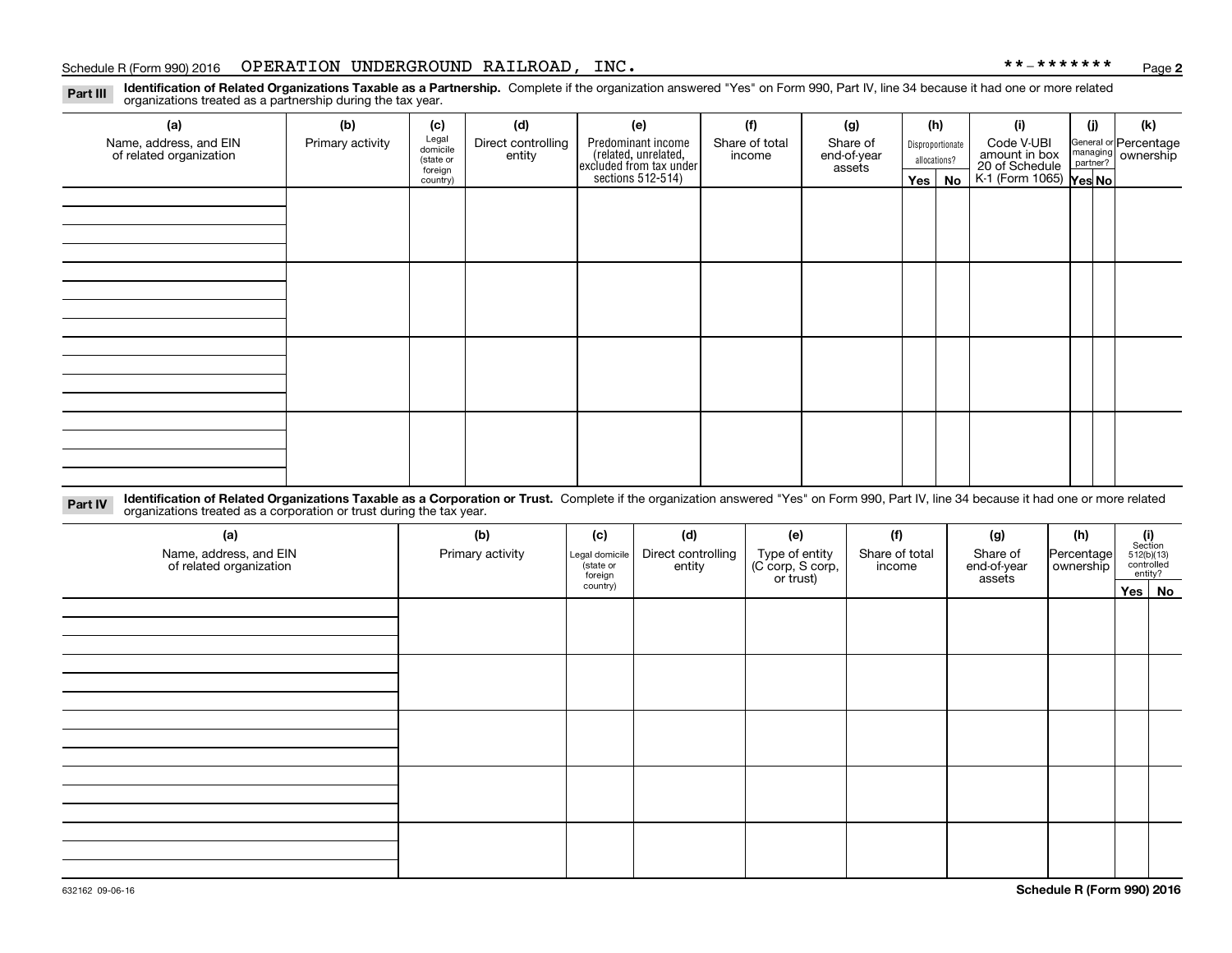Schedule R (Form 990) 2016 OPERATION UNDERGROUND RAILROAD, INC. **-*******

**Part III** **Identification of Related Organizations Taxable as a Partnership.** Complete if the organization answered "Yes" on Form 990, Part IV, line 34 because it had one or more related organizations treated as a partnership during the tax year.

| (a) Name, address, and EIN of related organization | (b) Primary activity | (c) Legal domicile (state or foreign country) | (d) Direct controlling entity | (e) Predominant income (related, unrelated, excluded from tax under sections 512-514) | (f) Share of total income | (g) Share of end-of-year assets | (h) Disproportionate allocations? Yes | (h) No | (i) Code V-UBI amount in box 20 of Schedule K-1 (Form 1065) | (j) General or managing partner? Yes | (j) No | (k) Percentage ownership |
|---|---|---|---|---|---|---|---|---|---|---|---|---|
| | | | | | | | | | | | | |
| | | | | | | | | | | | | |
| | | | | | | | | | | | | |
| | | | | | | | | | | | | |

**Part IV** **Identification of Related Organizations Taxable as a Corporation or Trust.** Complete if the organization answered "Yes" on Form 990, Part IV, line 34 because it had one or more related organizations treated as a corporation or trust during the tax year.

| (a) Name, address, and EIN of related organization | (b) Primary activity | (c) Legal domicile (state or foreign country) | (d) Direct controlling entity | (e) Type of entity (C corp, S corp, or trust) | (f) Share of total income | (g) Share of end-of-year assets | (h) Percentage ownership | (i) Section 512(b)(13) controlled entity? Yes | (i) No |
|---|---|---|---|---|---|---|---|---|---|
| | | | | | | | | | |
| | | | | | | | | | |
| | | | | | | | | | |
| | | | | | | | | | |
| | | | | | | | | | |

632162 09-06-16

**Schedule R (Form 990) 2016**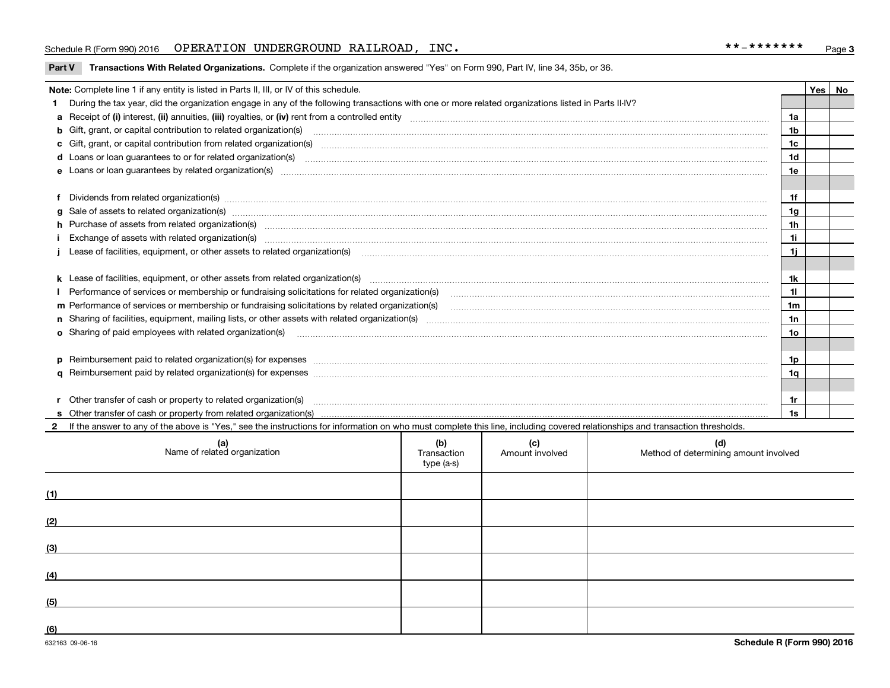Schedule R (Form 990) 2016 OPERATION UNDERGROUND RAILROAD, INC. **-******* Page 3

**Part V Transactions With Related Organizations.** Complete if the organization answered "Yes" on Form 990, Part IV, line 34, 35b, or 36.

| | | Yes | No |
|---|---|---|---|
| **Note:** Complete line 1 if any entity is listed in Parts II, III, or IV of this schedule. | | | |
| **1** During the tax year, did the organization engage in any of the following transactions with one or more related organizations listed in Parts II-IV? | | | |
| **a** Receipt of **(i)** interest, **(ii)** annuities, **(iii)** royalties, or **(iv)** rent from a controlled entity | 1a | | |
| **b** Gift, grant, or capital contribution to related organization(s) | 1b | | |
| **c** Gift, grant, or capital contribution from related organization(s) | 1c | | |
| **d** Loans or loan guarantees to or for related organization(s) | 1d | | |
| **e** Loans or loan guarantees by related organization(s) | 1e | | |
| **f** Dividends from related organization(s) | 1f | | |
| **g** Sale of assets to related organization(s) | 1g | | |
| **h** Purchase of assets from related organization(s) | 1h | | |
| **i** Exchange of assets with related organization(s) | 1i | | |
| **j** Lease of facilities, equipment, or other assets to related organization(s) | 1j | | |
| **k** Lease of facilities, equipment, or other assets from related organization(s) | 1k | | |
| **l** Performance of services or membership or fundraising solicitations for related organization(s) | 1l | | |
| **m** Performance of services or membership or fundraising solicitations by related organization(s) | 1m | | |
| **n** Sharing of facilities, equipment, mailing lists, or other assets with related organization(s) | 1n | | |
| **o** Sharing of paid employees with related organization(s) | 1o | | |
| **p** Reimbursement paid to related organization(s) for expenses | 1p | | |
| **q** Reimbursement paid by related organization(s) for expenses | 1q | | |
| **r** Other transfer of cash or property to related organization(s) | 1r | | |
| **s** Other transfer of cash or property from related organization(s) | 1s | | |

**2** If the answer to any of the above is "Yes," see the instructions for information on who must complete this line, including covered relationships and transaction thresholds.

| | (a) Name of related organization | (b) Transaction type (a-s) | (c) Amount involved | (d) Method of determining amount involved |
|---|---|---|---|---|
| (1) | | | | |
| (2) | | | | |
| (3) | | | | |
| (4) | | | | |
| (5) | | | | |
| (6) | | | | |

632163 09-06-16 **Schedule R (Form 990) 2016**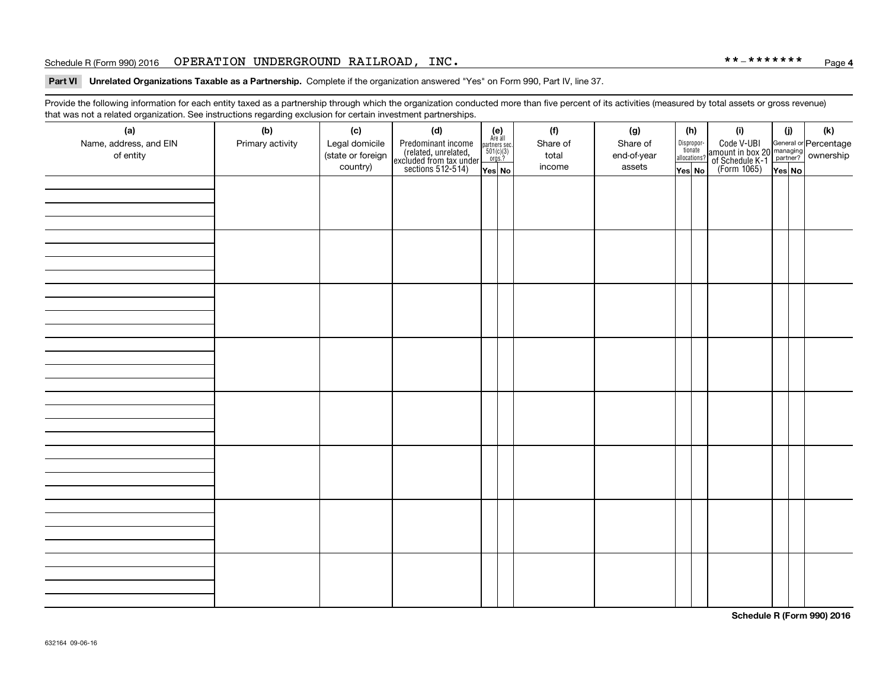Schedule R (Form 990) 2016 OPERATION UNDERGROUND RAILROAD, INC. **-******* Page 4

**Part VI Unrelated Organizations Taxable as a Partnership.** Complete if the organization answered "Yes" on Form 990, Part IV, line 37.

Provide the following information for each entity taxed as a partnership through which the organization conducted more than five percent of its activities (measured by total assets or gross revenue) that was not a related organization. See instructions regarding exclusion for certain investment partnerships.

| (a) Name, address, and EIN of entity | (b) Primary activity | (c) Legal domicile (state or foreign country) | (d) Predominant income (related, unrelated, excluded from tax under sections 512-514) | (e) Are all partners sec. 501(c)(3) orgs.? Yes | No | (f) Share of total income | (g) Share of end-of-year assets | (h) Disproportionate allocations? Yes | No | (i) Code V-UBI amount in box 20 of Schedule K-1 (Form 1065) | (j) General or managing partner? Yes | No | (k) Percentage ownership |
|---|---|---|---|---|---|---|---|---|---|---|---|---|---|
| | | | | | | | | | | | | | |
| | | | | | | | | | | | | | |
| | | | | | | | | | | | | | |
| | | | | | | | | | | | | | |
| | | | | | | | | | | | | | |
| | | | | | | | | | | | | | |
| | | | | | | | | | | | | | |
| | | | | | | | | | | | | | |

Schedule R (Form 990) 2016

632164 09-06-16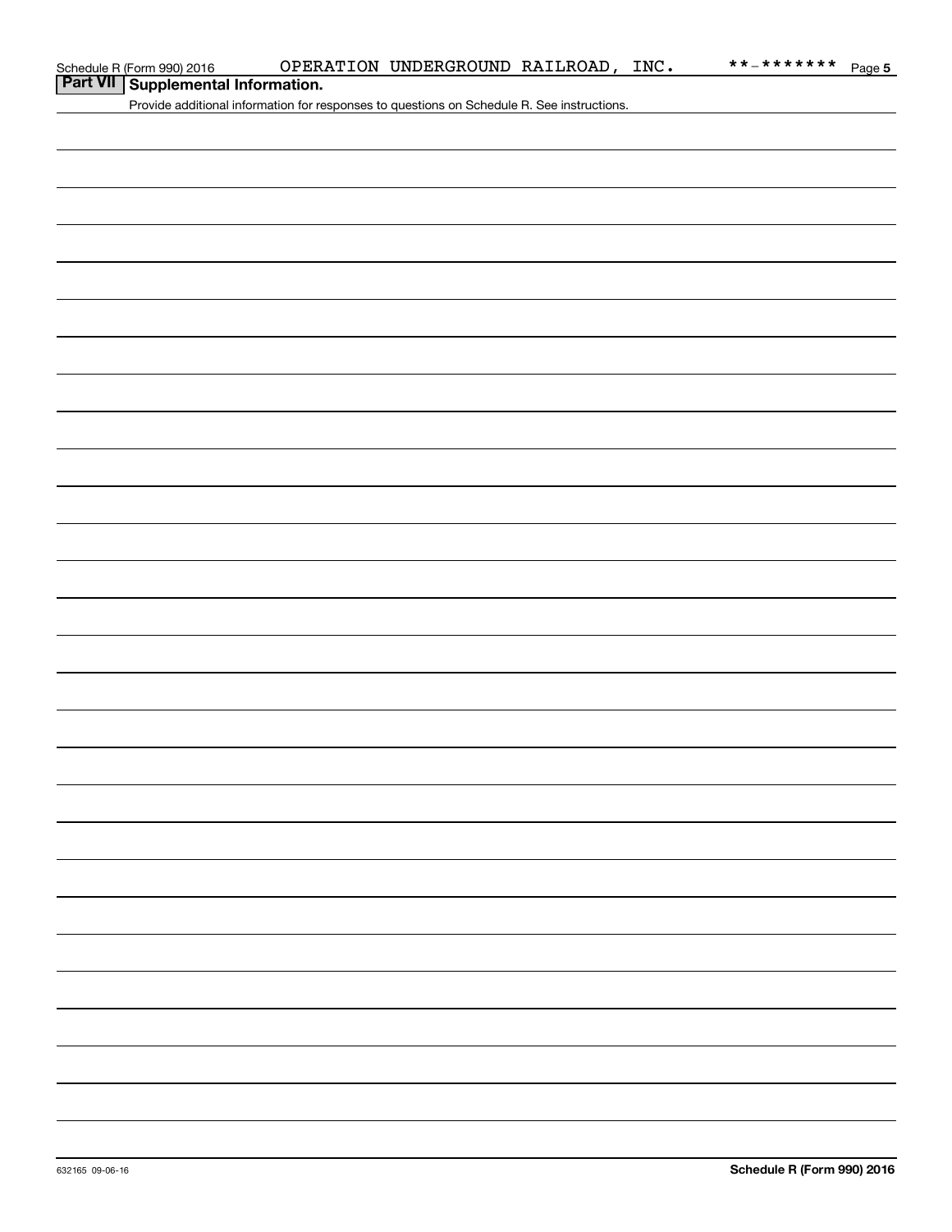Schedule R (Form 990) 2016 OPERATION UNDERGROUND RAILROAD, INC. **-******* Page 5

## Part VII Supplemental Information.

Provide additional information for responses to questions on Schedule R. See instructions.

632165 09-06-16

**Schedule R (Form 990) 2016**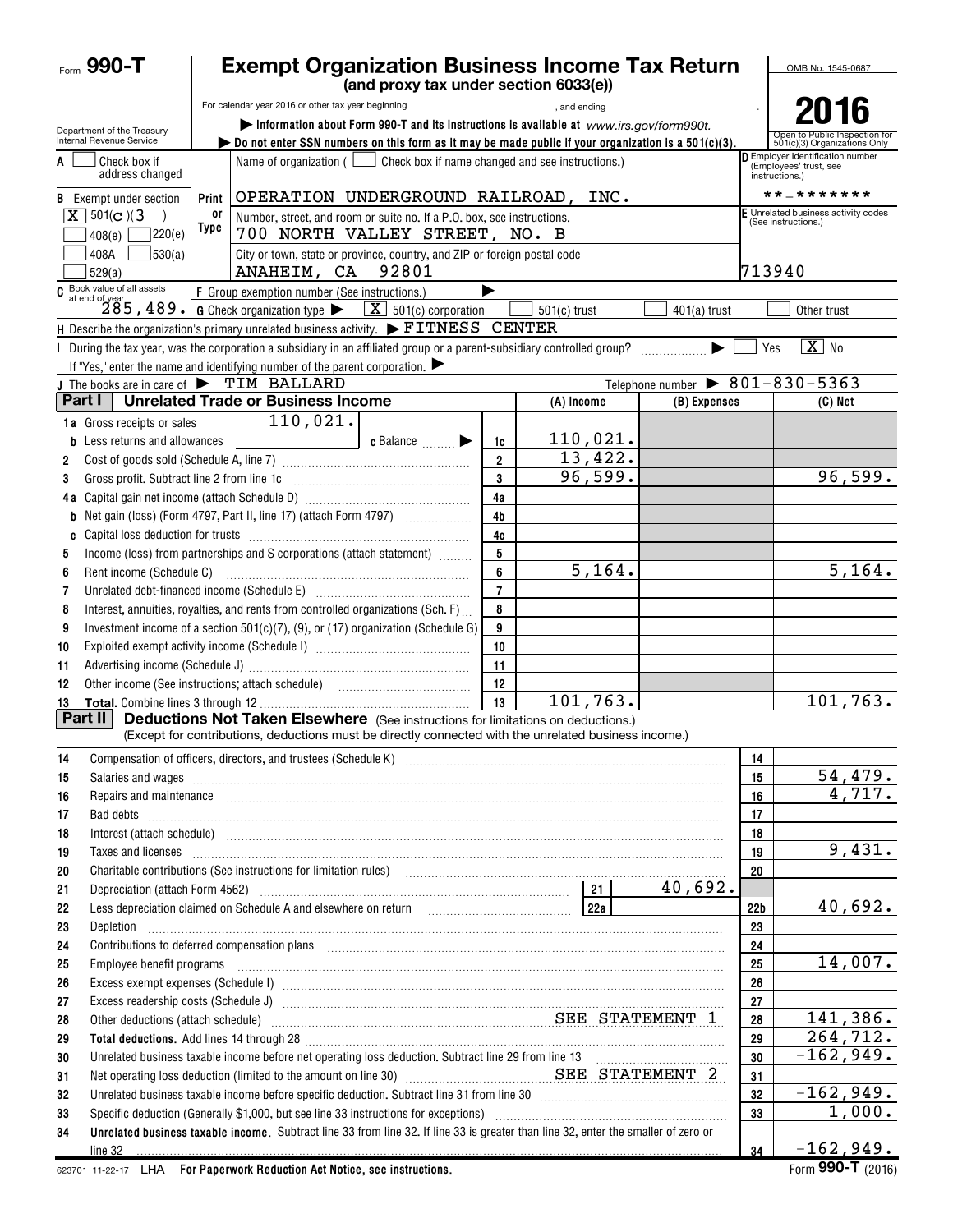Form **990-T**

# Exempt Organization Business Income Tax Return

**(and proxy tax under section 6033(e))**

For calendar year 2016 or other tax year beginning , and ending .

▶ Information about Form 990-T and its instructions is available at *www.irs.gov/form990t.*

▶ Do not enter SSN numbers on this form as it may be made public if your organization is a 501(c)(3).

Department of the Treasury Internal Revenue Service

OMB No. 1545-0687

**2016**

Open to Public Inspection for 501(c)(3) Organizations Only

**A** ☐ Check box if address changed

**B** Exempt under section
[X] 501(c)(3)
☐ 408(e) ☐ 220(e)
☐ 408A ☐ 530(a)
☐ 529(a)

Print or Type

Name of organization ( ☐ Check box if name changed and see instructions.)
OPERATION UNDERGROUND RAILROAD, INC.

Number, street, and room or suite no. If a P.O. box, see instructions.
700 NORTH VALLEY STREET, NO. B

City or town, state or province, country, and ZIP or foreign postal code
ANAHEIM, CA 92801

**D** Employer identification number (Employees' trust, see instructions.)
**-*******

**E** Unrelated business activity codes (See instructions.)
713940

**C** Book value of all assets at end of year 285,489.

**F** Group exemption number (See instructions.) ▶

**G** Check organization type ▶ [X] 501(c) corporation ☐ 501(c) trust ☐ 401(a) trust ☐ Other trust

**H** Describe the organization's primary unrelated business activity. ▶ FITNESS CENTER

**I** During the tax year, was the corporation a subsidiary in an affiliated group or a parent-subsidiary controlled group? ▶ ☐ Yes [X] No

If "Yes," enter the name and identifying number of the parent corporation. ▶

**J** The books are in care of ▶ TIM BALLARD Telephone number ▶ 801-830-5363

## Part I Unrelated Trade or Business Income

| | | | (A) Income | (B) Expenses | (C) Net |
|---|---|---|---|---|---|
| 1a | Gross receipts or sales 110,021. | | | | |
| b | Less returns and allowances c Balance ▶ | 1c | 110,021. | | |
| 2 | Cost of goods sold (Schedule A, line 7) | 2 | 13,422. | | |
| 3 | Gross profit. Subtract line 2 from line 1c | 3 | 96,599. | | 96,599. |
| 4a | Capital gain net income (attach Schedule D) | 4a | | | |
| b | Net gain (loss) (Form 4797, Part II, line 17) (attach Form 4797) | 4b | | | |
| c | Capital loss deduction for trusts | 4c | | | |
| 5 | Income (loss) from partnerships and S corporations (attach statement) | 5 | | | |
| 6 | Rent income (Schedule C) | 6 | 5,164. | | 5,164. |
| 7 | Unrelated debt-financed income (Schedule E) | 7 | | | |
| 8 | Interest, annuities, royalties, and rents from controlled organizations (Sch. F) | 8 | | | |
| 9 | Investment income of a section 501(c)(7), (9), or (17) organization (Schedule G) | 9 | | | |
| 10 | Exploited exempt activity income (Schedule I) | 10 | | | |
| 11 | Advertising income (Schedule J) | 11 | | | |
| 12 | Other income (See instructions; attach schedule) | 12 | | | |
| 13 | **Total.** Combine lines 3 through 12 | 13 | 101,763. | | 101,763. |

## Part II Deductions Not Taken Elsewhere (See instructions for limitations on deductions.)

(Except for contributions, deductions must be directly connected with the unrelated business income.)

| | | | |
|---|---|---|---|
| 14 | Compensation of officers, directors, and trustees (Schedule K) | 14 | |
| 15 | Salaries and wages | 15 | 54,479. |
| 16 | Repairs and maintenance | 16 | 4,717. |
| 17 | Bad debts | 17 | |
| 18 | Interest (attach schedule) | 18 | |
| 19 | Taxes and licenses | 19 | 9,431. |
| 20 | Charitable contributions (See instructions for limitation rules) | 20 | |
| 21 | Depreciation (attach Form 4562) — 21: 40,692. | | |
| 22 | Less depreciation claimed on Schedule A and elsewhere on return — 22a | 22b | 40,692. |
| 23 | Depletion | 23 | |
| 24 | Contributions to deferred compensation plans | 24 | |
| 25 | Employee benefit programs | 25 | 14,007. |
| 26 | Excess exempt expenses (Schedule I) | 26 | |
| 27 | Excess readership costs (Schedule J) | 27 | |
| 28 | Other deductions (attach schedule) SEE STATEMENT 1 | 28 | 141,386. |
| 29 | **Total deductions.** Add lines 14 through 28 | 29 | 264,712. |
| 30 | Unrelated business taxable income before net operating loss deduction. Subtract line 29 from line 13 | 30 | -162,949. |
| 31 | Net operating loss deduction (limited to the amount on line 30) SEE STATEMENT 2 | 31 | |
| 32 | Unrelated business taxable income before specific deduction. Subtract line 31 from line 30 | 32 | -162,949. |
| 33 | Specific deduction (Generally $1,000, but see line 33 instructions for exceptions) | 33 | 1,000. |
| 34 | **Unrelated business taxable income.** Subtract line 33 from line 32. If line 33 is greater than line 32, enter the smaller of zero or line 32 | 34 | -162,949. |

623701 11-22-17 LHA **For Paperwork Reduction Act Notice, see instructions.** Form **990-T** (2016)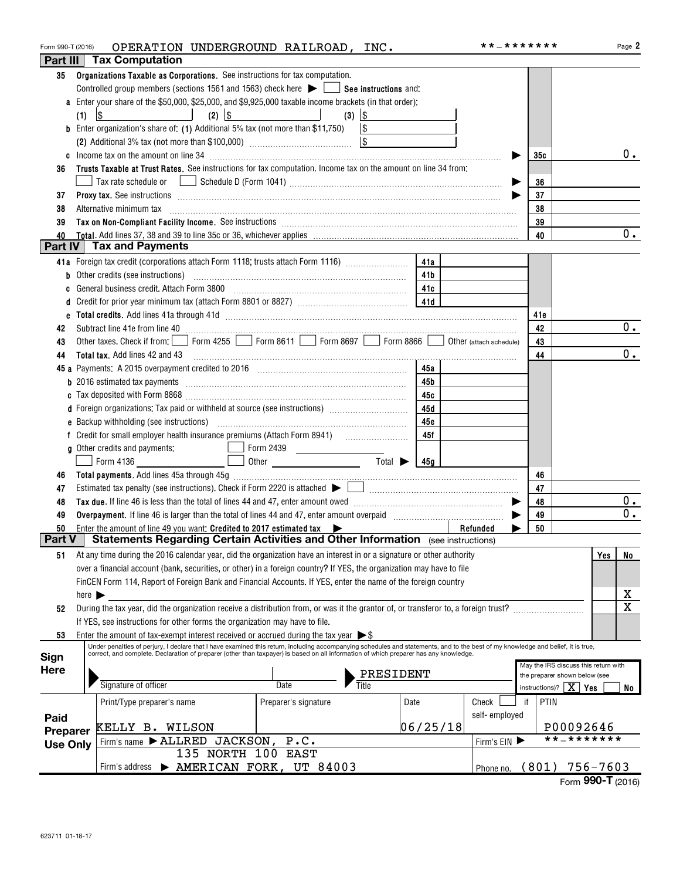Form 990-T (2016) OPERATION UNDERGROUND RAILROAD, INC. **-******* Page 2

## Part III Tax Computation

**35 Organizations Taxable as Corporations.** See instructions for tax computation.

Controlled group members (sections 1561 and 1563) check here ☐ **See instructions** and:

**a** Enter your share of the $50,000, $25,000, and $9,925,000 taxable income brackets (in that order):

(1) $ (2) $ (3) $

**b** Enter organization's share of: (1) Additional 5% tax (not more than $11,750) $

(2) Additional 3% tax (not more than $100,000) $

| Line | Description | Ref | Amount |
|---|---|---|---|
| c | Income tax on the amount on line 34 | 35c | 0. |
| 36 | **Trusts Taxable at Trust Rates.** See instructions for tax computation. Income tax on the amount on line 34 from: ☐ Tax rate schedule or ☐ Schedule D (Form 1041) | 36 | |
| 37 | **Proxy tax.** See instructions | 37 | |
| 38 | Alternative minimum tax | 38 | |
| 39 | **Tax on Non-Compliant Facility Income.** See instructions | 39 | |
| 40 | **Total.** Add lines 37, 38 and 39 to line 35c or 36, whichever applies | 40 | 0. |

## Part IV Tax and Payments

| Line | Description | Ref | Amount | Ref | Amount |
|---|---|---|---|---|---|
| 41a | Foreign tax credit (corporations attach Form 1118; trusts attach Form 1116) | 41a | | | |
| b | Other credits (see instructions) | 41b | | | |
| c | General business credit. Attach Form 3800 | 41c | | | |
| d | Credit for prior year minimum tax (attach Form 8801 or 8827) | 41d | | | |
| e | **Total credits.** Add lines 41a through 41d | | | 41e | |
| 42 | Subtract line 41e from line 40 | | | 42 | 0. |
| 43 | Other taxes. Check if from: ☐ Form 4255 ☐ Form 8611 ☐ Form 8697 ☐ Form 8866 ☐ Other (attach schedule) | | | 43 | |
| 44 | **Total tax.** Add lines 42 and 43 | | | 44 | 0. |
| 45a | Payments: A 2015 overpayment credited to 2016 | 45a | | | |
| b | 2016 estimated tax payments | 45b | | | |
| c | Tax deposited with Form 8868 | 45c | | | |
| d | Foreign organizations: Tax paid or withheld at source (see instructions) | 45d | | | |
| e | Backup withholding (see instructions) | 45e | | | |
| f | Credit for small employer health insurance premiums (Attach Form 8941) | 45f | | | |
| g | Other credits and payments: ☐ Form 2439 ☐ Form 4136 ☐ Other Total | 45g | | | |
| 46 | **Total payments.** Add lines 45a through 45g | | | 46 | |
| 47 | Estimated tax penalty (see instructions). Check if Form 2220 is attached ☐ | | | 47 | |
| 48 | **Tax due.** If line 46 is less than the total of lines 44 and 47, enter amount owed | | | 48 | 0. |
| 49 | **Overpayment.** If line 46 is larger than the total of lines 44 and 47, enter amount overpaid | | | 49 | 0. |
| 50 | Enter the amount of line 49 you want: **Credited to 2017 estimated tax** Refunded | | | 50 | |

## Part V Statements Regarding Certain Activities and Other Information (see instructions)

| Line | Question | Yes | No |
|---|---|---|---|
| 51 | At any time during the 2016 calendar year, did the organization have an interest in or a signature or other authority over a financial account (bank, securities, or other) in a foreign country? If YES, the organization may have to file FinCEN Form 114, Report of Foreign Bank and Financial Accounts. If YES, enter the name of the foreign country here | | X |
| 52 | During the tax year, did the organization receive a distribution from, or was it the grantor of, or transferor to, a foreign trust? If YES, see instructions for other forms the organization may have to file. | | X |
| 53 | Enter the amount of tax-exempt interest received or accrued during the tax year $ | | |

**Sign Here**

Under penalties of perjury, I declare that I have examined this return, including accompanying schedules and statements, and to the best of my knowledge and belief, it is true, correct, and complete. Declaration of preparer (other than taxpayer) is based on all information of which preparer has any knowledge.

Signature of officer | Date | Title: PRESIDENT

May the IRS discuss this return with the preparer shown below (see instructions)? X Yes ☐ No

**Paid Preparer Use Only**

| Print/Type preparer's name | Preparer's signature | Date | Check ☐ if self-employed | PTIN |
|---|---|---|---|---|
| KELLY B. WILSON | | 06/25/18 | | P00092646 |

Firm's name ▶ ALLRED JACKSON, P.C. — Firm's EIN ▶ **-*******

Firm's address ▶ 135 NORTH 100 EAST, AMERICAN FORK, UT 84003 — Phone no. (801) 756-7603

Form **990-T** (2016)

623711 01-18-17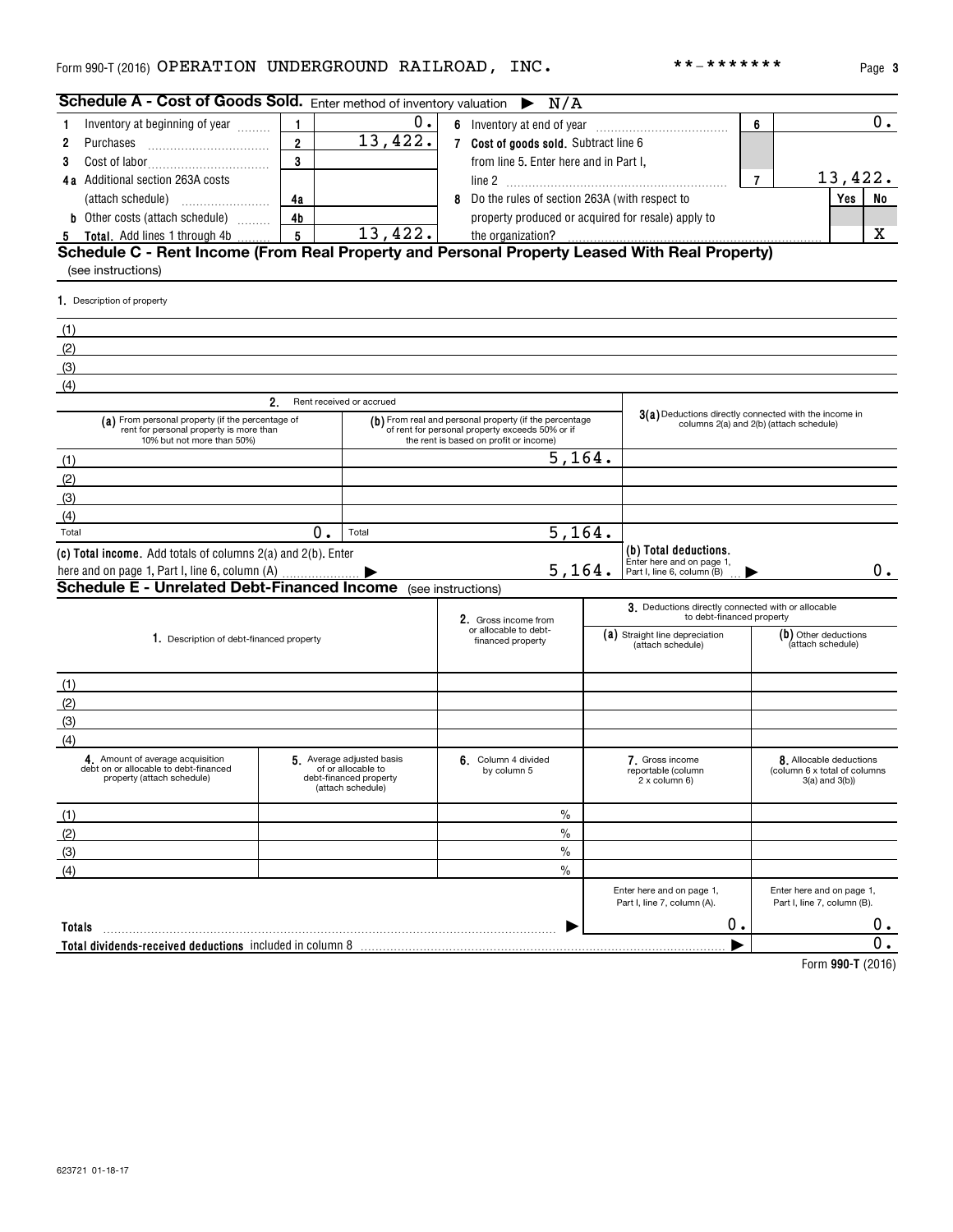Form 990-T (2016) OPERATION UNDERGROUND RAILROAD, INC. **-******* Page 3

## Schedule A - Cost of Goods Sold. Enter method of inventory valuation ▶ N/A

| | | | | | | |
|---|---|---|---|---|---|---|
| 1 Inventory at beginning of year | 1 | 0. | 6 Inventory at end of year | 6 | | 0. |
| 2 Purchases | 2 | 13,422. | 7 **Cost of goods sold.** Subtract line 6 from line 5. Enter here and in Part I, line 2 | 7 | | 13,422. |
| 3 Cost of labor | 3 | | 8 Do the rules of section 263A (with respect to property produced or acquired for resale) apply to the organization? | | Yes | No |
| 4a Additional section 263A costs (attach schedule) | 4a | | | | | X |
| b Other costs (attach schedule) | 4b | | | | | |
| 5 **Total.** Add lines 1 through 4b | 5 | 13,422. | | | | |

## Schedule C - Rent Income (From Real Property and Personal Property Leased With Real Property)

(see instructions)

1. Description of property

(1)
(2)
(3)
(4)

| | 2. Rent received or accrued | | |
|---|---|---|---|
| | (a) From personal property (if the percentage of rent for personal property is more than 10% but not more than 50%) | (b) From real and personal property (if the percentage of rent for personal property exceeds 50% or if the rent is based on profit or income) | 3(a) Deductions directly connected with the income in columns 2(a) and 2(b) (attach schedule) |
| (1) | | 5,164. | |
| (2) | | | |
| (3) | | | |
| (4) | | | |
| Total | 0. | Total 5,164. | |
| | (c) **Total income.** Add totals of columns 2(a) and 2(b). Enter here and on page 1, Part I, line 6, column (A) ▶ | 5,164. | (b) **Total deductions.** Enter here and on page 1, Part I, line 6, column (B) ▶ 0. |

## Schedule E - Unrelated Debt-Financed Income (see instructions)

| 1. Description of debt-financed property | 2. Gross income from or allocable to debt-financed property | 3. Deductions directly connected with or allocable to debt-financed property (a) Straight line depreciation (attach schedule) | (b) Other deductions (attach schedule) |
|---|---|---|---|
| (1) | | | |
| (2) | | | |
| (3) | | | |
| (4) | | | |

| | 4. Amount of average acquisition debt on or allocable to debt-financed property (attach schedule) | 5. Average adjusted basis of or allocable to debt-financed property (attach schedule) | 6. Column 4 divided by column 5 | 7. Gross income reportable (column 2 x column 6) | 8. Allocable deductions (column 6 x total of columns 3(a) and 3(b)) |
|---|---|---|---|---|---|
| (1) | | | % | | |
| (2) | | | % | | |
| (3) | | | % | | |
| (4) | | | % | | |
| | | | | Enter here and on page 1, Part I, line 7, column (A). | Enter here and on page 1, Part I, line 7, column (B). |
| **Totals** ▶ | | | | 0. | 0. |
| **Total dividends-received deductions** included in column 8 ▶ | | | | | 0. |

Form **990-T** (2016)

623721 01-18-17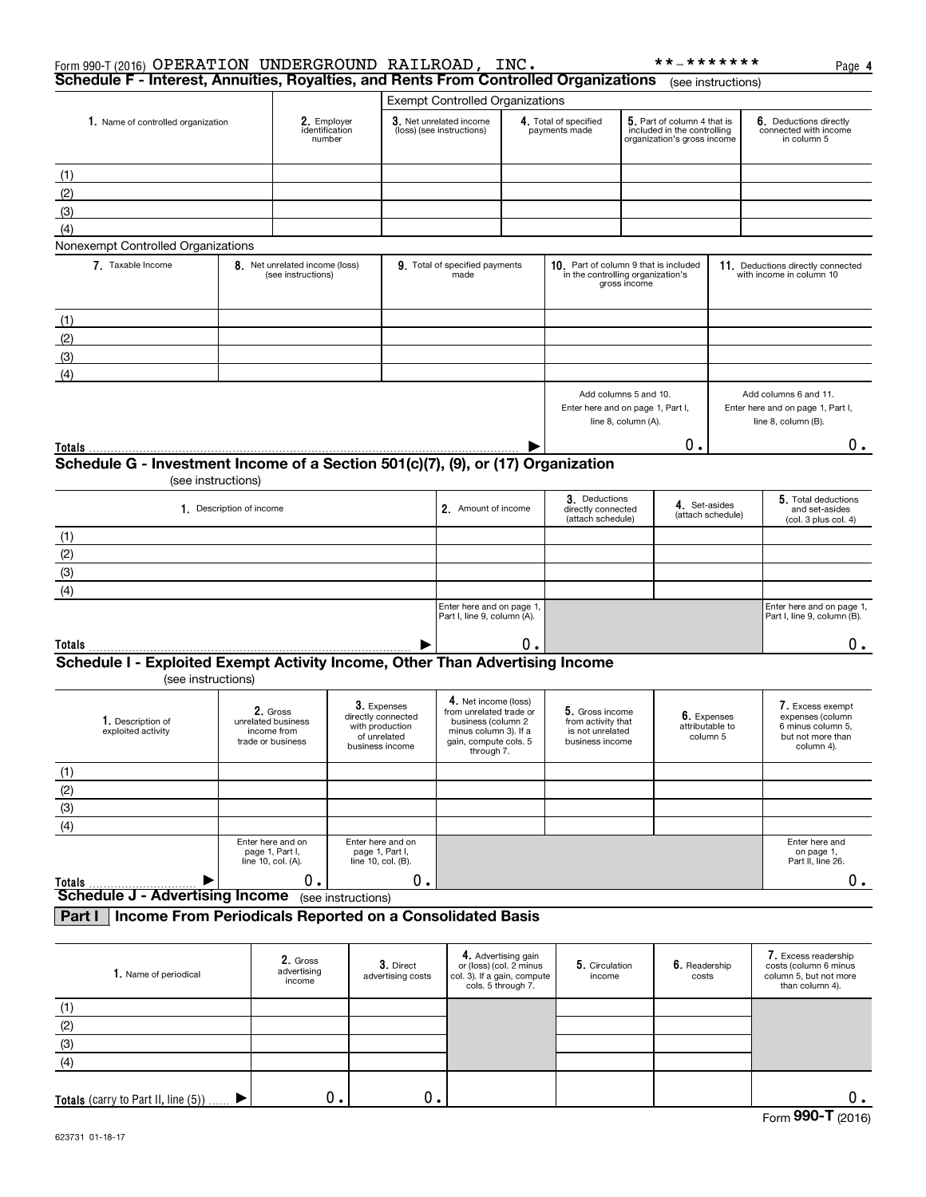Form 990-T (2016) OPERATION UNDERGROUND RAILROAD, INC. **-******* Page 4

## Schedule F - Interest, Annuities, Royalties, and Rents From Controlled Organizations (see instructions)

| | | Exempt Controlled Organizations | | | |
|---|---|---|---|---|---|
| 1. Name of controlled organization | 2. Employer identification number | 3. Net unrelated income (loss) (see instructions) | 4. Total of specified payments made | 5. Part of column 4 that is included in the controlling organization's gross income | 6. Deductions directly connected with income in column 5 |
| (1) | | | | | |
| (2) | | | | | |
| (3) | | | | | |
| (4) | | | | | |

Nonexempt Controlled Organizations

| 7. Taxable Income | 8. Net unrelated income (loss) (see instructions) | 9. Total of specified payments made | 10. Part of column 9 that is included in the controlling organization's gross income | 11. Deductions directly connected with income in column 10 |
|---|---|---|---|---|
| (1) | | | | |
| (2) | | | | |
| (3) | | | | |
| (4) | | | | |
| | | | Add columns 5 and 10. Enter here and on page 1, Part I, line 8, column (A). | Add columns 6 and 11. Enter here and on page 1, Part I, line 8, column (B). |
| **Totals** ▶ | | | 0. | 0. |

## Schedule G - Investment Income of a Section 501(c)(7), (9), or (17) Organization

(see instructions)

| 1. Description of income | 2. Amount of income | 3. Deductions directly connected (attach schedule) | 4. Set-asides (attach schedule) | 5. Total deductions and set-asides (col. 3 plus col. 4) |
|---|---|---|---|---|
| (1) | | | | |
| (2) | | | | |
| (3) | | | | |
| (4) | | | | |
| | Enter here and on page 1, Part I, line 9, column (A). | | | Enter here and on page 1, Part I, line 9, column (B). |
| **Totals** ▶ | 0. | | | 0. |

## Schedule I - Exploited Exempt Activity Income, Other Than Advertising Income

(see instructions)

| 1. Description of exploited activity | 2. Gross unrelated business income from trade or business | 3. Expenses directly connected with production of unrelated business income | 4. Net income (loss) from unrelated trade or business (column 2 minus column 3). If a gain, compute cols. 5 through 7. | 5. Gross income from activity that is not unrelated business income | 6. Expenses attributable to column 5 | 7. Excess exempt expenses (column 6 minus column 5, but not more than column 4). |
|---|---|---|---|---|---|---|
| (1) | | | | | | |
| (2) | | | | | | |
| (3) | | | | | | |
| (4) | | | | | | |
| | Enter here and on page 1, Part I, line 10, col. (A). | Enter here and on page 1, Part I, line 10, col. (B). | | | | Enter here and on page 1, Part II, line 26. |
| **Totals** ▶ | 0. | 0. | | | | 0. |

## Schedule J - Advertising Income (see instructions)

### Part I | Income From Periodicals Reported on a Consolidated Basis

| 1. Name of periodical | 2. Gross advertising income | 3. Direct advertising costs | 4. Advertising gain or (loss) (col. 2 minus col. 3). If a gain, compute cols. 5 through 7. | 5. Circulation income | 6. Readership costs | 7. Excess readership costs (column 6 minus column 5, but not more than column 4). |
|---|---|---|---|---|---|---|
| (1) | | | | | | |
| (2) | | | | | | |
| (3) | | | | | | |
| (4) | | | | | | |
| **Totals** (carry to Part II, line (5)) ▶ | 0. | 0. | | | | 0. |

Form **990-T** (2016)

623731 01-18-17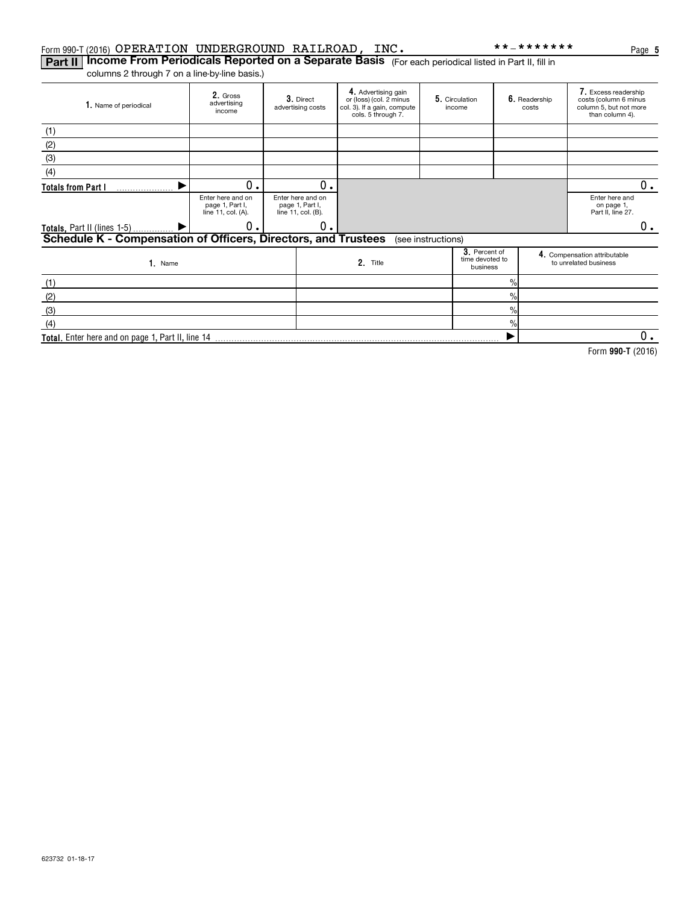Form 990-T (2016) OPERATION UNDERGROUND RAILROAD, INC. **-*******

## Part II Income From Periodicals Reported on a Separate Basis (For each periodical listed in Part II, fill in columns 2 through 7 on a line-by-line basis.)

| 1. Name of periodical | 2. Gross advertising income | 3. Direct advertising costs | 4. Advertising gain or (loss) (col. 2 minus col. 3). If a gain, compute cols. 5 through 7. | 5. Circulation income | 6. Readership costs | 7. Excess readership costs (column 6 minus column 5, but not more than column 4). |
|---|---|---|---|---|---|---|
| (1) | | | | | | |
| (2) | | | | | | |
| (3) | | | | | | |
| (4) | | | | | | |
| Totals from Part I ▶ | 0. | 0. | | | | 0. |
| | Enter here and on page 1, Part I, line 11, col. (A). | Enter here and on page 1, Part I, line 11, col. (B). | | | | Enter here and on page 1, Part II, line 27. |
| Totals, Part II (lines 1-5) ▶ | 0. | 0. | | | | 0. |

## Schedule K - Compensation of Officers, Directors, and Trustees (see instructions)

| 1. Name | 2. Title | 3. Percent of time devoted to business | 4. Compensation attributable to unrelated business |
|---|---|---|---|
| (1) | | % | |
| (2) | | % | |
| (3) | | % | |
| (4) | | % | |
| Total. Enter here and on page 1, Part II, line 14 | | ▶ | 0. |

Form 990-T (2016)

623732 01-18-17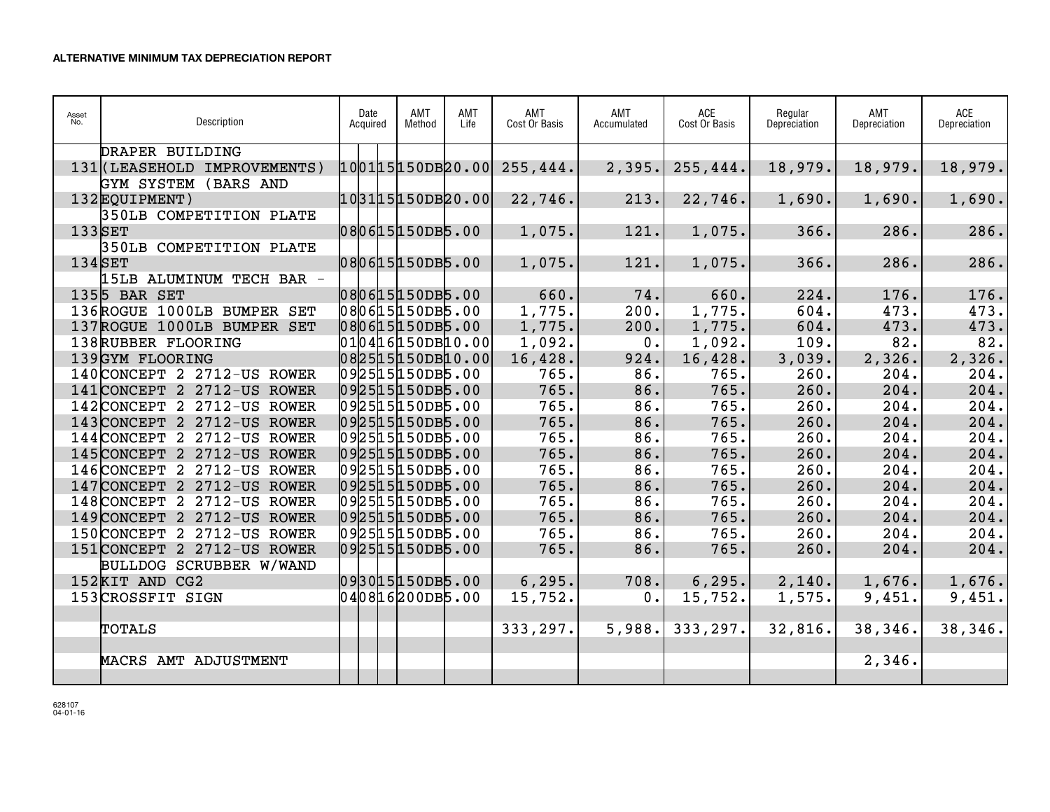# ALTERNATIVE MINIMUM TAX DEPRECIATION REPORT

| Asset No. | Description | Date Acquired | AMT Method | AMT Life | AMT Cost Or Basis | AMT Accumulated | ACE Cost Or Basis | Regular Depreciation | AMT Depreciation | ACE Depreciation |
|---|---|---|---|---|---|---|---|---|---|---|
| 131 | DRAPER BUILDING (LEASEHOLD IMPROVEMENTS) | 100115 | 150DB | 20.00 | 255,444. | 2,395. | 255,444. | 18,979. | 18,979. | 18,979. |
| 132 | GYM SYSTEM (BARS AND EQUIPMENT) | 103115 | 150DB | 20.00 | 22,746. | 213. | 22,746. | 1,690. | 1,690. | 1,690. |
| 133 | 350LB COMPETITION PLATE SET | 080615 | 150DB | 5.00 | 1,075. | 121. | 1,075. | 366. | 286. | 286. |
| 134 | 350LB COMPETITION PLATE SET | 080615 | 150DB | 5.00 | 1,075. | 121. | 1,075. | 366. | 286. | 286. |
| 135 | 15LB ALUMINUM TECH BAR - 5 BAR SET | 080615 | 150DB | 5.00 | 660. | 74. | 660. | 224. | 176. | 176. |
| 136 | ROGUE 1000LB BUMPER SET | 080615 | 150DB | 5.00 | 1,775. | 200. | 1,775. | 604. | 473. | 473. |
| 137 | ROGUE 1000LB BUMPER SET | 080615 | 150DB | 5.00 | 1,775. | 200. | 1,775. | 604. | 473. | 473. |
| 138 | RUBBER FLOORING | 010416 | 150DB | 10.00 | 1,092. | 0. | 1,092. | 109. | 82. | 82. |
| 139 | GYM FLOORING | 082515 | 150DB | 10.00 | 16,428. | 924. | 16,428. | 3,039. | 2,326. | 2,326. |
| 140 | CONCEPT 2 2712-US ROWER | 092515 | 150DB | 5.00 | 765. | 86. | 765. | 260. | 204. | 204. |
| 141 | CONCEPT 2 2712-US ROWER | 092515 | 150DB | 5.00 | 765. | 86. | 765. | 260. | 204. | 204. |
| 142 | CONCEPT 2 2712-US ROWER | 092515 | 150DB | 5.00 | 765. | 86. | 765. | 260. | 204. | 204. |
| 143 | CONCEPT 2 2712-US ROWER | 092515 | 150DB | 5.00 | 765. | 86. | 765. | 260. | 204. | 204. |
| 144 | CONCEPT 2 2712-US ROWER | 092515 | 150DB | 5.00 | 765. | 86. | 765. | 260. | 204. | 204. |
| 145 | CONCEPT 2 2712-US ROWER | 092515 | 150DB | 5.00 | 765. | 86. | 765. | 260. | 204. | 204. |
| 146 | CONCEPT 2 2712-US ROWER | 092515 | 150DB | 5.00 | 765. | 86. | 765. | 260. | 204. | 204. |
| 147 | CONCEPT 2 2712-US ROWER | 092515 | 150DB | 5.00 | 765. | 86. | 765. | 260. | 204. | 204. |
| 148 | CONCEPT 2 2712-US ROWER | 092515 | 150DB | 5.00 | 765. | 86. | 765. | 260. | 204. | 204. |
| 149 | CONCEPT 2 2712-US ROWER | 092515 | 150DB | 5.00 | 765. | 86. | 765. | 260. | 204. | 204. |
| 150 | CONCEPT 2 2712-US ROWER | 092515 | 150DB | 5.00 | 765. | 86. | 765. | 260. | 204. | 204. |
| 151 | CONCEPT 2 2712-US ROWER | 092515 | 150DB | 5.00 | 765. | 86. | 765. | 260. | 204. | 204. |
| 152 | BULLDOG SCRUBBER W/WAND KIT AND CG2 | 093015 | 150DB | 5.00 | 6,295. | 708. | 6,295. | 2,140. | 1,676. | 1,676. |
| 153 | CROSSFIT SIGN | 040816 | 200DB | 5.00 | 15,752. | 0. | 15,752. | 1,575. | 9,451. | 9,451. |
| | TOTALS | | | | 333,297. | 5,988. | 333,297. | 32,816. | 38,346. | 38,346. |
| | MACRS AMT ADJUSTMENT | | | | | | | | 2,346. | |

628107
04-01-16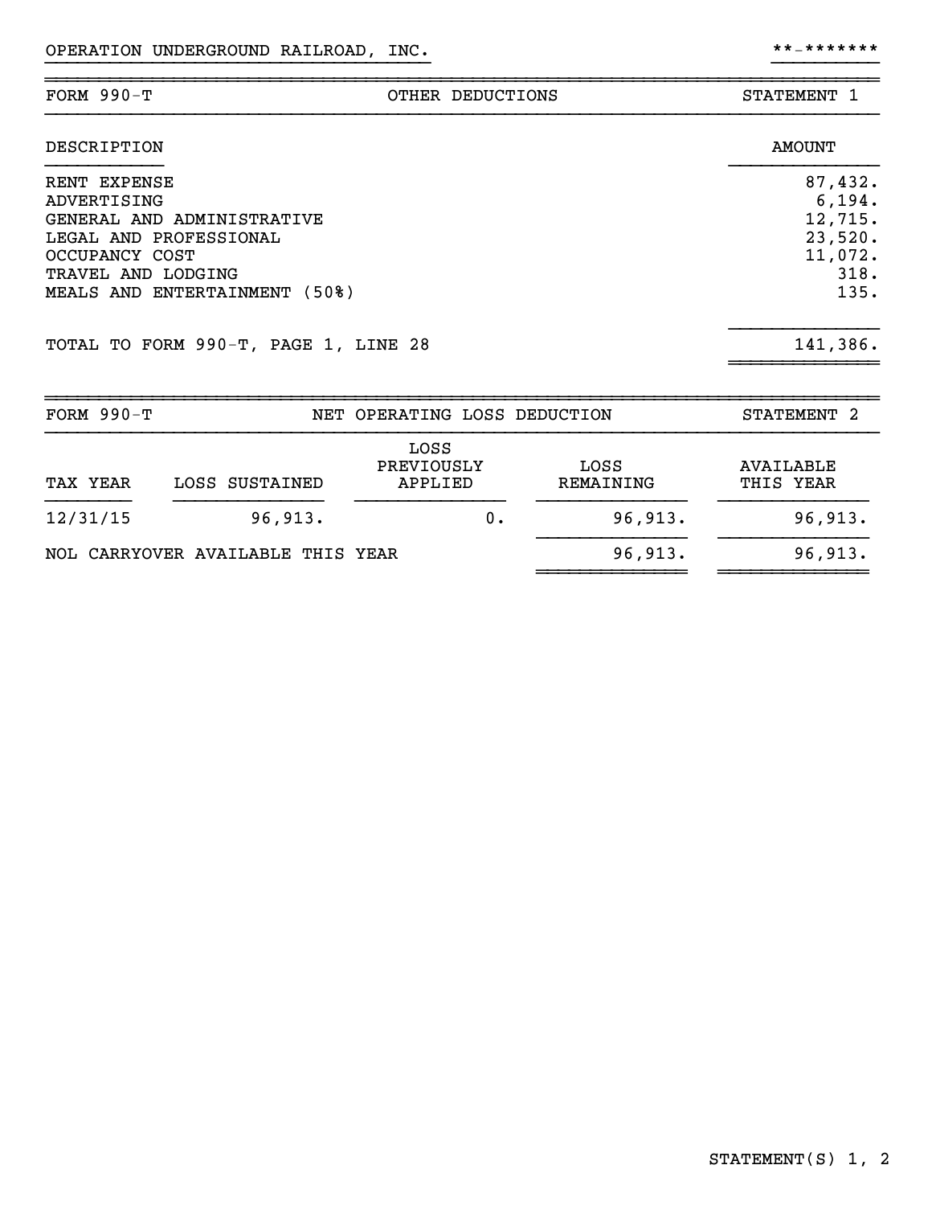OPERATION UNDERGROUND RAILROAD, INC. **-*******

| FORM 990-T | OTHER DEDUCTIONS | STATEMENT 1 |
|---|---|---|

| DESCRIPTION | AMOUNT |
|---|---|
| RENT EXPENSE | 87,432. |
| ADVERTISING | 6,194. |
| GENERAL AND ADMINISTRATIVE | 12,715. |
| LEGAL AND PROFESSIONAL | 23,520. |
| OCCUPANCY COST | 11,072. |
| TRAVEL AND LODGING | 318. |
| MEALS AND ENTERTAINMENT (50%) | 135. |
| TOTAL TO FORM 990-T, PAGE 1, LINE 28 | 141,386. |

| FORM 990-T | NET OPERATING LOSS DEDUCTION | STATEMENT 2 |
|---|---|---|

| TAX YEAR | LOSS SUSTAINED | LOSS PREVIOUSLY APPLIED | LOSS REMAINING | AVAILABLE THIS YEAR |
|---|---|---|---|---|
| 12/31/15 | 96,913. | 0. | 96,913. | 96,913. |
| NOL CARRYOVER AVAILABLE THIS YEAR | | | 96,913. | 96,913. |

STATEMENT(S) 1, 2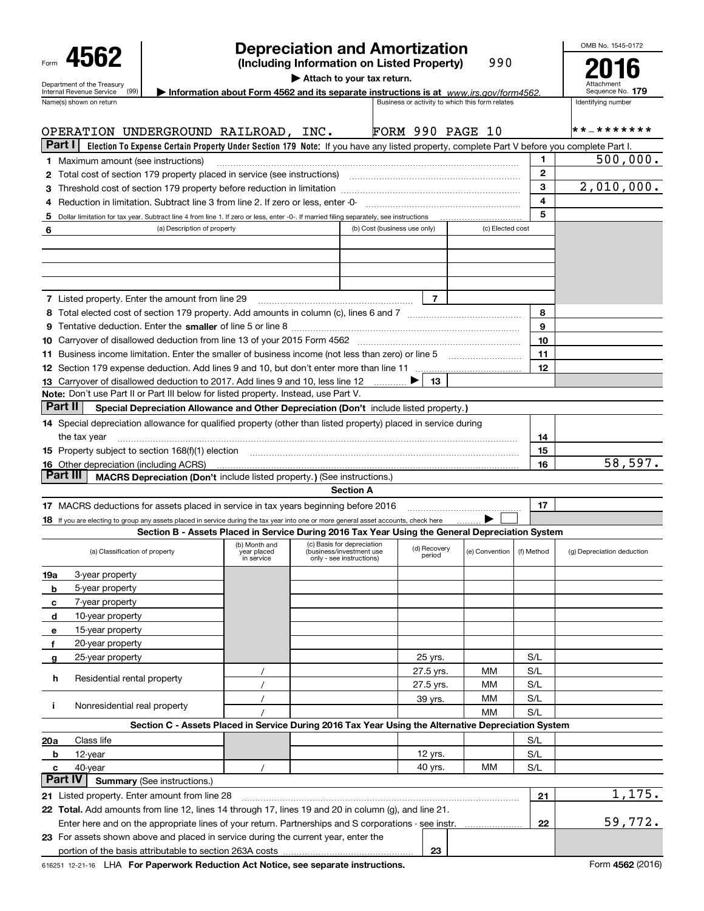Form **4562**

Department of the Treasury
Internal Revenue Service (99)

# Depreciation and Amortization

**(Including Information on Listed Property)** 990

▶ Attach to your tax return.

▶ Information about Form 4562 and its separate instructions is at *www.irs.gov/form4562*.

OMB No. 1545-0172

**2016**

Attachment Sequence No. **179**

| Name(s) shown on return | Business or activity to which this form relates | Identifying number |
|---|---|---|
| OPERATION UNDERGROUND RAILROAD, INC. | FORM 990 PAGE 10 | **-******* |

## Part I Election To Expense Certain Property Under Section 179

**Note:** If you have any listed property, complete Part V before you complete Part I.

| Line | Description | No. | Amount |
|---|---|---|---|
| 1 | Maximum amount (see instructions) | 1 | 500,000. |
| 2 | Total cost of section 179 property placed in service (see instructions) | 2 | |
| 3 | Threshold cost of section 179 property before reduction in limitation | 3 | 2,010,000. |
| 4 | Reduction in limitation. Subtract line 3 from line 2. If zero or less, enter -0- | 4 | |
| 5 | Dollar limitation for tax year. Subtract line 4 from line 1. If zero or less, enter -0-. If married filing separately, see instructions | 5 | |

| 6 (a) Description of property | (b) Cost (business use only) | (c) Elected cost |
|---|---|---|
| | | |
| | | |
| | | |
| | | |

| Line | Description | No. | Amount |
|---|---|---|---|
| 7 | Listed property. Enter the amount from line 29 | 7 | |
| 8 | Total elected cost of section 179 property. Add amounts in column (c), lines 6 and 7 | 8 | |
| 9 | Tentative deduction. Enter the **smaller** of line 5 or line 8 | 9 | |
| 10 | Carryover of disallowed deduction from line 13 of your 2015 Form 4562 | 10 | |
| 11 | Business income limitation. Enter the smaller of business income (not less than zero) or line 5 | 11 | |
| 12 | Section 179 expense deduction. Add lines 9 and 10, but don't enter more than line 11 | 12 | |
| 13 | Carryover of disallowed deduction to 2017. Add lines 9 and 10, less line 12 ▶ | 13 | |

**Note:** Don't use Part II or Part III below for listed property. Instead, use Part V.

## Part II Special Depreciation Allowance and Other Depreciation (Don't include listed property.)

| Line | Description | No. | Amount |
|---|---|---|---|
| 14 | Special depreciation allowance for qualified property (other than listed property) placed in service during the tax year | 14 | |
| 15 | Property subject to section 168(f)(1) election | 15 | |
| 16 | Other depreciation (including ACRS) | 16 | 58,597. |

## Part III MACRS Depreciation (Don't include listed property.) (See instructions.)

### Section A

| Line | Description | No. | Amount |
|---|---|---|---|
| 17 | MACRS deductions for assets placed in service in tax years beginning before 2016 | 17 | |
| 18 | If you are electing to group any assets placed in service during the tax year into one or more general asset accounts, check here ▶ ☐ | | |

### Section B - Assets Placed in Service During 2016 Tax Year Using the General Depreciation System

| (a) Classification of property | (b) Month and year placed in service | (c) Basis for depreciation (business/investment use only - see instructions) | (d) Recovery period | (e) Convention | (f) Method | (g) Depreciation deduction |
|---|---|---|---|---|---|---|
| 19a 3-year property | | | | | | |
| b 5-year property | | | | | | |
| c 7-year property | | | | | | |
| d 10-year property | | | | | | |
| e 15-year property | | | | | | |
| f 20-year property | | | | | | |
| g 25-year property | | | 25 yrs. | | S/L | |
| h Residential rental property | / | | 27.5 yrs. | MM | S/L | |
| | / | | 27.5 yrs. | MM | S/L | |
| i Nonresidential real property | / | | 39 yrs. | MM | S/L | |
| | / | | | MM | S/L | |

### Section C - Assets Placed in Service During 2016 Tax Year Using the Alternative Depreciation System

| (a) Classification of property | (b) Month and year placed in service | (c) Basis for depreciation | (d) Recovery period | (e) Convention | (f) Method | (g) Depreciation deduction |
|---|---|---|---|---|---|---|
| 20a Class life | | | | | S/L | |
| b 12-year | | | 12 yrs. | | S/L | |
| c 40-year | / | | 40 yrs. | MM | S/L | |

## Part IV Summary (See instructions.)

| Line | Description | No. | Amount |
|---|---|---|---|
| 21 | Listed property. Enter amount from line 28 | 21 | 1,175. |
| 22 | **Total.** Add amounts from line 12, lines 14 through 17, lines 19 and 20 in column (g), and line 21. Enter here and on the appropriate lines of your return. Partnerships and S corporations - see instr. | 22 | 59,772. |
| 23 | For assets shown above and placed in service during the current year, enter the portion of the basis attributable to section 263A costs | 23 | |

616251 12-21-16 LHA **For Paperwork Reduction Act Notice, see separate instructions.** Form **4562** (2016)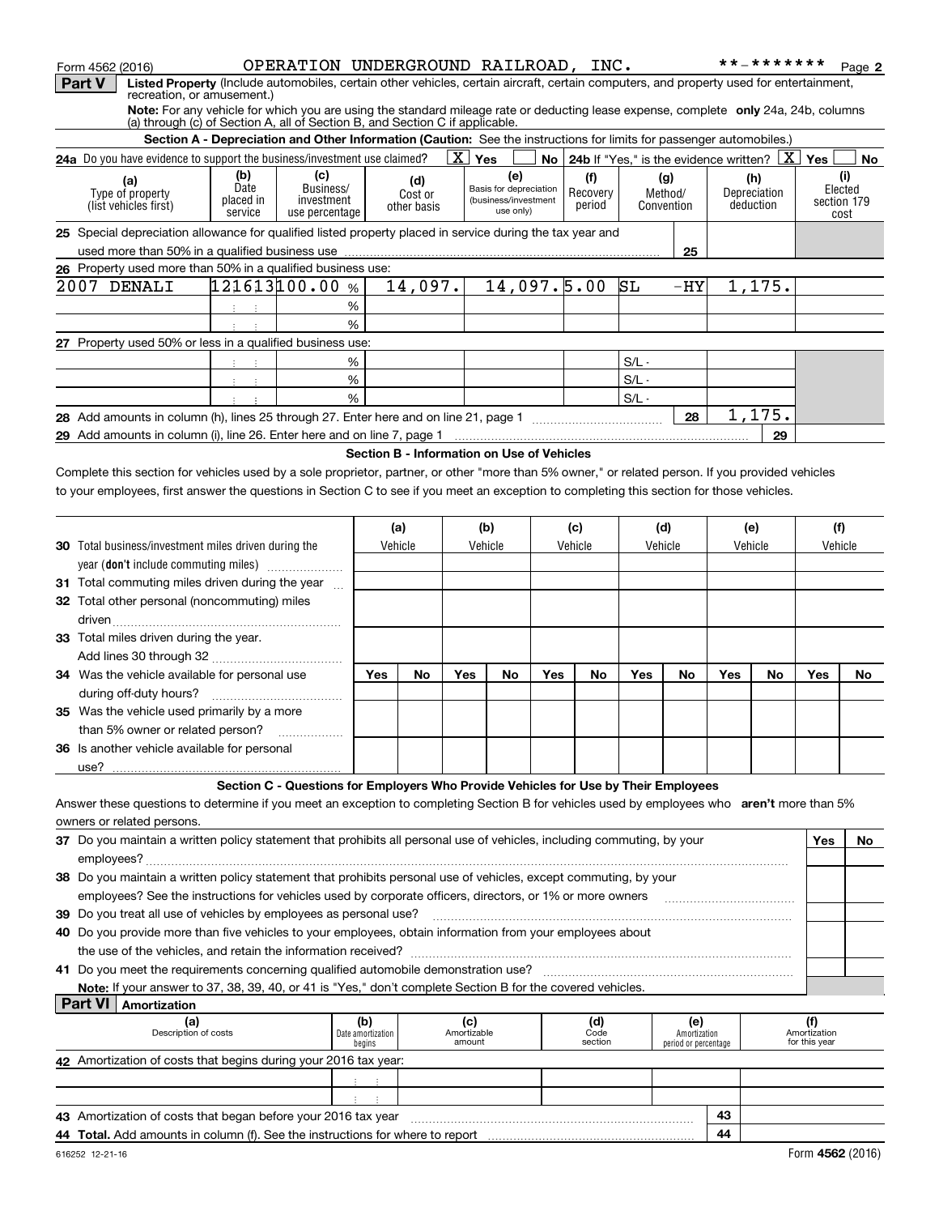Form 4562 (2016) OPERATION UNDERGROUND RAILROAD, INC. **-******* Page 2

**Part V** **Listed Property** (Include automobiles, certain other vehicles, certain aircraft, certain computers, and property used for entertainment, recreation, or amusement.)

**Note:** For any vehicle for which you are using the standard mileage rate or deducting lease expense, complete **only** 24a, 24b, columns (a) through (c) of Section A, all of Section B, and Section C if applicable.

### Section A - Depreciation and Other Information (Caution: See the instructions for limits for passenger automobiles.)

**24a** Do you have evidence to support the business/investment use claimed? [X] Yes [ ] No **24b** If "Yes," is the evidence written? [X] Yes [ ] No

| (a) Type of property (list vehicles first) | (b) Date placed in service | (c) Business/ investment use percentage | (d) Cost or other basis | (e) Basis for depreciation (business/investment use only) | (f) Recovery period | (g) Method/ Convention | (h) Depreciation deduction | (i) Elected section 179 cost |
|---|---|---|---|---|---|---|---|---|
| **25** Special depreciation allowance for qualified listed property placed in service during the tax year and used more than 50% in a qualified business use | | | | | | **25** | | |
| **26** Property used more than 50% in a qualified business use: | | | | | | | | |
| 2007 DENALI | 121613 | 100.00 % | 14,097. | 14,097. | 5.00 | SL -HY | 1,175. | |
| | | % | | | | | | |
| | | % | | | | | | |
| **27** Property used 50% or less in a qualified business use: | | | | | | | | |
| | | % | | | | S/L - | | |
| | | % | | | | S/L - | | |
| | | % | | | | S/L - | | |
| **28** Add amounts in column (h), lines 25 through 27. Enter here and on line 21, page 1 | | | | | | **28** | 1,175. | |
| **29** Add amounts in column (i), line 26. Enter here and on line 7, page 1 | | | | | | | **29** | |

### Section B - Information on Use of Vehicles

Complete this section for vehicles used by a sole proprietor, partner, or other "more than 5% owner," or related person. If you provided vehicles to your employees, first answer the questions in Section C to see if you meet an exception to completing this section for those vehicles.

| | (a) Vehicle | | (b) Vehicle | | (c) Vehicle | | (d) Vehicle | | (e) Vehicle | | (f) Vehicle | |
|---|---|---|---|---|---|---|---|---|---|---|---|---|
| **30** Total business/investment miles driven during the year (**don't** include commuting miles) | | | | | | | | | | | | |
| **31** Total commuting miles driven during the year | | | | | | | | | | | | |
| **32** Total other personal (noncommuting) miles driven | | | | | | | | | | | | |
| **33** Total miles driven during the year. Add lines 30 through 32 | | | | | | | | | | | | |
| | Yes | No | Yes | No | Yes | No | Yes | No | Yes | No | Yes | No |
| **34** Was the vehicle available for personal use during off-duty hours? | | | | | | | | | | | | |
| **35** Was the vehicle used primarily by a more than 5% owner or related person? | | | | | | | | | | | | |
| **36** Is another vehicle available for personal use? | | | | | | | | | | | | |

### Section C - Questions for Employers Who Provide Vehicles for Use by Their Employees

Answer these questions to determine if you meet an exception to completing Section B for vehicles used by employees who **aren't** more than 5% owners or related persons.

| | Yes | No |
|---|---|---|
| **37** Do you maintain a written policy statement that prohibits all personal use of vehicles, including commuting, by your employees? | | |
| **38** Do you maintain a written policy statement that prohibits personal use of vehicles, except commuting, by your employees? See the instructions for vehicles used by corporate officers, directors, or 1% or more owners | | |
| **39** Do you treat all use of vehicles by employees as personal use? | | |
| **40** Do you provide more than five vehicles to your employees, obtain information from your employees about the use of the vehicles, and retain the information received? | | |
| **41** Do you meet the requirements concerning qualified automobile demonstration use? | | |

**Note:** If your answer to 37, 38, 39, 40, or 41 is "Yes," don't complete Section B for the covered vehicles.

**Part VI** **Amortization**

| (a) Description of costs | (b) Date amortization begins | (c) Amortizable amount | (d) Code section | (e) Amortization period or percentage | (f) Amortization for this year |
|---|---|---|---|---|---|
| **42** Amortization of costs that begins during your 2016 tax year: | | | | | |
| | | | | | |
| | | | | | |
| **43** Amortization of costs that began before your 2016 tax year | | | | **43** | |
| **44** **Total.** Add amounts in column (f). See the instructions for where to report | | | | **44** | |

616252 12-21-16 Form **4562** (2016)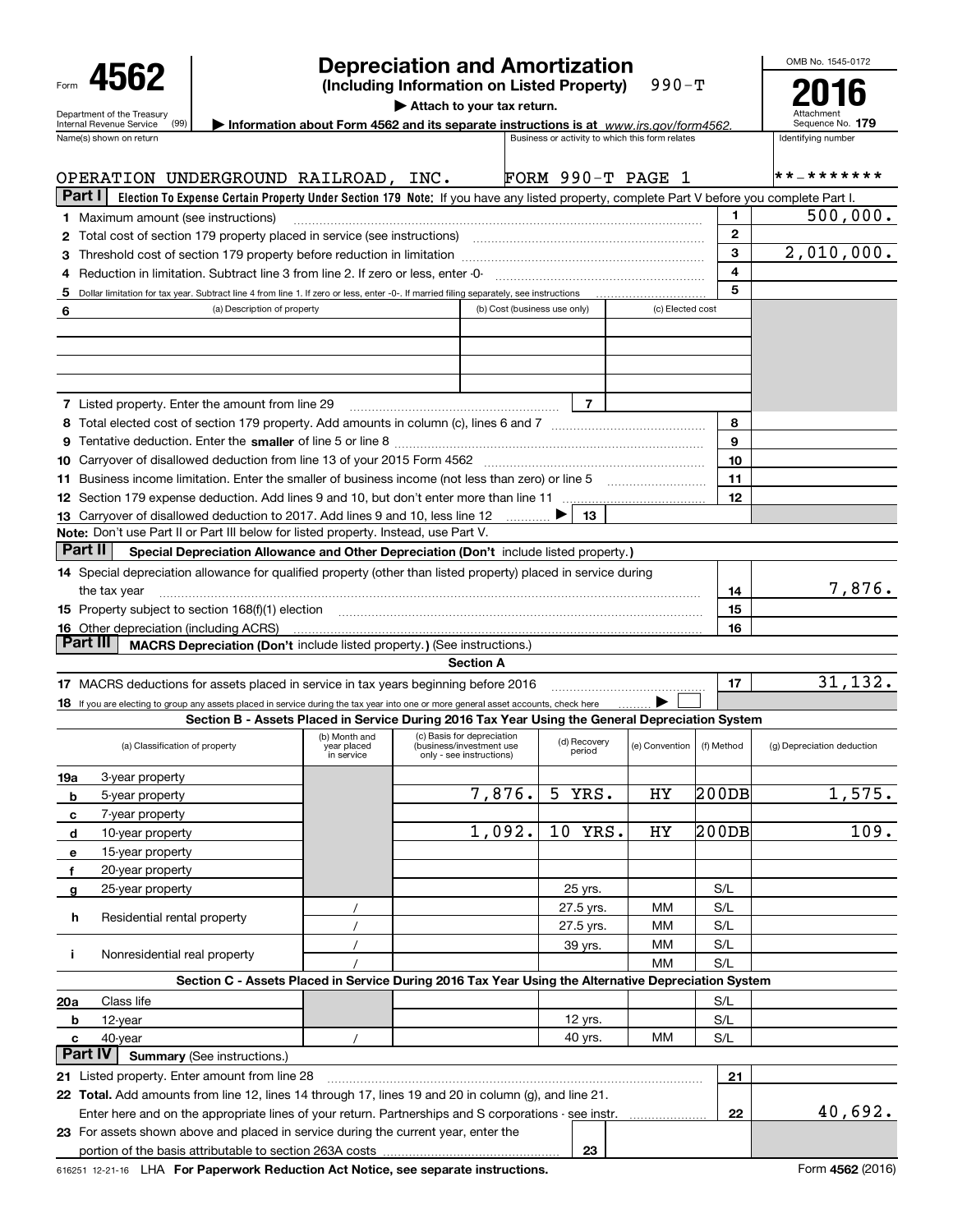# Form 4562 Depreciation and Amortization

**(Including Information on Listed Property)** 990-T

▶ Attach to your tax return.

▶ Information about Form 4562 and its separate instructions is at *www.irs.gov/form4562.*

Department of the Treasury
Internal Revenue Service (99)

OMB No. 1545-0172

**2016**

Attachment Sequence No. **179**

| Name(s) shown on return | Business or activity to which this form relates | Identifying number |
|---|---|---|
| OPERATION UNDERGROUND RAILROAD, INC. | FORM 990-T PAGE 1 | **-******* |

## Part I Election To Expense Certain Property Under Section 179 Note: If you have any listed property, complete Part V before you complete Part I.

| | | | |
|---|---|---|---|
| 1 | Maximum amount (see instructions) | 1 | 500,000. |
| 2 | Total cost of section 179 property placed in service (see instructions) | 2 | |
| 3 | Threshold cost of section 179 property before reduction in limitation | 3 | 2,010,000. |
| 4 | Reduction in limitation. Subtract line 3 from line 2. If zero or less, enter -0- | 4 | |
| 5 | Dollar limitation for tax year. Subtract line 4 from line 1. If zero or less, enter -0-. If married filing separately, see instructions | 5 | |

| 6 | (a) Description of property | (b) Cost (business use only) | (c) Elected cost |
|---|---|---|---|
| | | | |
| | | | |
| | | | |
| | | | |

| | | | |
|---|---|---|---|
| 7 | Listed property. Enter the amount from line 29 | 7 | |
| 8 | Total elected cost of section 179 property. Add amounts in column (c), lines 6 and 7 | 8 | |
| 9 | Tentative deduction. Enter the **smaller** of line 5 or line 8 | 9 | |
| 10 | Carryover of disallowed deduction from line 13 of your 2015 Form 4562 | 10 | |
| 11 | Business income limitation. Enter the smaller of business income (not less than zero) or line 5 | 11 | |
| 12 | Section 179 expense deduction. Add lines 9 and 10, but don't enter more than line 11 | 12 | |
| 13 | Carryover of disallowed deduction to 2017. Add lines 9 and 10, less line 12 ▶ | 13 | |

**Note:** Don't use Part II or Part III below for listed property. Instead, use Part V.

## Part II Special Depreciation Allowance and Other Depreciation (Don't include listed property.)

| | | | |
|---|---|---|---|
| 14 | Special depreciation allowance for qualified property (other than listed property) placed in service during the tax year | 14 | 7,876. |
| 15 | Property subject to section 168(f)(1) election | 15 | |
| 16 | Other depreciation (including ACRS) | 16 | |

## Part III MACRS Depreciation (Don't include listed property.) (See instructions.)

**Section A**

| | | | |
|---|---|---|---|
| 17 | MACRS deductions for assets placed in service in tax years beginning before 2016 | 17 | 31,132. |
| 18 | If you are electing to group any assets placed in service during the tax year into one or more general asset accounts, check here ▶ ☐ | | |

**Section B - Assets Placed in Service During 2016 Tax Year Using the General Depreciation System**

| | (a) Classification of property | (b) Month and year placed in service | (c) Basis for depreciation (business/investment use only - see instructions) | (d) Recovery period | (e) Convention | (f) Method | (g) Depreciation deduction |
|---|---|---|---|---|---|---|---|
| 19a | 3-year property | | | | | | |
| b | 5-year property | | 7,876. | 5 YRS. | HY | 200DB | 1,575. |
| c | 7-year property | | | | | | |
| d | 10-year property | | 1,092. | 10 YRS. | HY | 200DB | 109. |
| e | 15-year property | | | | | | |
| f | 20-year property | | | | | | |
| g | 25-year property | | | 25 yrs. | | S/L | |
| h | Residential rental property | / | | 27.5 yrs. | MM | S/L | |
| | | / | | 27.5 yrs. | MM | S/L | |
| i | Nonresidential real property | / | | 39 yrs. | MM | S/L | |
| | | / | | | MM | S/L | |

**Section C - Assets Placed in Service During 2016 Tax Year Using the Alternative Depreciation System**

| | | | | | | | |
|---|---|---|---|---|---|---|---|
| 20a | Class life | | | | | S/L | |
| b | 12-year | | | 12 yrs. | | S/L | |
| c | 40-year | / | | 40 yrs. | MM | S/L | |

## Part IV Summary (See instructions.)

| | | | |
|---|---|---|---|
| 21 | Listed property. Enter amount from line 28 | 21 | |
| 22 | **Total.** Add amounts from line 12, lines 14 through 17, lines 19 and 20 in column (g), and line 21. Enter here and on the appropriate lines of your return. Partnerships and S corporations - see instr. | 22 | 40,692. |
| 23 | For assets shown above and placed in service during the current year, enter the portion of the basis attributable to section 263A costs | 23 | |

616251 12-21-16 LHA **For Paperwork Reduction Act Notice, see separate instructions.** Form **4562** (2016)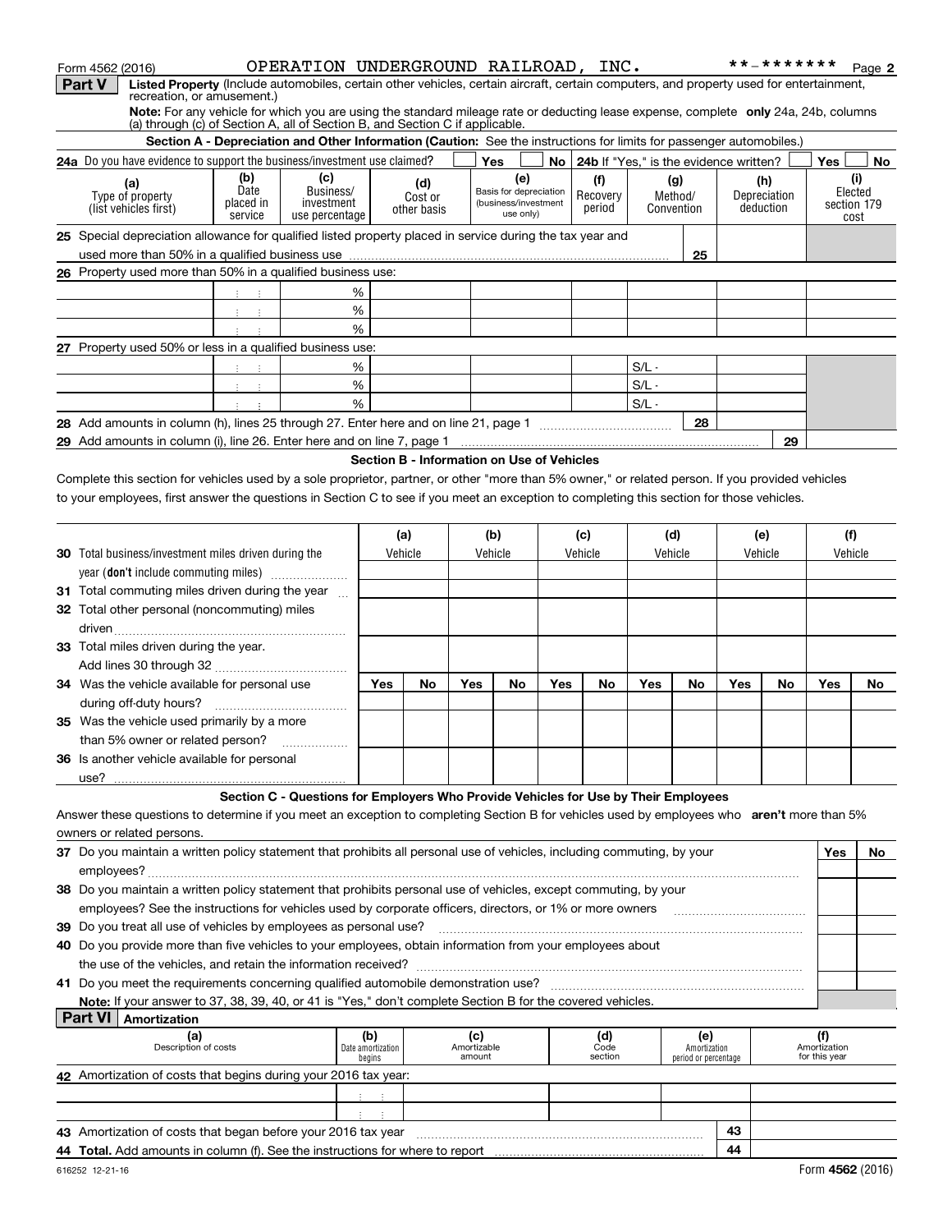Form 4562 (2016) OPERATION UNDERGROUND RAILROAD, INC. **-******* Page 2

**Part V** **Listed Property** (Include automobiles, certain other vehicles, certain aircraft, certain computers, and property used for entertainment, recreation, or amusement.)

**Note:** For any vehicle for which you are using the standard mileage rate or deducting lease expense, complete **only** 24a, 24b, columns (a) through (c) of Section A, all of Section B, and Section C if applicable.

**Section A - Depreciation and Other Information (Caution:** See the instructions for limits for passenger automobiles.)

**24a** Do you have evidence to support the business/investment use claimed? Yes No **24b** If "Yes," is the evidence written? Yes No

| (a) Type of property (list vehicles first) | (b) Date placed in service | (c) Business/ investment use percentage | (d) Cost or other basis | (e) Basis for depreciation (business/investment use only) | (f) Recovery period | (g) Method/ Convention | (h) Depreciation deduction | (i) Elected section 179 cost |
|---|---|---|---|---|---|---|---|---|
| **25** Special depreciation allowance for qualified listed property placed in service during the tax year and used more than 50% in a qualified business use | | | | | | 25 | | |
| **26** Property used more than 50% in a qualified business use: | | | | | | | | |
| | | % | | | | | | |
| | | % | | | | | | |
| | | % | | | | | | |
| **27** Property used 50% or less in a qualified business use: | | | | | | | | |
| | | % | | | | S/L - | | |
| | | % | | | | S/L - | | |
| | | % | | | | S/L - | | |
| **28** Add amounts in column (h), lines 25 through 27. Enter here and on line 21, page 1 | | | | | | 28 | | |
| **29** Add amounts in column (i), line 26. Enter here and on line 7, page 1 | | | | | | | 29 | |

**Section B - Information on Use of Vehicles**

Complete this section for vehicles used by a sole proprietor, partner, or other "more than 5% owner," or related person. If you provided vehicles to your employees, first answer the questions in Section C to see if you meet an exception to completing this section for those vehicles.

| | (a) Vehicle | | (b) Vehicle | | (c) Vehicle | | (d) Vehicle | | (e) Vehicle | | (f) Vehicle | |
|---|---|---|---|---|---|---|---|---|---|---|---|---|
| **30** Total business/investment miles driven during the year (**don't** include commuting miles) | | | | | | | | | | | | |
| **31** Total commuting miles driven during the year | | | | | | | | | | | | |
| **32** Total other personal (noncommuting) miles driven | | | | | | | | | | | | |
| **33** Total miles driven during the year. Add lines 30 through 32 | | | | | | | | | | | | |
| | Yes | No | Yes | No | Yes | No | Yes | No | Yes | No | Yes | No |
| **34** Was the vehicle available for personal use during off-duty hours? | | | | | | | | | | | | |
| **35** Was the vehicle used primarily by a more than 5% owner or related person? | | | | | | | | | | | | |
| **36** Is another vehicle available for personal use? | | | | | | | | | | | | |

**Section C - Questions for Employers Who Provide Vehicles for Use by Their Employees**

Answer these questions to determine if you meet an exception to completing Section B for vehicles used by employees who **aren't** more than 5% owners or related persons.

| | Yes | No |
|---|---|---|
| **37** Do you maintain a written policy statement that prohibits all personal use of vehicles, including commuting, by your employees? | | |
| **38** Do you maintain a written policy statement that prohibits personal use of vehicles, except commuting, by your employees? See the instructions for vehicles used by corporate officers, directors, or 1% or more owners | | |
| **39** Do you treat all use of vehicles by employees as personal use? | | |
| **40** Do you provide more than five vehicles to your employees, obtain information from your employees about the use of the vehicles, and retain the information received? | | |
| **41** Do you meet the requirements concerning qualified automobile demonstration use? | | |

**Note:** If your answer to 37, 38, 39, 40, or 41 is "Yes," don't complete Section B for the covered vehicles.

**Part VI** **Amortization**

| (a) Description of costs | (b) Date amortization begins | (c) Amortizable amount | (d) Code section | (e) Amortization period or percentage | (f) Amortization for this year |
|---|---|---|---|---|---|
| **42** Amortization of costs that begins during your 2016 tax year: | | | | | |
| | | | | | |
| | | | | | |
| **43** Amortization of costs that began before your 2016 tax year | | | | 43 | |
| **44 Total.** Add amounts in column (f). See the instructions for where to report | | | | 44 | |

616252 12-21-16 Form **4562** (2016)